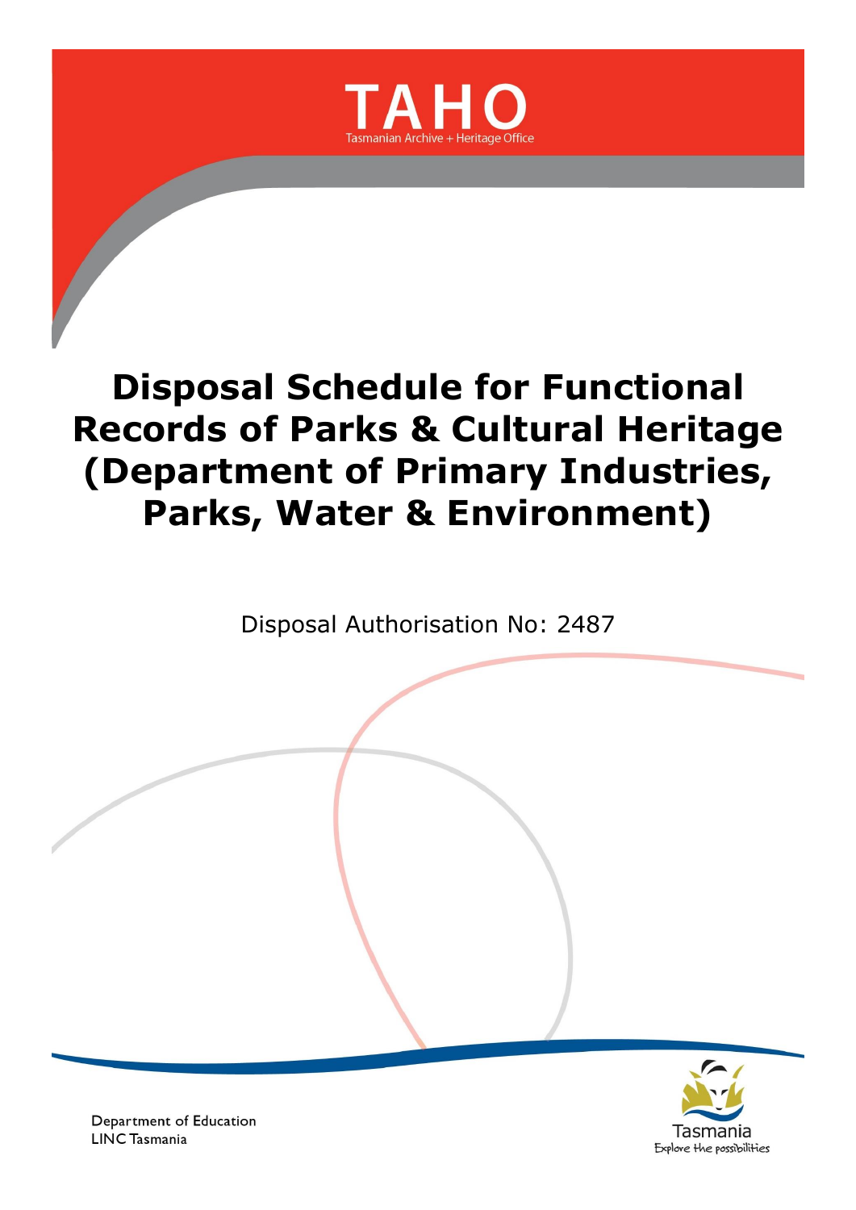TAHO

Tasmanian Archive + Heritage Office

# Disposal Schedule for Functional Records of Parks & Cultural Heritage (Department of Primary Industries, Parks, Water & Environment)

Disposal Authorisation No: 2487

Department of Education
LINC Tasmania

Tasmania
Explore the possibilities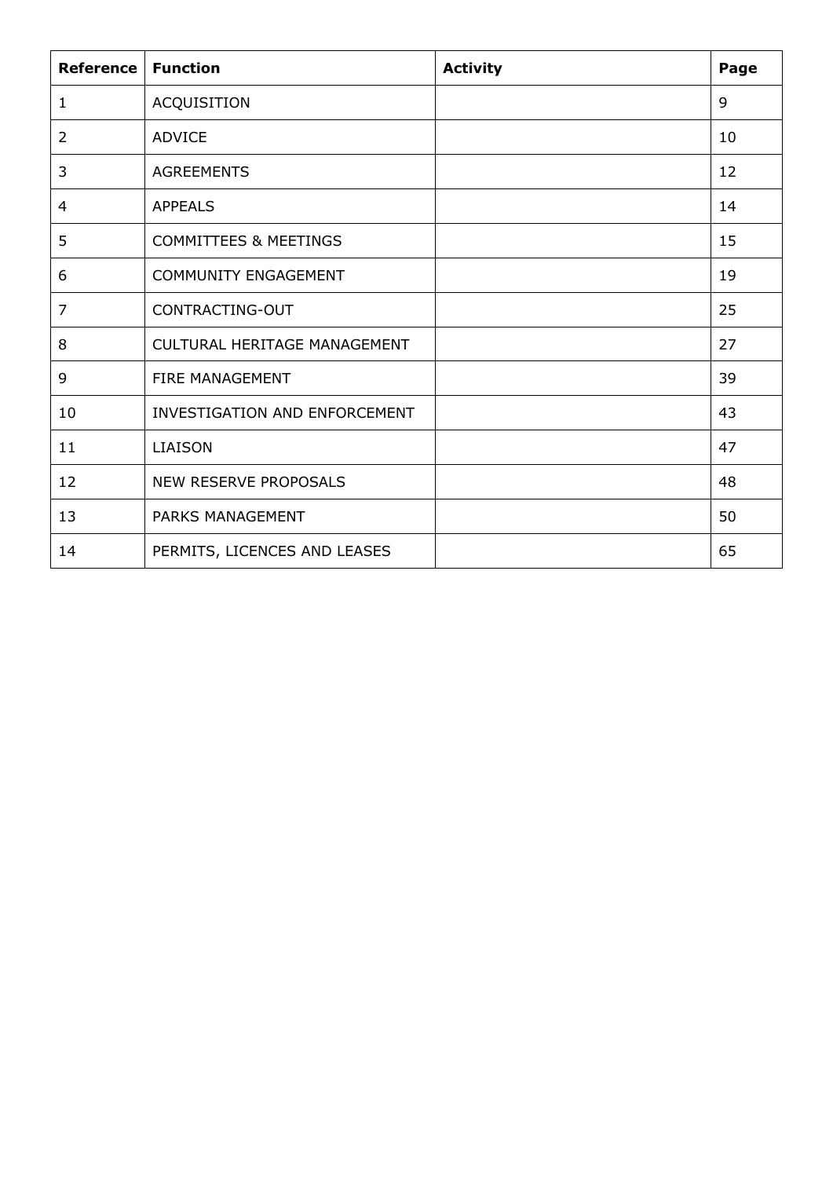| **Reference** | **Function** | **Activity** | **Page** |
|---|---|---|---|
| 1 | ACQUISITION | | 9 |
| 2 | ADVICE | | 10 |
| 3 | AGREEMENTS | | 12 |
| 4 | APPEALS | | 14 |
| 5 | COMMITTEES & MEETINGS | | 15 |
| 6 | COMMUNITY ENGAGEMENT | | 19 |
| 7 | CONTRACTING-OUT | | 25 |
| 8 | CULTURAL HERITAGE MANAGEMENT | | 27 |
| 9 | FIRE MANAGEMENT | | 39 |
| 10 | INVESTIGATION AND ENFORCEMENT | | 43 |
| 11 | LIAISON | | 47 |
| 12 | NEW RESERVE PROPOSALS | | 48 |
| 13 | PARKS MANAGEMENT | | 50 |
| 14 | PERMITS, LICENCES AND LEASES | | 65 |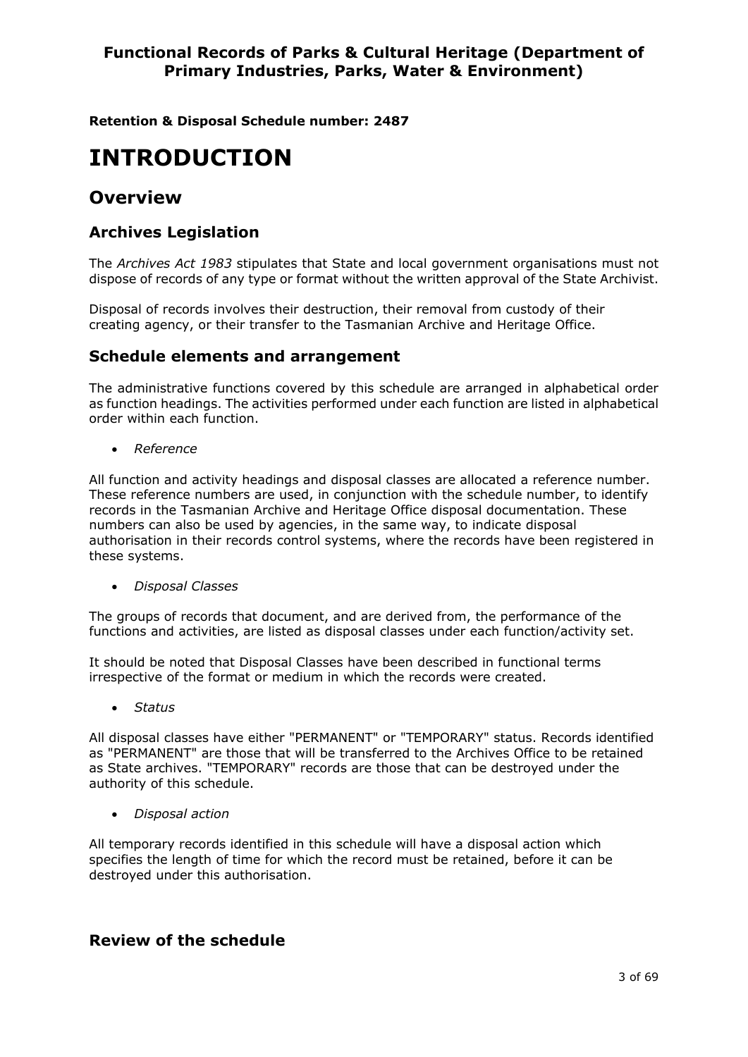**Retention & Disposal Schedule number: 2487**

# INTRODUCTION

## Overview

### Archives Legislation

The *Archives Act 1983* stipulates that State and local government organisations must not dispose of records of any type or format without the written approval of the State Archivist.

Disposal of records involves their destruction, their removal from custody of their creating agency, or their transfer to the Tasmanian Archive and Heritage Office.

### Schedule elements and arrangement

The administrative functions covered by this schedule are arranged in alphabetical order as function headings. The activities performed under each function are listed in alphabetical order within each function.

- *Reference*

All function and activity headings and disposal classes are allocated a reference number. These reference numbers are used, in conjunction with the schedule number, to identify records in the Tasmanian Archive and Heritage Office disposal documentation. These numbers can also be used by agencies, in the same way, to indicate disposal authorisation in their records control systems, where the records have been registered in these systems.

- *Disposal Classes*

The groups of records that document, and are derived from, the performance of the functions and activities, are listed as disposal classes under each function/activity set.

It should be noted that Disposal Classes have been described in functional terms irrespective of the format or medium in which the records were created.

- *Status*

All disposal classes have either "PERMANENT" or "TEMPORARY" status. Records identified as "PERMANENT" are those that will be transferred to the Archives Office to be retained as State archives. "TEMPORARY" records are those that can be destroyed under the authority of this schedule.

- *Disposal action*

All temporary records identified in this schedule will have a disposal action which specifies the length of time for which the record must be retained, before it can be destroyed under this authorisation.

### Review of the schedule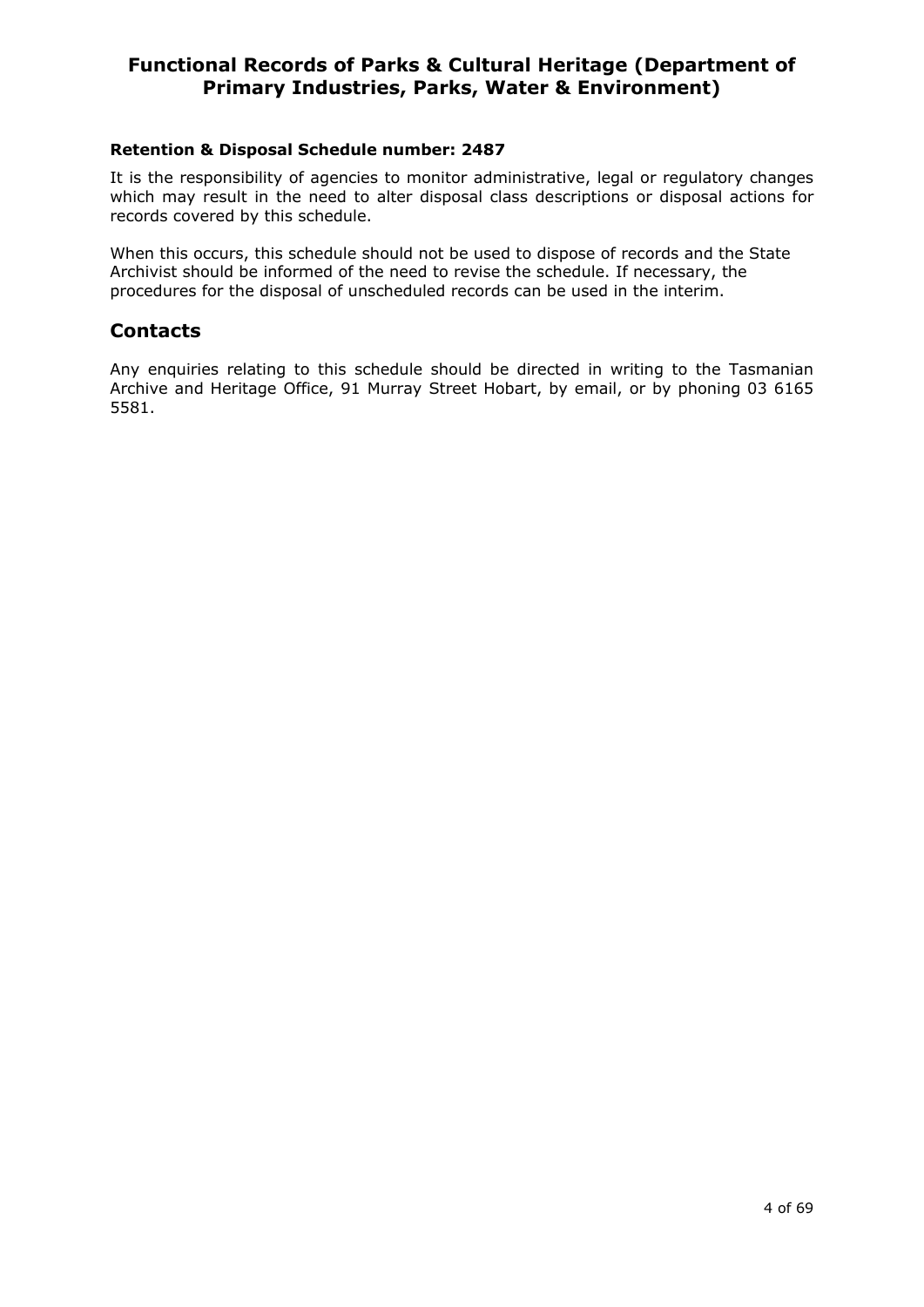**Retention & Disposal Schedule number: 2487**

It is the responsibility of agencies to monitor administrative, legal or regulatory changes which may result in the need to alter disposal class descriptions or disposal actions for records covered by this schedule.

When this occurs, this schedule should not be used to dispose of records and the State Archivist should be informed of the need to revise the schedule. If necessary, the procedures for the disposal of unscheduled records can be used in the interim.

## Contacts

Any enquiries relating to this schedule should be directed in writing to the Tasmanian Archive and Heritage Office, 91 Murray Street Hobart, by email, or by phoning 03 6165 5581.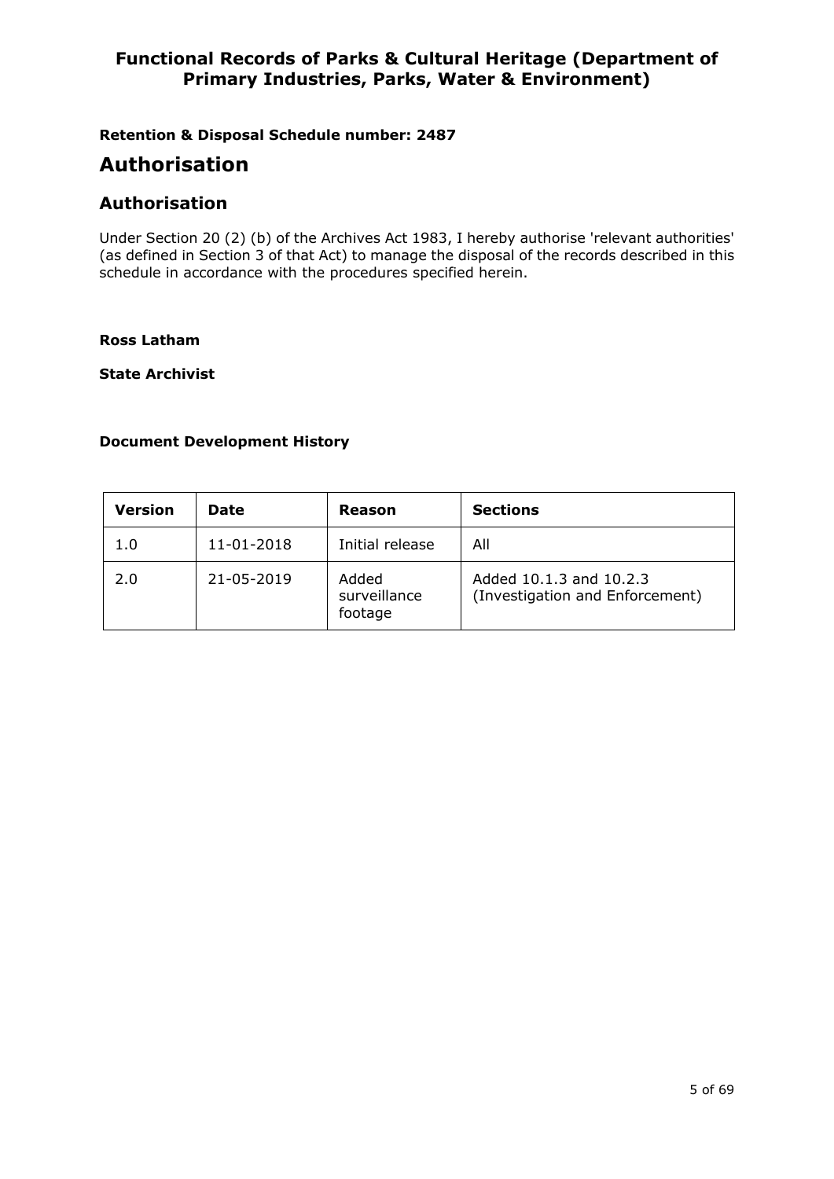# Functional Records of Parks & Cultural Heritage (Department of Primary Industries, Parks, Water & Environment)

**Retention & Disposal Schedule number: 2487**

# Authorisation

## Authorisation

Under Section 20 (2) (b) of the Archives Act 1983, I hereby authorise 'relevant authorities' (as defined in Section 3 of that Act) to manage the disposal of the records described in this schedule in accordance with the procedures specified herein.

**Ross Latham**

**State Archivist**

**Document Development History**

| Version | Date | Reason | Sections |
|---|---|---|---|
| 1.0 | 11-01-2018 | Initial release | All |
| 2.0 | 21-05-2019 | Added surveillance footage | Added 10.1.3 and 10.2.3 (Investigation and Enforcement) |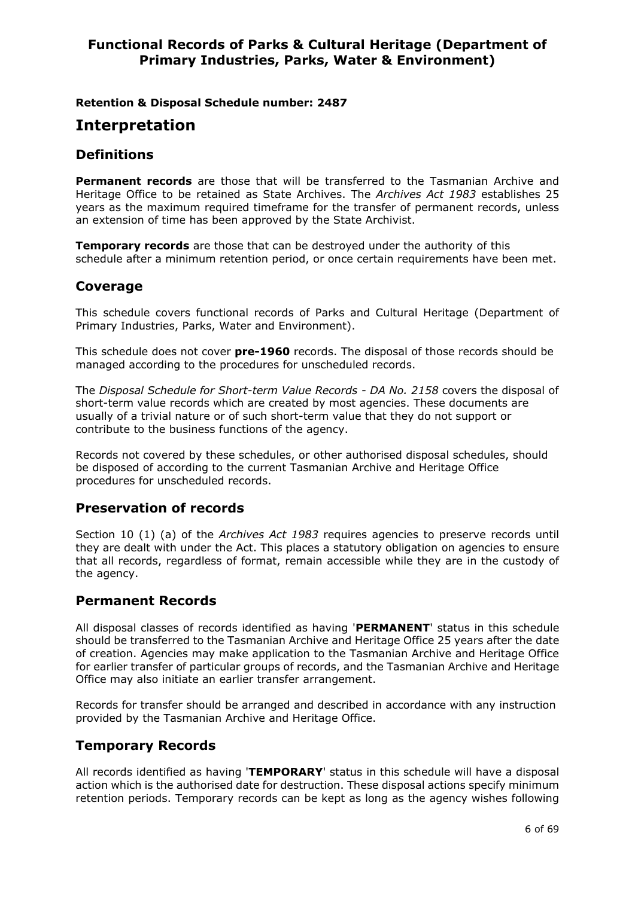**Retention & Disposal Schedule number: 2487**

# Interpretation

## Definitions

**Permanent records** are those that will be transferred to the Tasmanian Archive and Heritage Office to be retained as State Archives. The *Archives Act 1983* establishes 25 years as the maximum required timeframe for the transfer of permanent records, unless an extension of time has been approved by the State Archivist.

**Temporary records** are those that can be destroyed under the authority of this schedule after a minimum retention period, or once certain requirements have been met.

## Coverage

This schedule covers functional records of Parks and Cultural Heritage (Department of Primary Industries, Parks, Water and Environment).

This schedule does not cover **pre-1960** records. The disposal of those records should be managed according to the procedures for unscheduled records.

The *Disposal Schedule for Short-term Value Records - DA No. 2158* covers the disposal of short-term value records which are created by most agencies. These documents are usually of a trivial nature or of such short-term value that they do not support or contribute to the business functions of the agency.

Records not covered by these schedules, or other authorised disposal schedules, should be disposed of according to the current Tasmanian Archive and Heritage Office procedures for unscheduled records.

## Preservation of records

Section 10 (1) (a) of the *Archives Act 1983* requires agencies to preserve records until they are dealt with under the Act. This places a statutory obligation on agencies to ensure that all records, regardless of format, remain accessible while they are in the custody of the agency.

## Permanent Records

All disposal classes of records identified as having '**PERMANENT**' status in this schedule should be transferred to the Tasmanian Archive and Heritage Office 25 years after the date of creation. Agencies may make application to the Tasmanian Archive and Heritage Office for earlier transfer of particular groups of records, and the Tasmanian Archive and Heritage Office may also initiate an earlier transfer arrangement.

Records for transfer should be arranged and described in accordance with any instruction provided by the Tasmanian Archive and Heritage Office.

## Temporary Records

All records identified as having '**TEMPORARY**' status in this schedule will have a disposal action which is the authorised date for destruction. These disposal actions specify minimum retention periods. Temporary records can be kept as long as the agency wishes following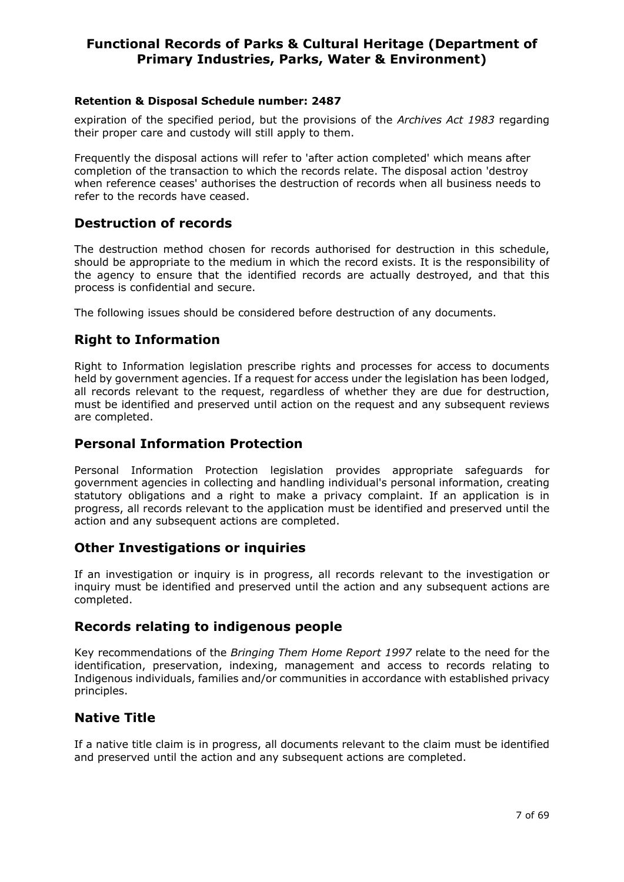expiration of the specified period, but the provisions of the *Archives Act 1983* regarding their proper care and custody will still apply to them.

Frequently the disposal actions will refer to 'after action completed' which means after completion of the transaction to which the records relate. The disposal action 'destroy when reference ceases' authorises the destruction of records when all business needs to refer to the records have ceased.

## Destruction of records

The destruction method chosen for records authorised for destruction in this schedule, should be appropriate to the medium in which the record exists. It is the responsibility of the agency to ensure that the identified records are actually destroyed, and that this process is confidential and secure.

The following issues should be considered before destruction of any documents.

## Right to Information

Right to Information legislation prescribe rights and processes for access to documents held by government agencies. If a request for access under the legislation has been lodged, all records relevant to the request, regardless of whether they are due for destruction, must be identified and preserved until action on the request and any subsequent reviews are completed.

## Personal Information Protection

Personal Information Protection legislation provides appropriate safeguards for government agencies in collecting and handling individual's personal information, creating statutory obligations and a right to make a privacy complaint. If an application is in progress, all records relevant to the application must be identified and preserved until the action and any subsequent actions are completed.

## Other Investigations or inquiries

If an investigation or inquiry is in progress, all records relevant to the investigation or inquiry must be identified and preserved until the action and any subsequent actions are completed.

## Records relating to indigenous people

Key recommendations of the *Bringing Them Home Report 1997* relate to the need for the identification, preservation, indexing, management and access to records relating to Indigenous individuals, families and/or communities in accordance with established privacy principles.

## Native Title

If a native title claim is in progress, all documents relevant to the claim must be identified and preserved until the action and any subsequent actions are completed.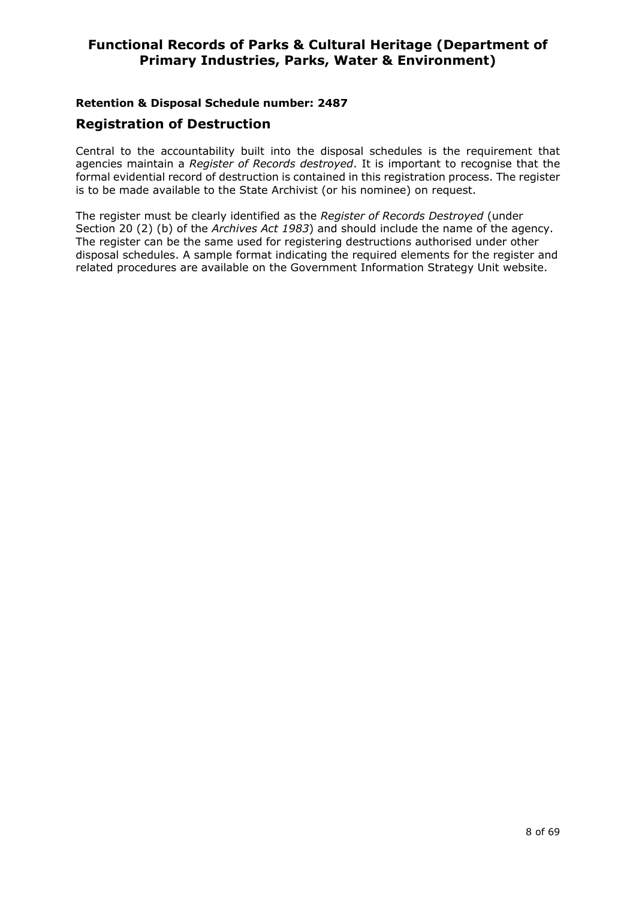**Retention & Disposal Schedule number: 2487**

## Registration of Destruction

Central to the accountability built into the disposal schedules is the requirement that agencies maintain a *Register of Records destroyed*. It is important to recognise that the formal evidential record of destruction is contained in this registration process. The register is to be made available to the State Archivist (or his nominee) on request.

The register must be clearly identified as the *Register of Records Destroyed* (under Section 20 (2) (b) of the *Archives Act 1983*) and should include the name of the agency. The register can be the same used for registering destructions authorised under other disposal schedules. A sample format indicating the required elements for the register and related procedures are available on the Government Information Strategy Unit website.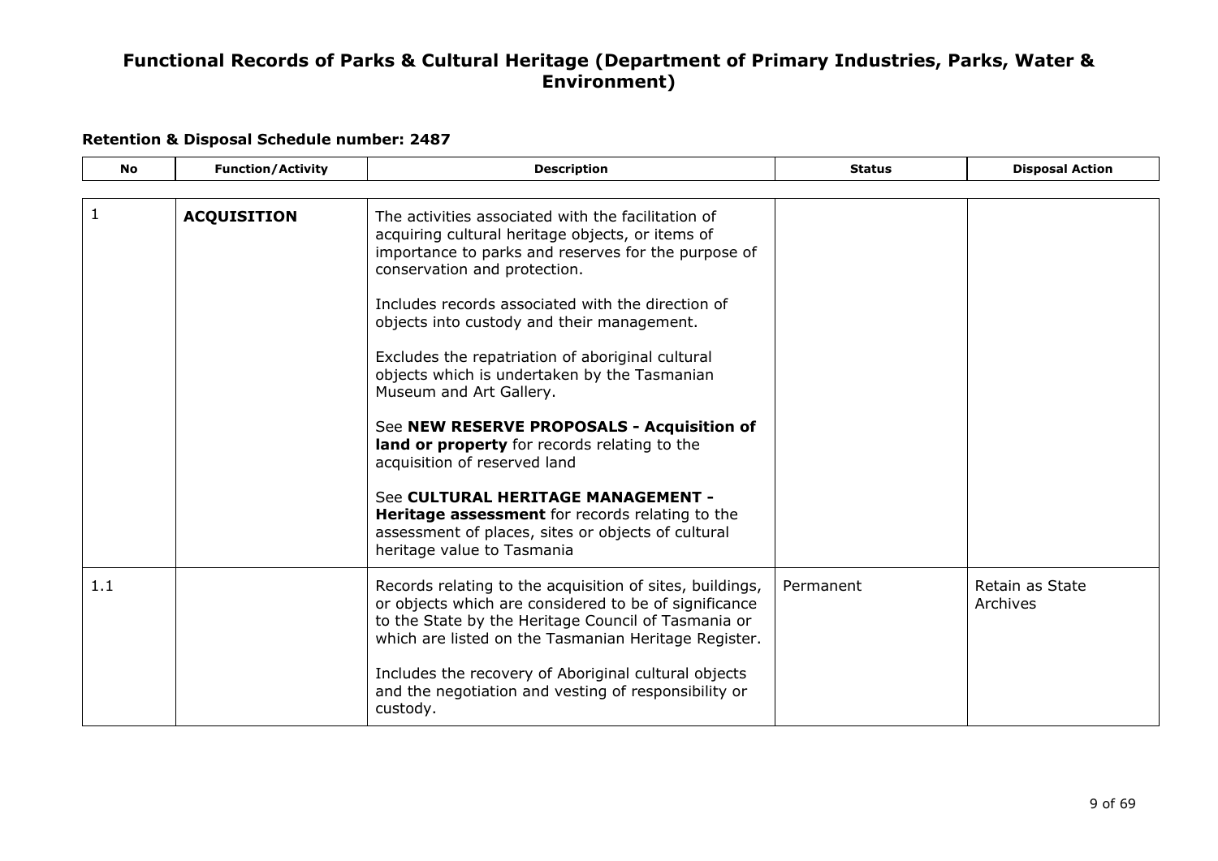# Functional Records of Parks & Cultural Heritage (Department of Primary Industries, Parks, Water & Environment)

**Retention & Disposal Schedule number: 2487**

| No | Function/Activity | Description | Status | Disposal Action |
|---|---|---|---|---|
| 1 | **ACQUISITION** | The activities associated with the facilitation of acquiring cultural heritage objects, or items of importance to parks and reserves for the purpose of conservation and protection.<br><br>Includes records associated with the direction of objects into custody and their management.<br><br>Excludes the repatriation of aboriginal cultural objects which is undertaken by the Tasmanian Museum and Art Gallery.<br><br>See **NEW RESERVE PROPOSALS - Acquisition of land or property** for records relating to the acquisition of reserved land<br><br>See **CULTURAL HERITAGE MANAGEMENT - Heritage assessment** for records relating to the assessment of places, sites or objects of cultural heritage value to Tasmania | | |
| 1.1 | | Records relating to the acquisition of sites, buildings, or objects which are considered to be of significance to the State by the Heritage Council of Tasmania or which are listed on the Tasmanian Heritage Register.<br><br>Includes the recovery of Aboriginal cultural objects and the negotiation and vesting of responsibility or custody. | Permanent | Retain as State Archives |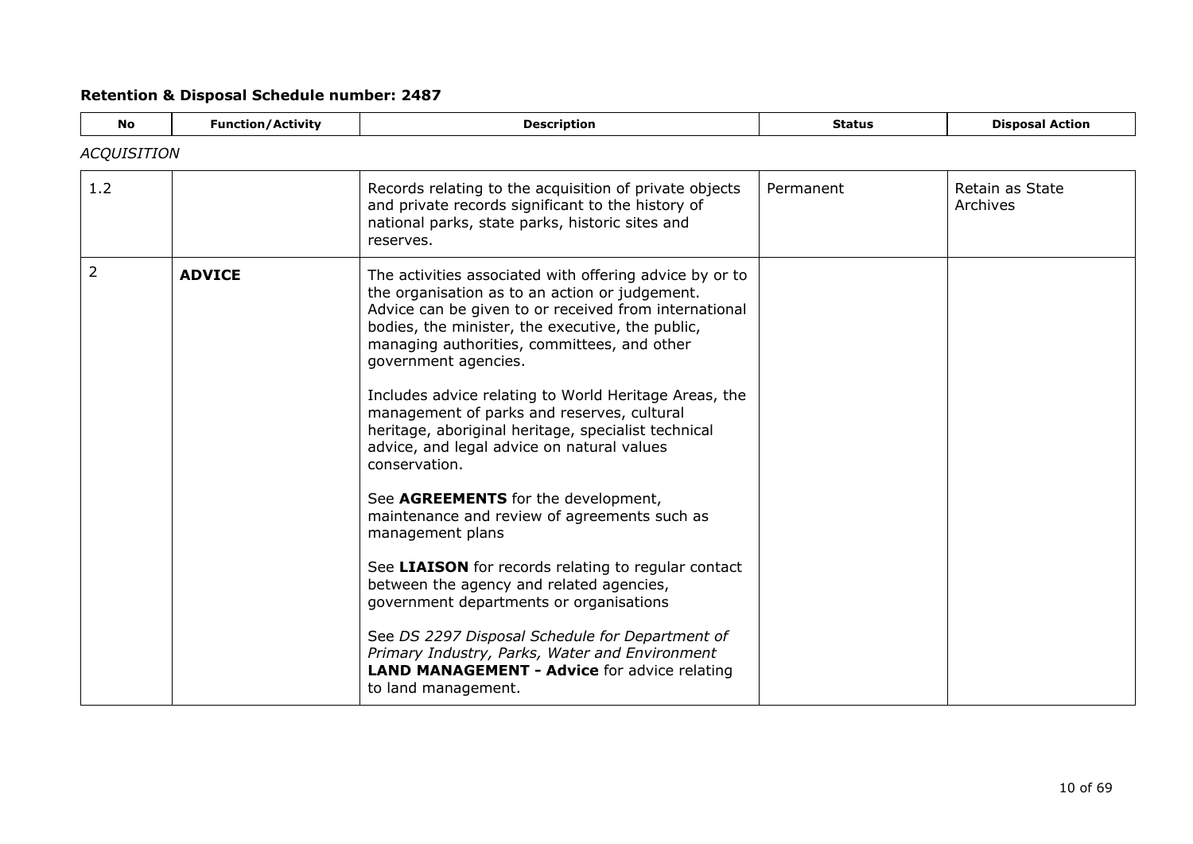**Retention & Disposal Schedule number: 2487**

| No | Function/Activity | Description | Status | Disposal Action |
|---|---|---|---|---|
| *ACQUISITION* | | | | |
| 1.2 | | Records relating to the acquisition of private objects and private records significant to the history of national parks, state parks, historic sites and reserves. | Permanent | Retain as State Archives |
| 2 | **ADVICE** | The activities associated with offering advice by or to the organisation as to an action or judgement. Advice can be given to or received from international bodies, the minister, the executive, the public, managing authorities, committees, and other government agencies.<br><br>Includes advice relating to World Heritage Areas, the management of parks and reserves, cultural heritage, aboriginal heritage, specialist technical advice, and legal advice on natural values conservation.<br><br>See **AGREEMENTS** for the development, maintenance and review of agreements such as management plans<br><br>See **LIAISON** for records relating to regular contact between the agency and related agencies, government departments or organisations<br><br>See *DS 2297 Disposal Schedule for Department of Primary Industry, Parks, Water and Environment* **LAND MANAGEMENT - Advice** for advice relating to land management. | | |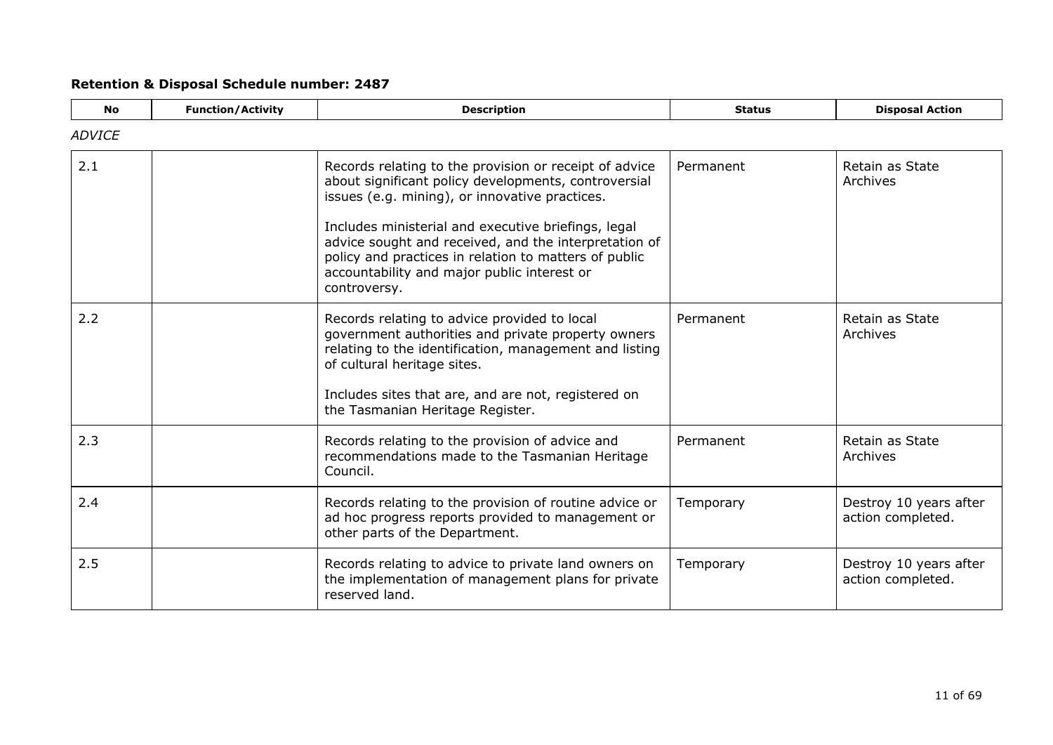**Retention & Disposal Schedule number: 2487**

| No | Function/Activity | Description | Status | Disposal Action |
|---|---|---|---|---|
| *ADVICE* | | | | |
| 2.1 | | Records relating to the provision or receipt of advice about significant policy developments, controversial issues (e.g. mining), or innovative practices.<br><br>Includes ministerial and executive briefings, legal advice sought and received, and the interpretation of policy and practices in relation to matters of public accountability and major public interest or controversy. | Permanent | Retain as State Archives |
| 2.2 | | Records relating to advice provided to local government authorities and private property owners relating to the identification, management and listing of cultural heritage sites.<br><br>Includes sites that are, and are not, registered on the Tasmanian Heritage Register. | Permanent | Retain as State Archives |
| 2.3 | | Records relating to the provision of advice and recommendations made to the Tasmanian Heritage Council. | Permanent | Retain as State Archives |
| 2.4 | | Records relating to the provision of routine advice or ad hoc progress reports provided to management or other parts of the Department. | Temporary | Destroy 10 years after action completed. |
| 2.5 | | Records relating to advice to private land owners on the implementation of management plans for private reserved land. | Temporary | Destroy 10 years after action completed. |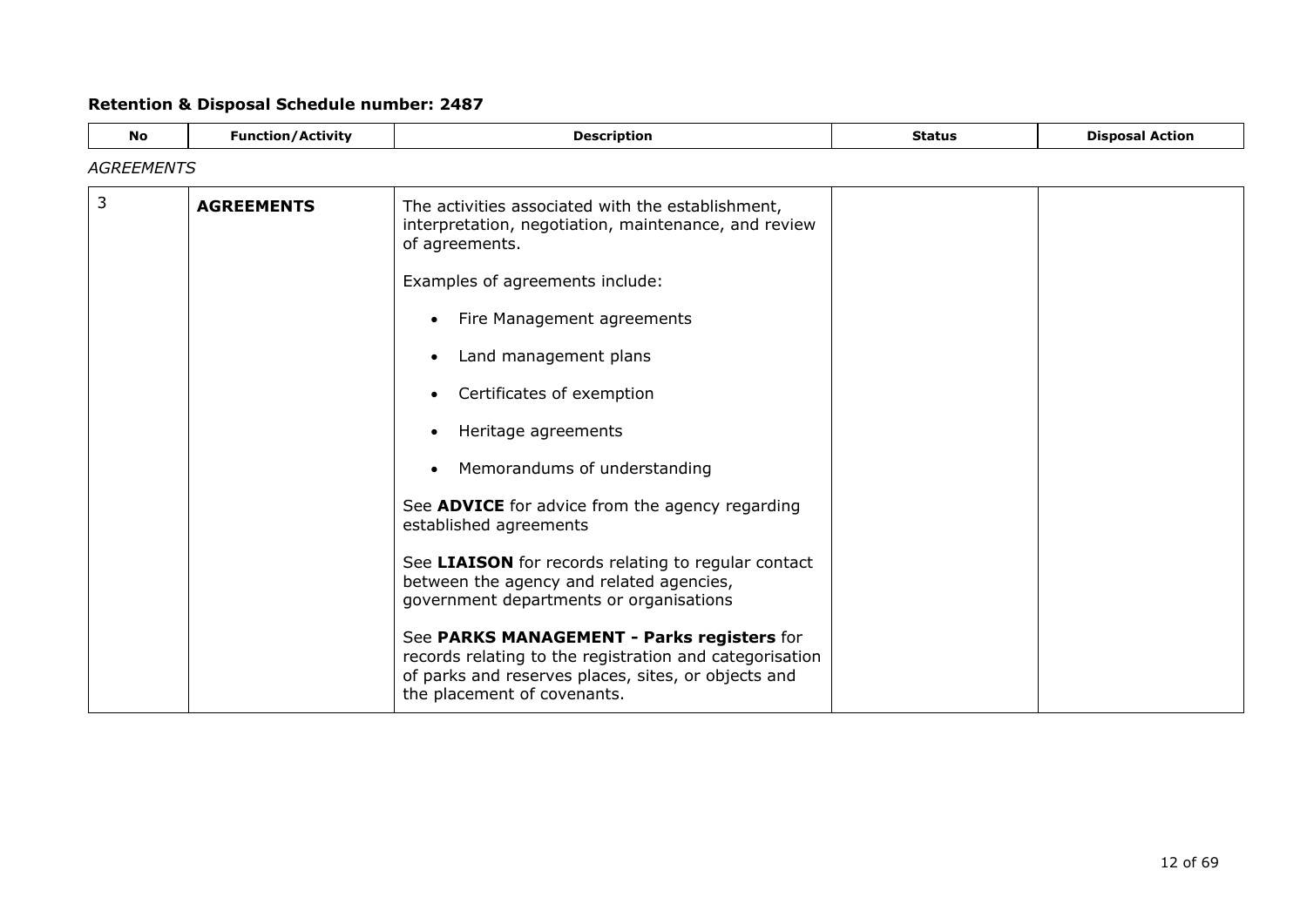## Retention & Disposal Schedule number: 2487

| No | Function/Activity | Description | Status | Disposal Action |
|---|---|---|---|---|

*AGREEMENTS*

| No | Function/Activity | Description | Status | Disposal Action |
|---|---|---|---|---|
| 3 | **AGREEMENTS** | The activities associated with the establishment, interpretation, negotiation, maintenance, and review of agreements.<br><br>Examples of agreements include:<br><br>• Fire Management agreements<br>• Land management plans<br>• Certificates of exemption<br>• Heritage agreements<br>• Memorandums of understanding<br><br>See **ADVICE** for advice from the agency regarding established agreements<br><br>See **LIAISON** for records relating to regular contact between the agency and related agencies, government departments or organisations<br><br>See **PARKS MANAGEMENT - Parks registers** for records relating to the registration and categorisation of parks and reserves places, sites, or objects and the placement of covenants. | | |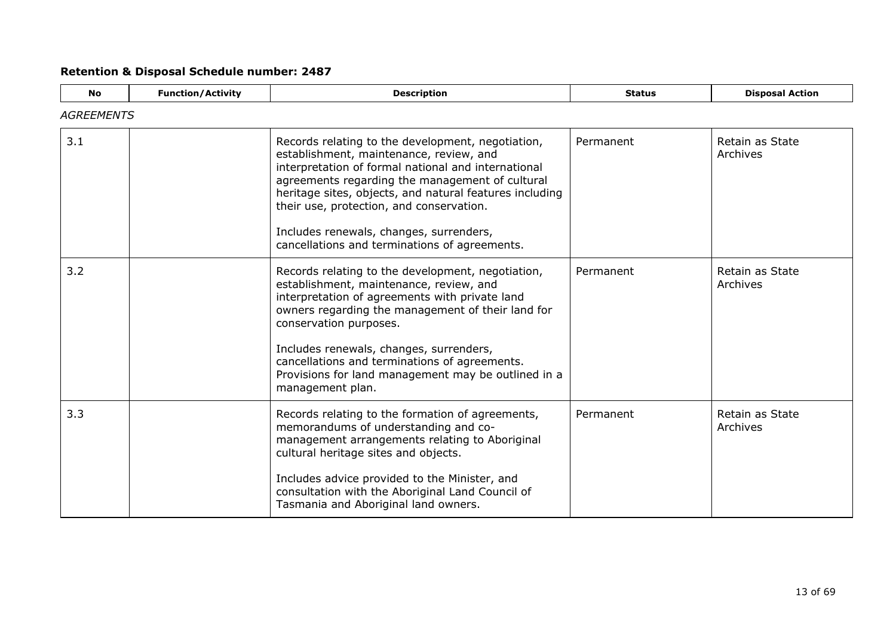**Retention & Disposal Schedule number: 2487**

| No | Function/Activity | Description | Status | Disposal Action |
|---|---|---|---|---|
| *AGREEMENTS* | | | | |
| 3.1 | | Records relating to the development, negotiation, establishment, maintenance, review, and interpretation of formal national and international agreements regarding the management of cultural heritage sites, objects, and natural features including their use, protection, and conservation.<br><br>Includes renewals, changes, surrenders, cancellations and terminations of agreements. | Permanent | Retain as State Archives |
| 3.2 | | Records relating to the development, negotiation, establishment, maintenance, review, and interpretation of agreements with private land owners regarding the management of their land for conservation purposes.<br><br>Includes renewals, changes, surrenders, cancellations and terminations of agreements. Provisions for land management may be outlined in a management plan. | Permanent | Retain as State Archives |
| 3.3 | | Records relating to the formation of agreements, memorandums of understanding and co-management arrangements relating to Aboriginal cultural heritage sites and objects.<br><br>Includes advice provided to the Minister, and consultation with the Aboriginal Land Council of Tasmania and Aboriginal land owners. | Permanent | Retain as State Archives |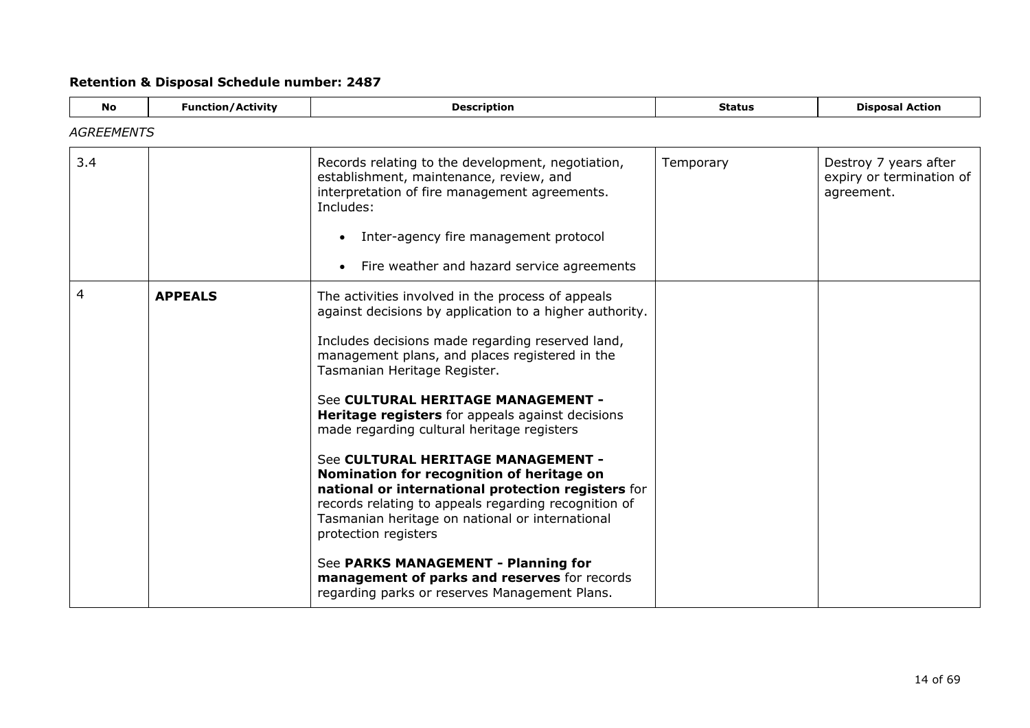**Retention & Disposal Schedule number: 2487**

| No | Function/Activity | Description | Status | Disposal Action |
|---|---|---|---|---|
| *AGREEMENTS* | | | | |
| 3.4 | | Records relating to the development, negotiation, establishment, maintenance, review, and interpretation of fire management agreements. Includes:<br><br>• Inter-agency fire management protocol<br><br>• Fire weather and hazard service agreements | Temporary | Destroy 7 years after expiry or termination of agreement. |
| 4 | **APPEALS** | The activities involved in the process of appeals against decisions by application to a higher authority.<br><br>Includes decisions made regarding reserved land, management plans, and places registered in the Tasmanian Heritage Register.<br><br>See **CULTURAL HERITAGE MANAGEMENT - Heritage registers** for appeals against decisions made regarding cultural heritage registers<br><br>See **CULTURAL HERITAGE MANAGEMENT - Nomination for recognition of heritage on national or international protection registers** for records relating to appeals regarding recognition of Tasmanian heritage on national or international protection registers<br><br>See **PARKS MANAGEMENT - Planning for management of parks and reserves** for records regarding parks or reserves Management Plans. | | |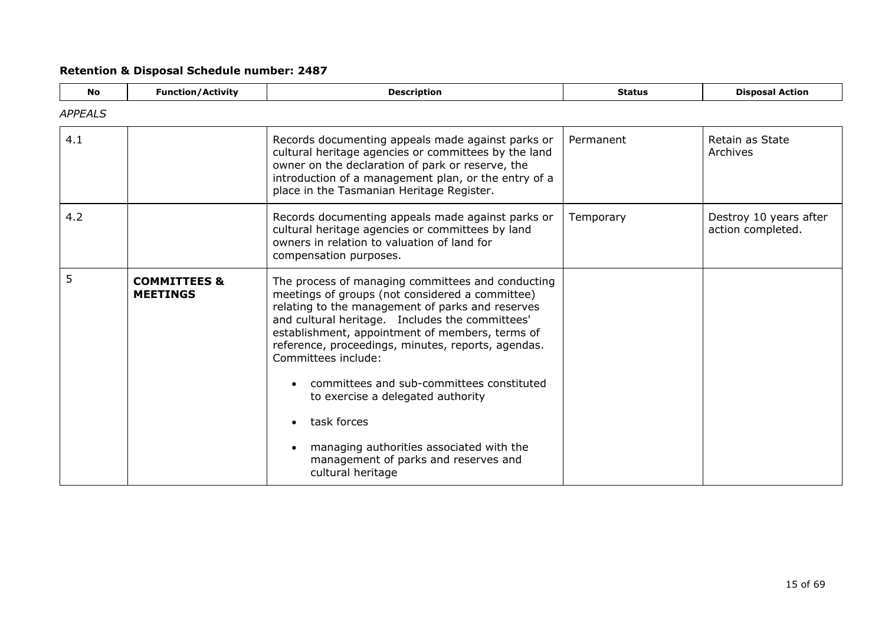**Retention & Disposal Schedule number: 2487**

| No | Function/Activity | Description | Status | Disposal Action |
|---|---|---|---|---|
| *APPEALS* | | | | |
| 4.1 | | Records documenting appeals made against parks or cultural heritage agencies or committees by the land owner on the declaration of park or reserve, the introduction of a management plan, or the entry of a place in the Tasmanian Heritage Register. | Permanent | Retain as State Archives |
| 4.2 | | Records documenting appeals made against parks or cultural heritage agencies or committees by land owners in relation to valuation of land for compensation purposes. | Temporary | Destroy 10 years after action completed. |
| 5 | **COMMITTEES & MEETINGS** | The process of managing committees and conducting meetings of groups (not considered a committee) relating to the management of parks and reserves and cultural heritage. Includes the committees' establishment, appointment of members, terms of reference, proceedings, minutes, reports, agendas. Committees include:<br>• committees and sub-committees constituted to exercise a delegated authority<br>• task forces<br>• managing authorities associated with the management of parks and reserves and cultural heritage | | |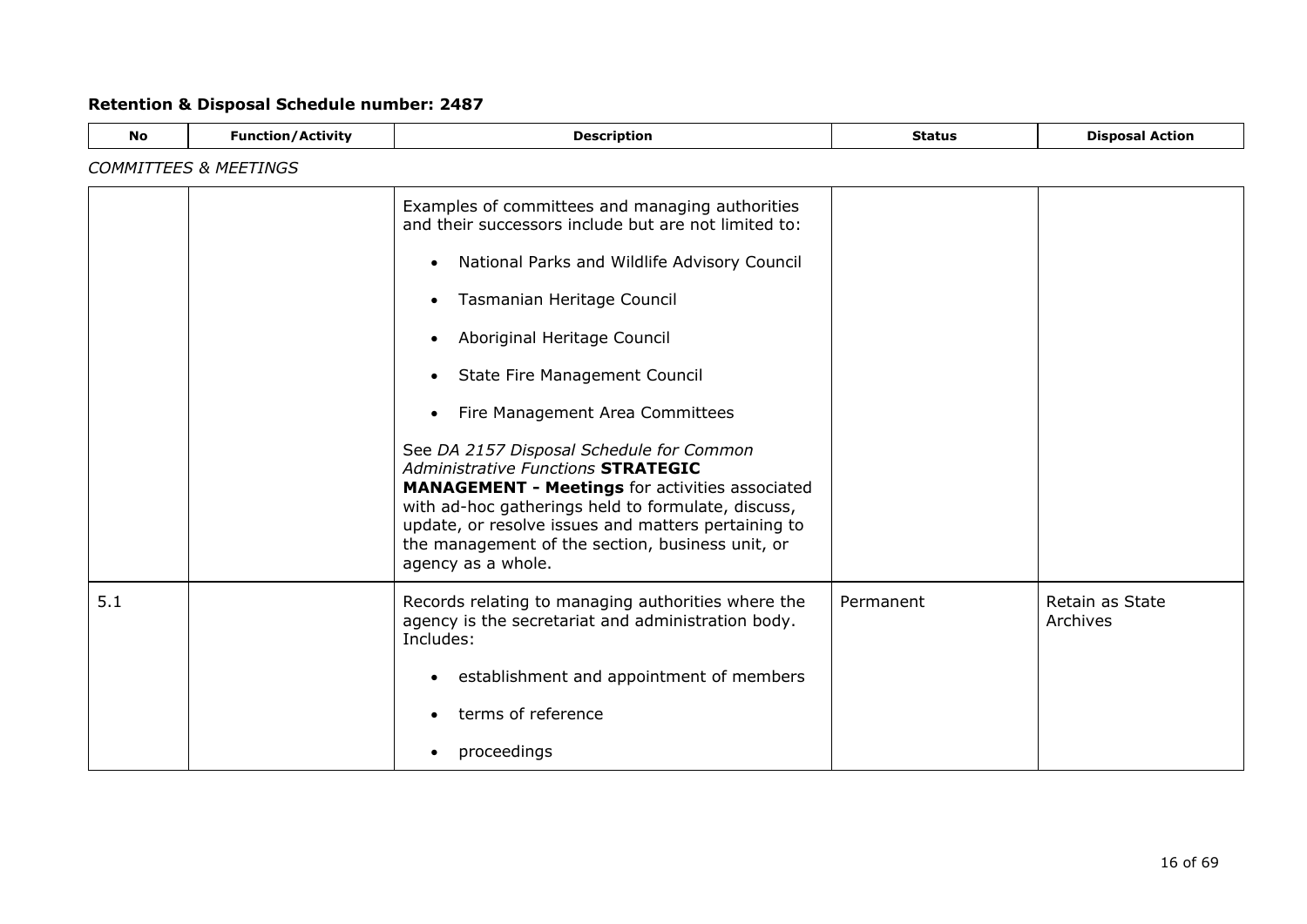**Retention & Disposal Schedule number: 2487**

| No | Function/Activity | Description | Status | Disposal Action |
|---|---|---|---|---|
| *COMMITTEES & MEETINGS* | | | | |
| | | Examples of committees and managing authorities and their successors include but are not limited to:<br><br>• National Parks and Wildlife Advisory Council<br>• Tasmanian Heritage Council<br>• Aboriginal Heritage Council<br>• State Fire Management Council<br>• Fire Management Area Committees<br><br>See *DA 2157 Disposal Schedule for Common Administrative Functions* **STRATEGIC MANAGEMENT - Meetings** for activities associated with ad-hoc gatherings held to formulate, discuss, update, or resolve issues and matters pertaining to the management of the section, business unit, or agency as a whole. | | |
| 5.1 | | Records relating to managing authorities where the agency is the secretariat and administration body. Includes:<br><br>• establishment and appointment of members<br>• terms of reference<br>• proceedings | Permanent | Retain as State Archives |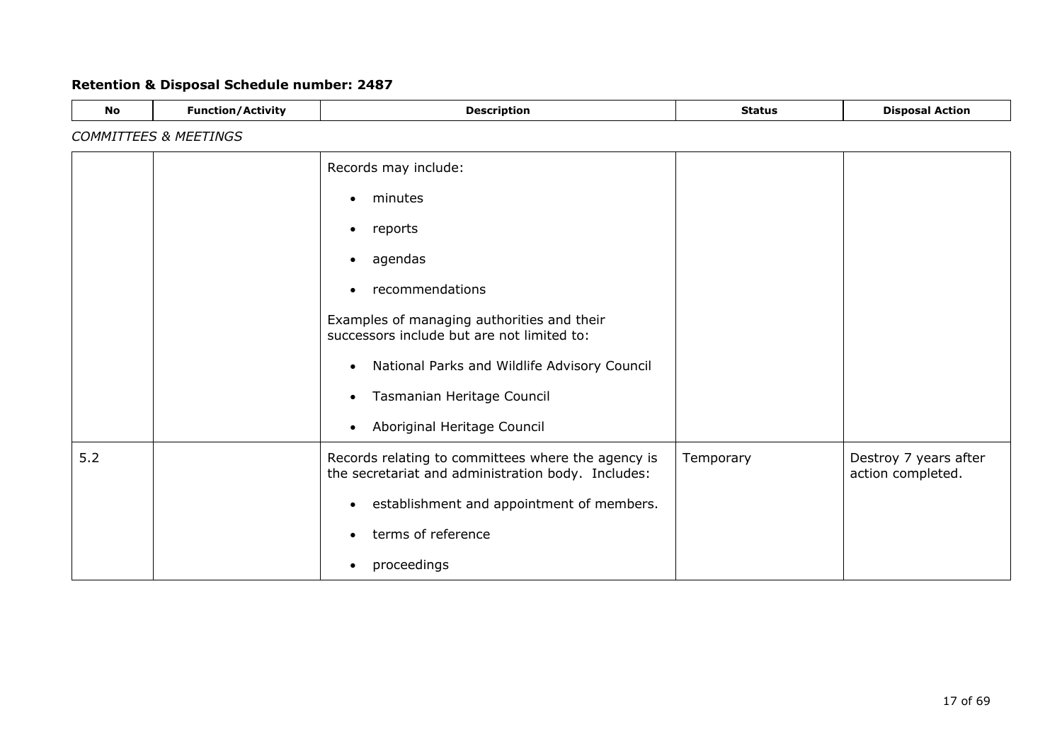## Retention & Disposal Schedule number: 2487

| No | Function/Activity | Description | Status | Disposal Action |
|---|---|---|---|---|
| *COMMITTEES & MEETINGS* | | | | |
| | | Records may include:<br>• minutes<br>• reports<br>• agendas<br>• recommendations<br>Examples of managing authorities and their successors include but are not limited to:<br>• National Parks and Wildlife Advisory Council<br>• Tasmanian Heritage Council<br>• Aboriginal Heritage Council | | |
| 5.2 | | Records relating to committees where the agency is the secretariat and administration body. Includes:<br>• establishment and appointment of members.<br>• terms of reference<br>• proceedings | Temporary | Destroy 7 years after action completed. |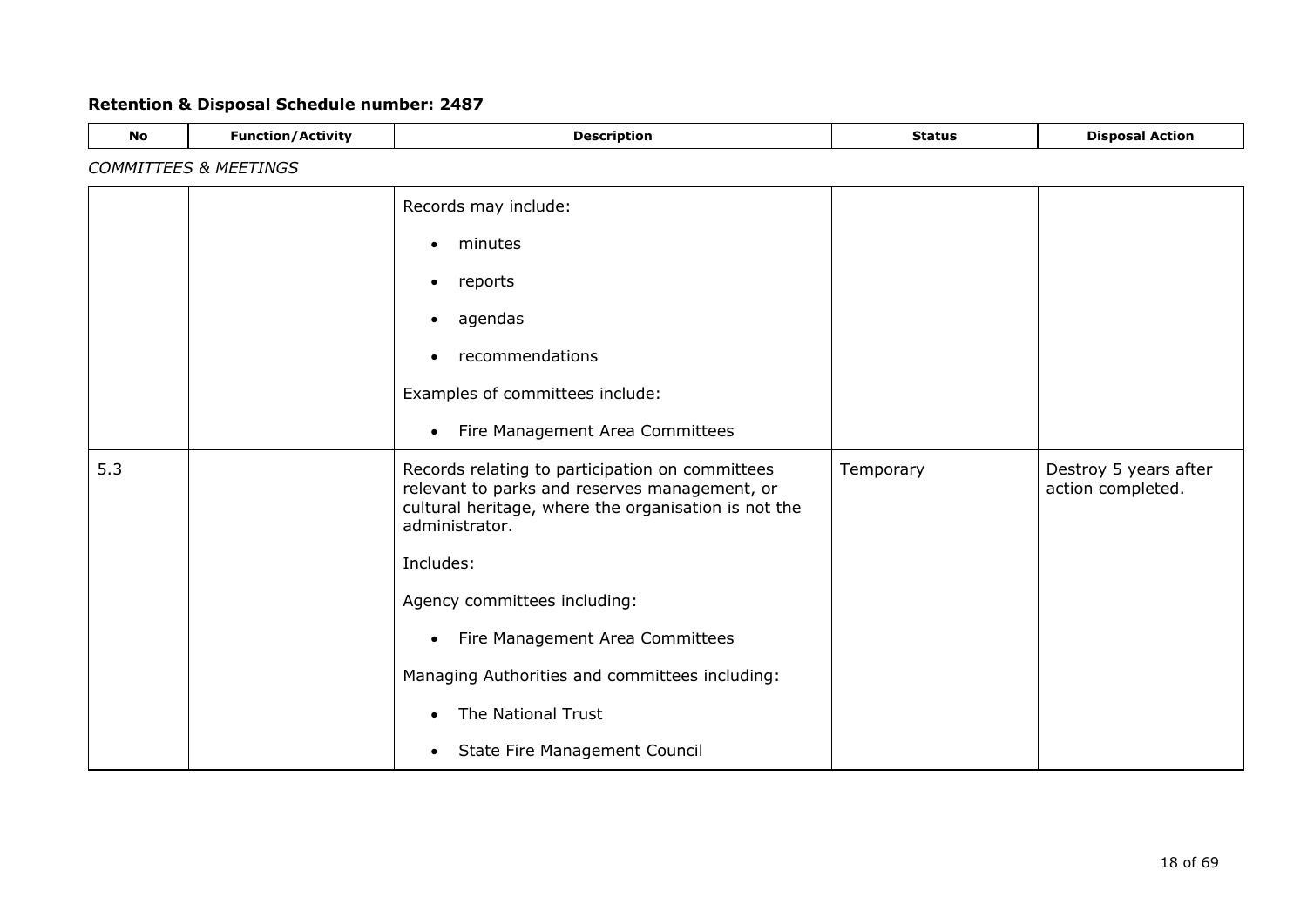**Retention & Disposal Schedule number: 2487**

| No | Function/Activity | Description | Status | Disposal Action |
|---|---|---|---|---|

*COMMITTEES & MEETINGS*

| No | Function/Activity | Description | Status | Disposal Action |
|---|---|---|---|---|
| | | Records may include:<br>• minutes<br>• reports<br>• agendas<br>• recommendations<br>Examples of committees include:<br>• Fire Management Area Committees | | |
| 5.3 | | Records relating to participation on committees relevant to parks and reserves management, or cultural heritage, where the organisation is not the administrator.<br>Includes:<br>Agency committees including:<br>• Fire Management Area Committees<br>Managing Authorities and committees including:<br>• The National Trust<br>• State Fire Management Council | Temporary | Destroy 5 years after action completed. |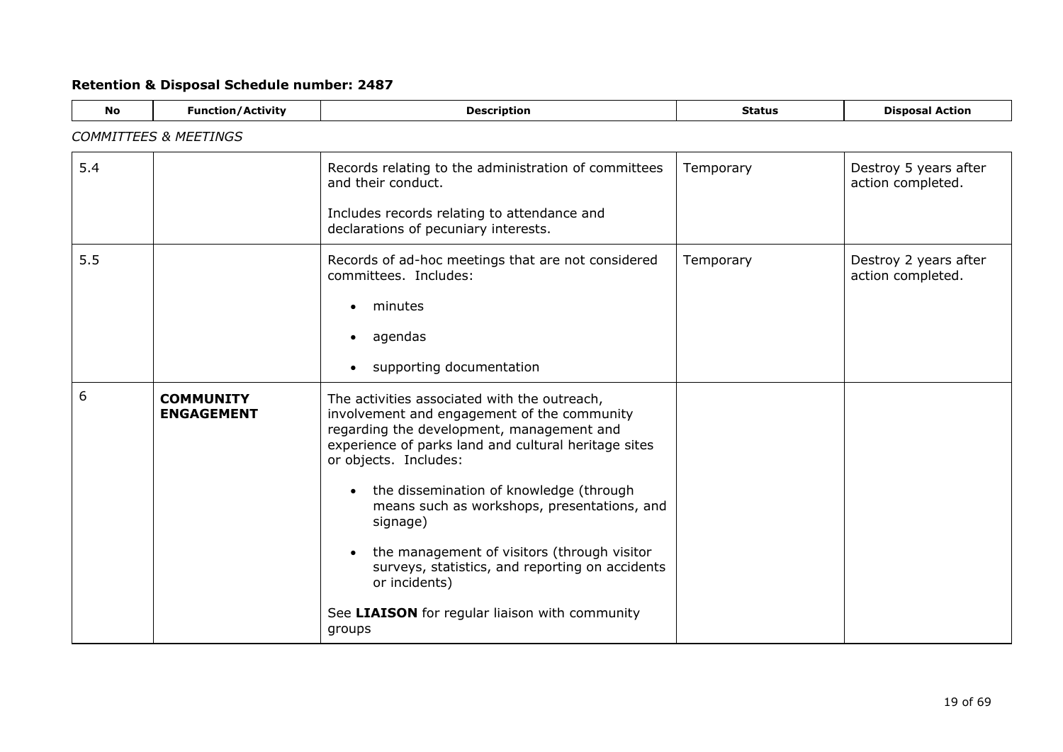**Retention & Disposal Schedule number: 2487**

| No | Function/Activity | Description | Status | Disposal Action |
|---|---|---|---|---|
| *COMMITTEES & MEETINGS* | | | | |
| 5.4 | | Records relating to the administration of committees and their conduct.<br><br>Includes records relating to attendance and declarations of pecuniary interests. | Temporary | Destroy 5 years after action completed. |
| 5.5 | | Records of ad-hoc meetings that are not considered committees. Includes:<br><br>• minutes<br>• agendas<br>• supporting documentation | Temporary | Destroy 2 years after action completed. |
| 6 | **COMMUNITY ENGAGEMENT** | The activities associated with the outreach, involvement and engagement of the community regarding the development, management and experience of parks land and cultural heritage sites or objects. Includes:<br><br>• the dissemination of knowledge (through means such as workshops, presentations, and signage)<br>• the management of visitors (through visitor surveys, statistics, and reporting on accidents or incidents)<br><br>See **LIAISON** for regular liaison with community groups | | |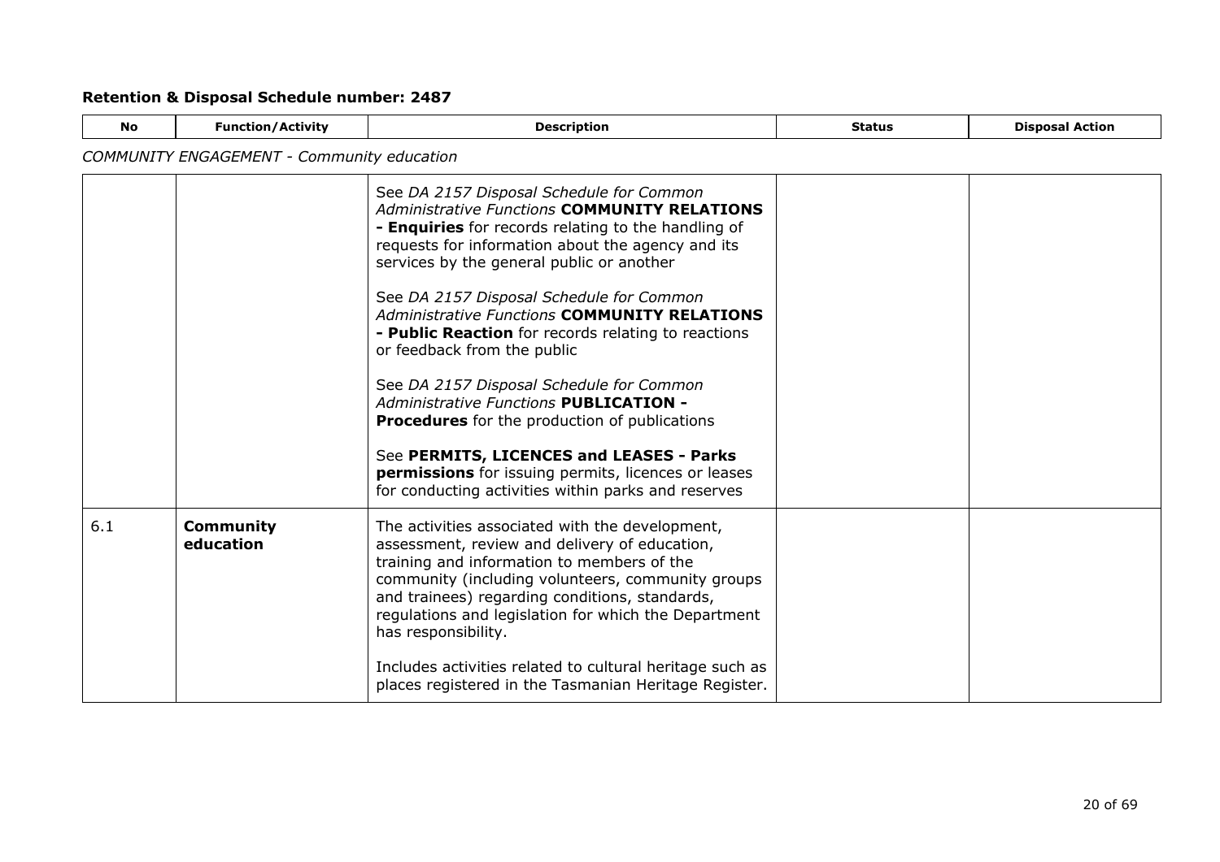**Retention & Disposal Schedule number: 2487**

| No | Function/Activity | Description | Status | Disposal Action |
|---|---|---|---|---|

*COMMUNITY ENGAGEMENT - Community education*

| No | Function/Activity | Description | Status | Disposal Action |
|---|---|---|---|---|
| | | See *DA 2157 Disposal Schedule for Common Administrative Functions* **COMMUNITY RELATIONS - Enquiries** for records relating to the handling of requests for information about the agency and its services by the general public or another<br><br>See *DA 2157 Disposal Schedule for Common Administrative Functions* **COMMUNITY RELATIONS - Public Reaction** for records relating to reactions or feedback from the public<br><br>See *DA 2157 Disposal Schedule for Common Administrative Functions* **PUBLICATION - Procedures** for the production of publications<br><br>See **PERMITS, LICENCES and LEASES - Parks permissions** for issuing permits, licences or leases for conducting activities within parks and reserves | | |
| 6.1 | **Community education** | The activities associated with the development, assessment, review and delivery of education, training and information to members of the community (including volunteers, community groups and trainees) regarding conditions, standards, regulations and legislation for which the Department has responsibility.<br><br>Includes activities related to cultural heritage such as places registered in the Tasmanian Heritage Register. | | |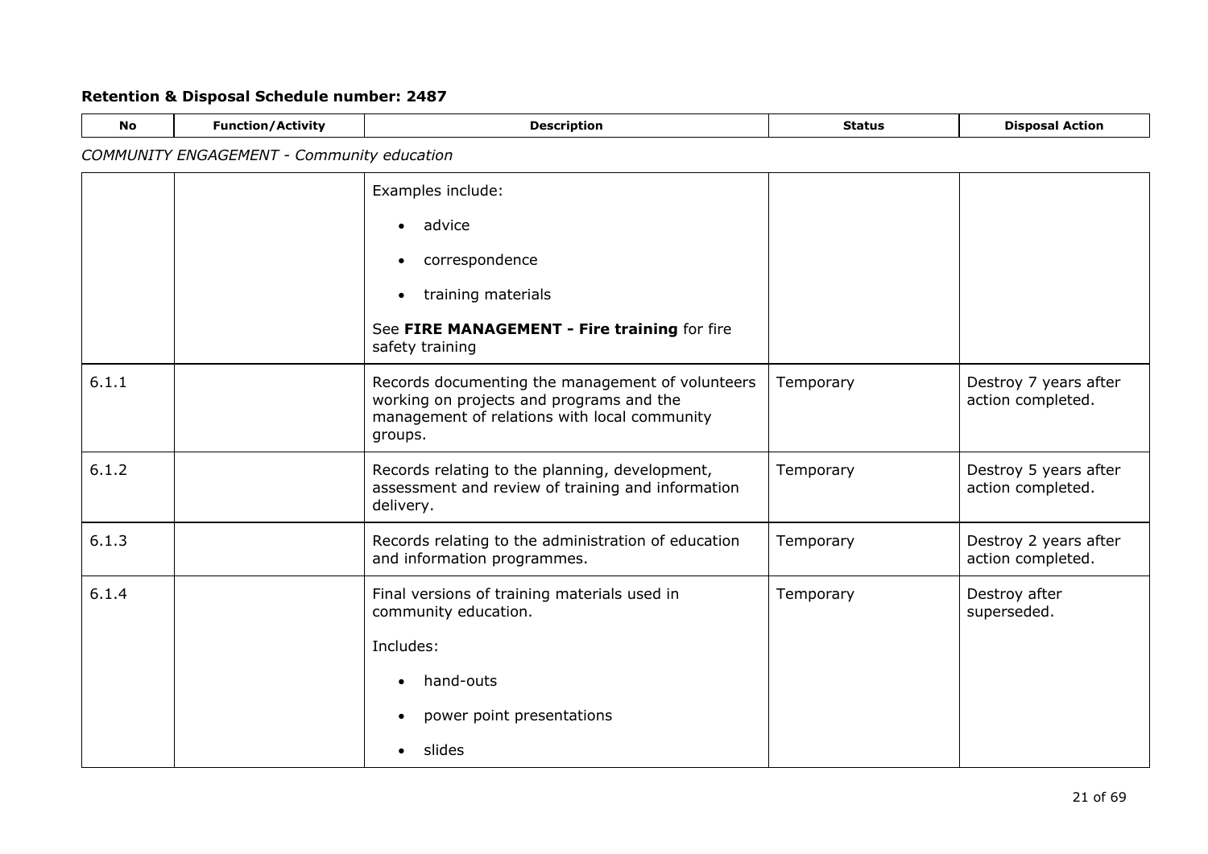**Retention & Disposal Schedule number: 2487**

*COMMUNITY ENGAGEMENT - Community education*

| No | Function/Activity | Description | Status | Disposal Action |
|---|---|---|---|---|
| | | Examples include:<br>• advice<br>• correspondence<br>• training materials<br>See **FIRE MANAGEMENT - Fire training** for fire safety training | | |
| 6.1.1 | | Records documenting the management of volunteers working on projects and programs and the management of relations with local community groups. | Temporary | Destroy 7 years after action completed. |
| 6.1.2 | | Records relating to the planning, development, assessment and review of training and information delivery. | Temporary | Destroy 5 years after action completed. |
| 6.1.3 | | Records relating to the administration of education and information programmes. | Temporary | Destroy 2 years after action completed. |
| 6.1.4 | | Final versions of training materials used in community education.<br>Includes:<br>• hand-outs<br>• power point presentations<br>• slides | Temporary | Destroy after superseded. |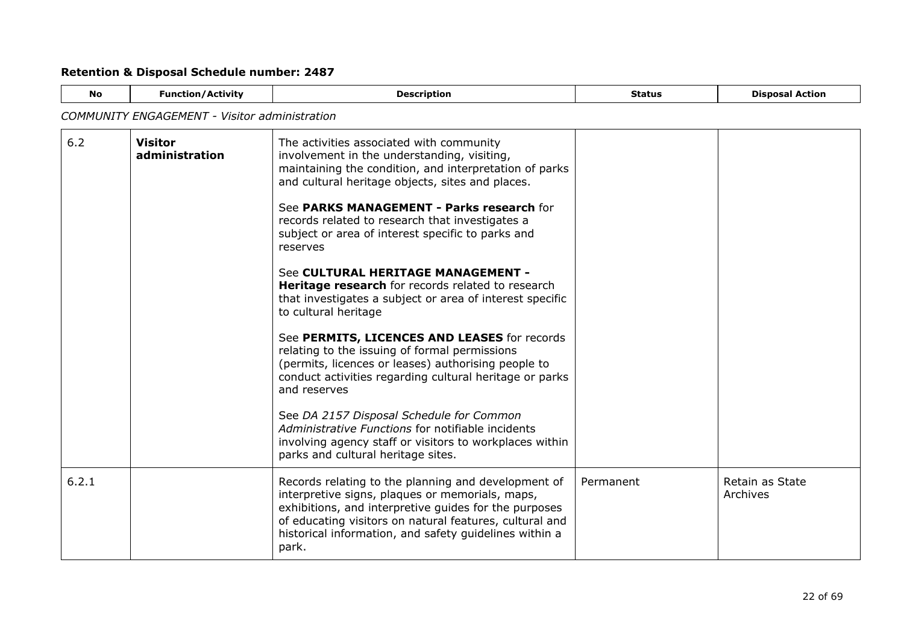**Retention & Disposal Schedule number: 2487**

| No | Function/Activity | Description | Status | Disposal Action |
|---|---|---|---|---|

*COMMUNITY ENGAGEMENT - Visitor administration*

| No | Function/Activity | Description | Status | Disposal Action |
|---|---|---|---|---|
| 6.2 | **Visitor administration** | The activities associated with community involvement in the understanding, visiting, maintaining the condition, and interpretation of parks and cultural heritage objects, sites and places.<br><br>See **PARKS MANAGEMENT - Parks research** for records related to research that investigates a subject or area of interest specific to parks and reserves<br><br>See **CULTURAL HERITAGE MANAGEMENT - Heritage research** for records related to research that investigates a subject or area of interest specific to cultural heritage<br><br>See **PERMITS, LICENCES AND LEASES** for records relating to the issuing of formal permissions (permits, licences or leases) authorising people to conduct activities regarding cultural heritage or parks and reserves<br><br>See *DA 2157 Disposal Schedule for Common Administrative Functions* for notifiable incidents involving agency staff or visitors to workplaces within parks and cultural heritage sites. | | |
| 6.2.1 | | Records relating to the planning and development of interpretive signs, plaques or memorials, maps, exhibitions, and interpretive guides for the purposes of educating visitors on natural features, cultural and historical information, and safety guidelines within a park. | Permanent | Retain as State Archives |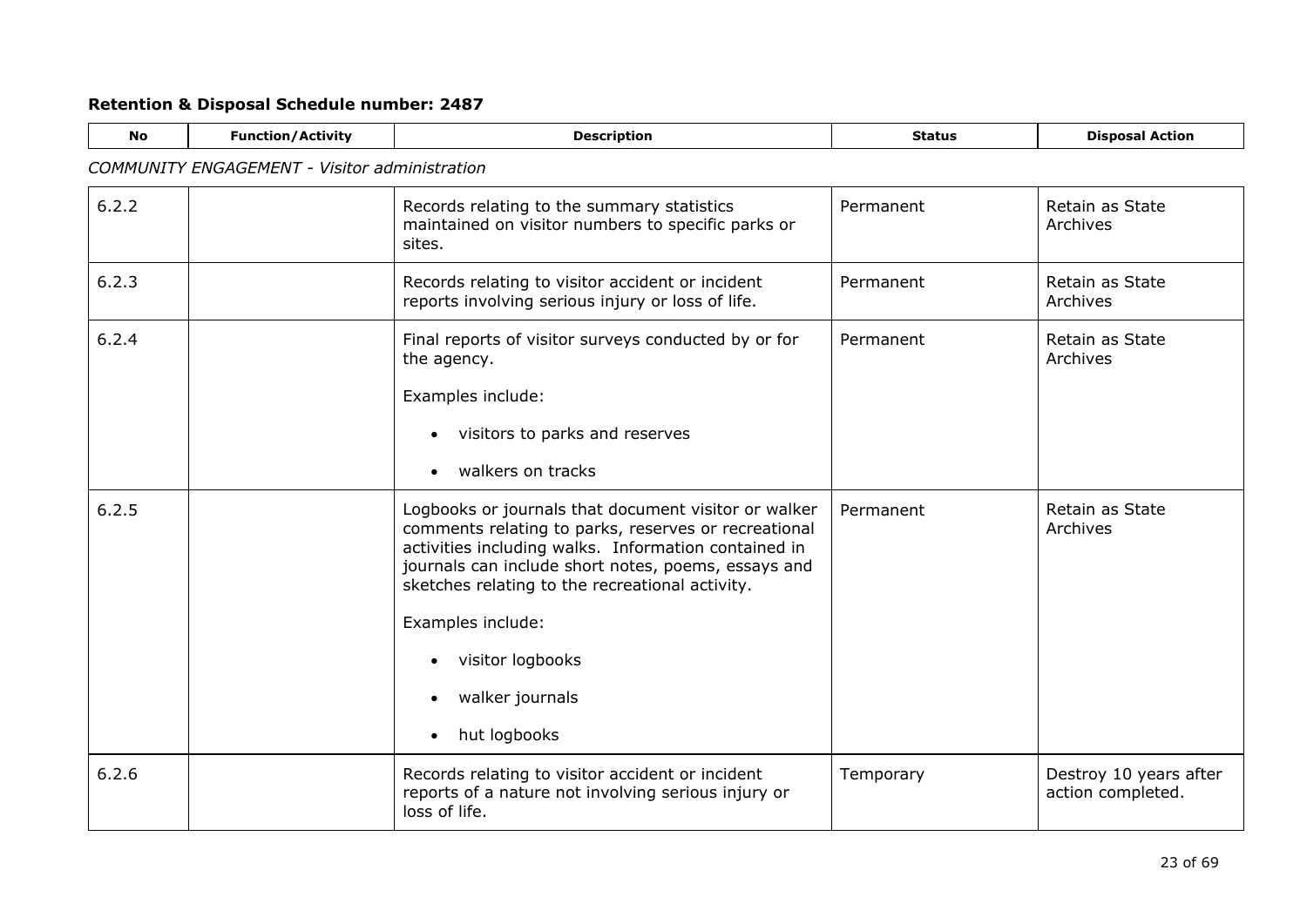**Retention & Disposal Schedule number: 2487**

| No | Function/Activity | Description | Status | Disposal Action |
|---|---|---|---|---|
| *COMMUNITY ENGAGEMENT - Visitor administration* | | | | |
| 6.2.2 | | Records relating to the summary statistics maintained on visitor numbers to specific parks or sites. | Permanent | Retain as State Archives |
| 6.2.3 | | Records relating to visitor accident or incident reports involving serious injury or loss of life. | Permanent | Retain as State Archives |
| 6.2.4 | | Final reports of visitor surveys conducted by or for the agency.<br><br>Examples include:<br><br>• visitors to parks and reserves<br><br>• walkers on tracks | Permanent | Retain as State Archives |
| 6.2.5 | | Logbooks or journals that document visitor or walker comments relating to parks, reserves or recreational activities including walks. Information contained in journals can include short notes, poems, essays and sketches relating to the recreational activity.<br><br>Examples include:<br><br>• visitor logbooks<br><br>• walker journals<br><br>• hut logbooks | Permanent | Retain as State Archives |
| 6.2.6 | | Records relating to visitor accident or incident reports of a nature not involving serious injury or loss of life. | Temporary | Destroy 10 years after action completed. |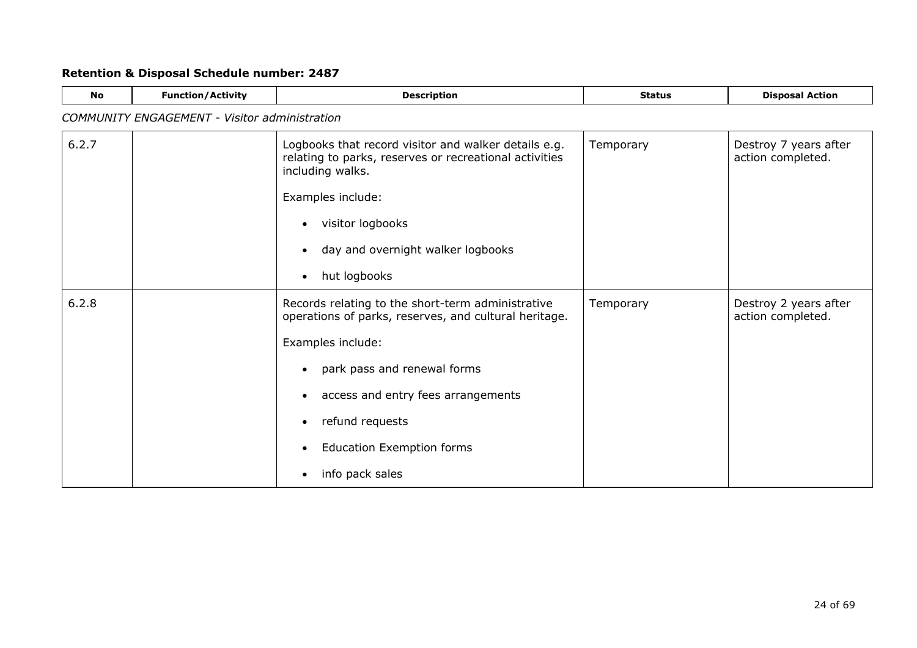## Retention & Disposal Schedule number: 2487

| No | Function/Activity | Description | Status | Disposal Action |
|---|---|---|---|---|
| *COMMUNITY ENGAGEMENT - Visitor administration* | | | | |
| 6.2.7 | | Logbooks that record visitor and walker details e.g. relating to parks, reserves or recreational activities including walks.<br><br>Examples include:<br>• visitor logbooks<br>• day and overnight walker logbooks<br>• hut logbooks | Temporary | Destroy 7 years after action completed. |
| 6.2.8 | | Records relating to the short-term administrative operations of parks, reserves, and cultural heritage.<br><br>Examples include:<br>• park pass and renewal forms<br>• access and entry fees arrangements<br>• refund requests<br>• Education Exemption forms<br>• info pack sales | Temporary | Destroy 2 years after action completed. |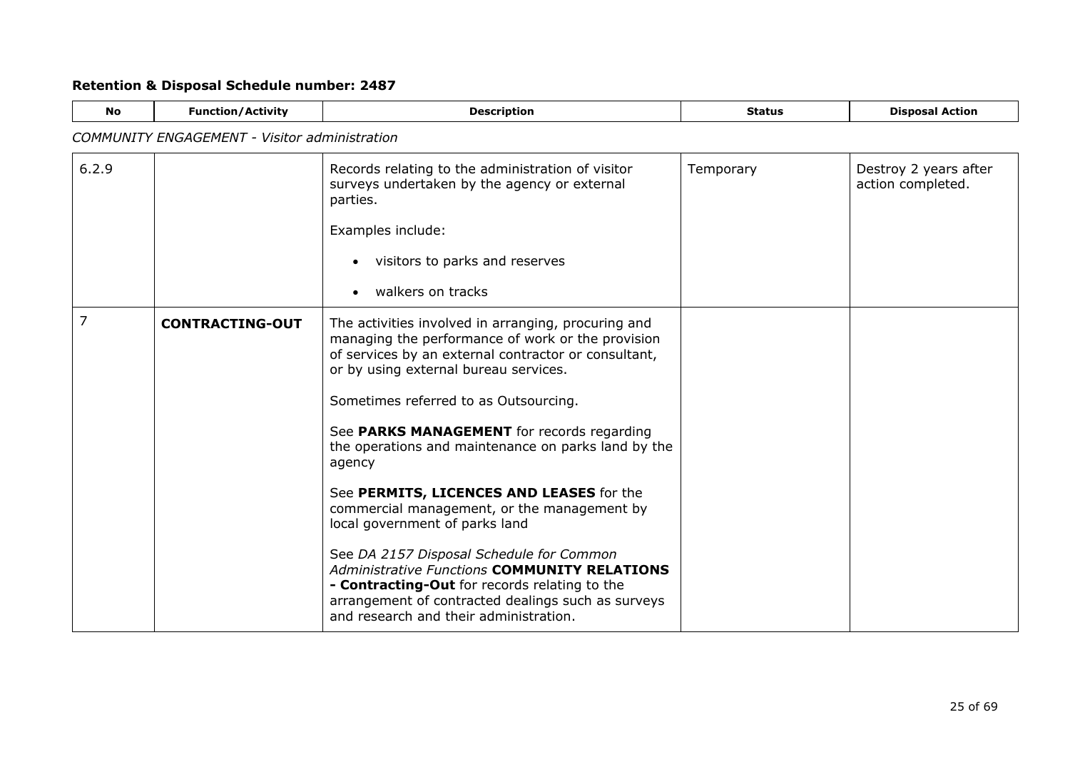## Retention & Disposal Schedule number: 2487

| No | Function/Activity | Description | Status | Disposal Action |
|---|---|---|---|---|
| | *COMMUNITY ENGAGEMENT - Visitor administration* | | | |
| 6.2.9 | | Records relating to the administration of visitor surveys undertaken by the agency or external parties.<br><br>Examples include:<br><br>• visitors to parks and reserves<br><br>• walkers on tracks | Temporary | Destroy 2 years after action completed. |
| 7 | **CONTRACTING-OUT** | The activities involved in arranging, procuring and managing the performance of work or the provision of services by an external contractor or consultant, or by using external bureau services.<br><br>Sometimes referred to as Outsourcing.<br><br>See **PARKS MANAGEMENT** for records regarding the operations and maintenance on parks land by the agency<br><br>See **PERMITS, LICENCES AND LEASES** for the commercial management, or the management by local government of parks land<br><br>See *DA 2157 Disposal Schedule for Common Administrative Functions* **COMMUNITY RELATIONS - Contracting-Out** for records relating to the arrangement of contracted dealings such as surveys and research and their administration. | | |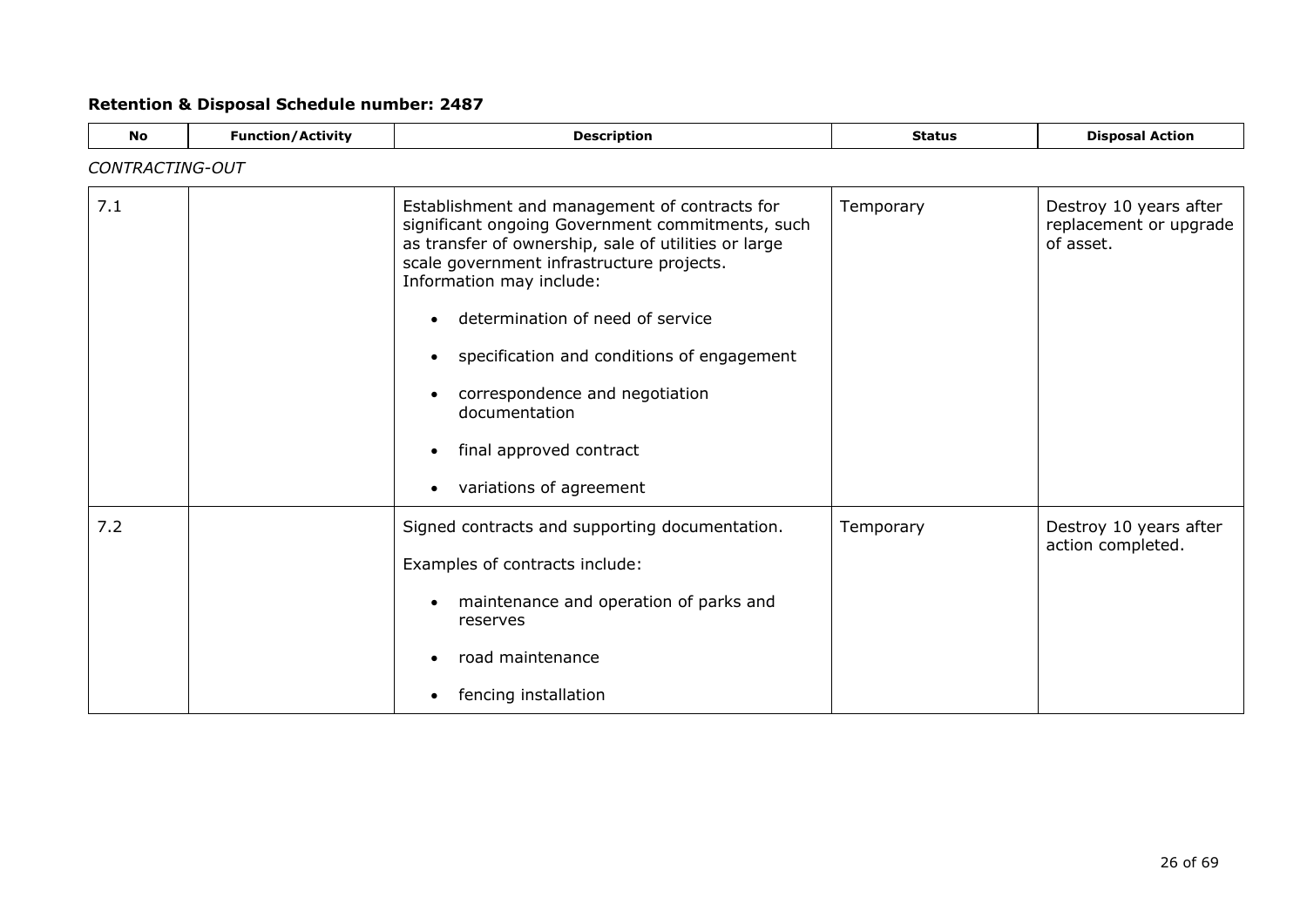## Retention & Disposal Schedule number: 2487

| No | Function/Activity | Description | Status | Disposal Action |
|---|---|---|---|---|
| *CONTRACTING-OUT* | | | | |
| 7.1 | | Establishment and management of contracts for significant ongoing Government commitments, such as transfer of ownership, sale of utilities or large scale government infrastructure projects. Information may include:<br><br>• determination of need of service<br>• specification and conditions of engagement<br>• correspondence and negotiation documentation<br>• final approved contract<br>• variations of agreement | Temporary | Destroy 10 years after replacement or upgrade of asset. |
| 7.2 | | Signed contracts and supporting documentation.<br><br>Examples of contracts include:<br><br>• maintenance and operation of parks and reserves<br>• road maintenance<br>• fencing installation | Temporary | Destroy 10 years after action completed. |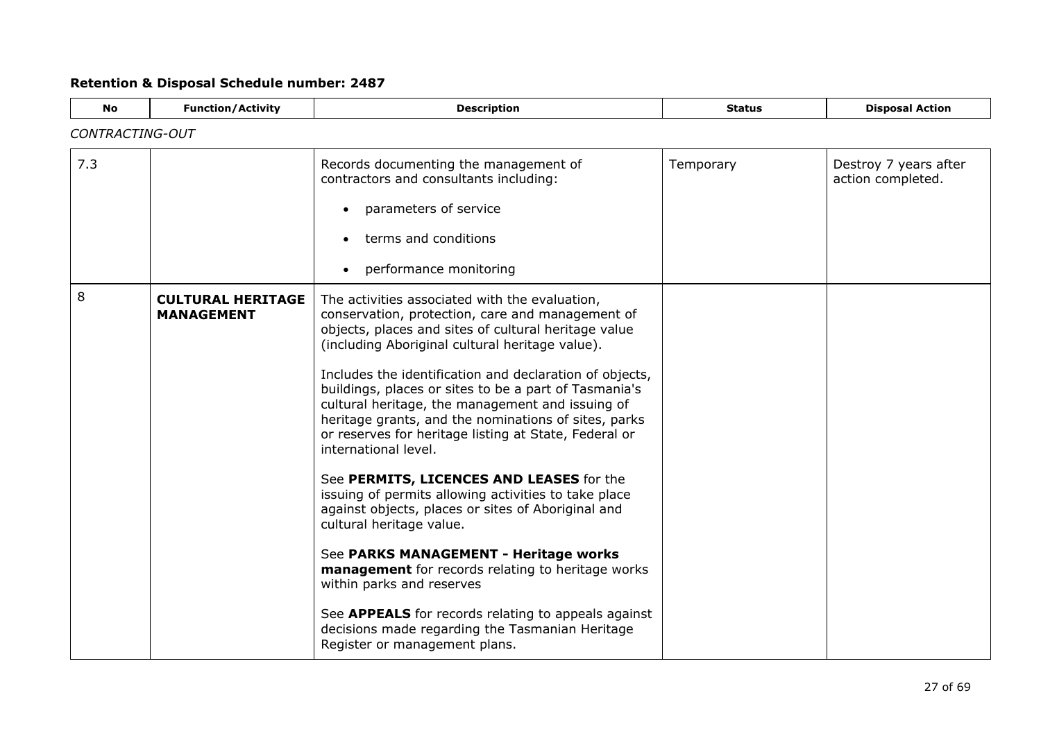## Retention & Disposal Schedule number: 2487

| No | Function/Activity | Description | Status | Disposal Action |
|---|---|---|---|---|
| *CONTRACTING-OUT* | | | | |
| 7.3 | | Records documenting the management of contractors and consultants including:<br>• parameters of service<br>• terms and conditions<br>• performance monitoring | Temporary | Destroy 7 years after action completed. |
| 8 | **CULTURAL HERITAGE MANAGEMENT** | The activities associated with the evaluation, conservation, protection, care and management of objects, places and sites of cultural heritage value (including Aboriginal cultural heritage value).<br><br>Includes the identification and declaration of objects, buildings, places or sites to be a part of Tasmania's cultural heritage, the management and issuing of heritage grants, and the nominations of sites, parks or reserves for heritage listing at State, Federal or international level.<br><br>See **PERMITS, LICENCES AND LEASES** for the issuing of permits allowing activities to take place against objects, places or sites of Aboriginal and cultural heritage value.<br><br>See **PARKS MANAGEMENT - Heritage works management** for records relating to heritage works within parks and reserves<br><br>See **APPEALS** for records relating to appeals against decisions made regarding the Tasmanian Heritage Register or management plans. | | |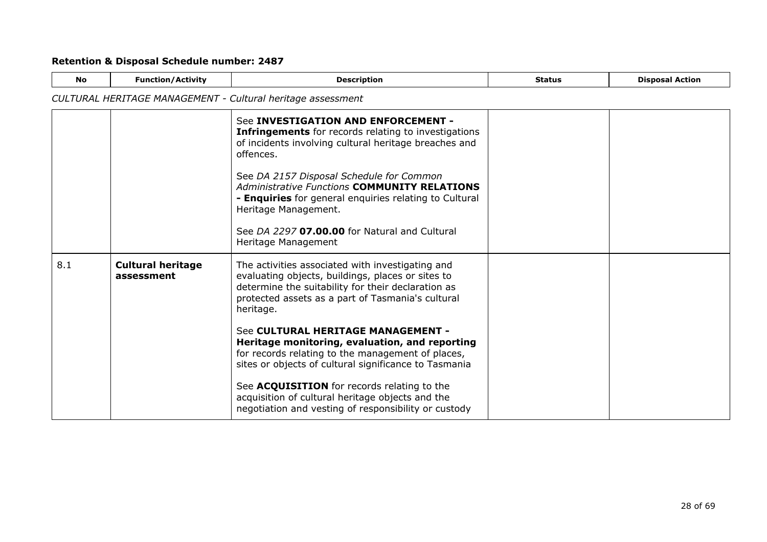## Retention & Disposal Schedule number: 2487

| No | Function/Activity | Description | Status | Disposal Action |
|---|---|---|---|---|

*CULTURAL HERITAGE MANAGEMENT - Cultural heritage assessment*

| No | Function/Activity | Description | Status | Disposal Action |
|---|---|---|---|---|
| | | See **INVESTIGATION AND ENFORCEMENT - Infringements** for records relating to investigations of incidents involving cultural heritage breaches and offences.<br><br>See *DA 2157 Disposal Schedule for Common Administrative Functions* **COMMUNITY RELATIONS - Enquiries** for general enquiries relating to Cultural Heritage Management.<br><br>See *DA 2297* **07.00.00** for Natural and Cultural Heritage Management | | |
| 8.1 | **Cultural heritage assessment** | The activities associated with investigating and evaluating objects, buildings, places or sites to determine the suitability for their declaration as protected assets as a part of Tasmania's cultural heritage.<br><br>See **CULTURAL HERITAGE MANAGEMENT - Heritage monitoring, evaluation, and reporting** for records relating to the management of places, sites or objects of cultural significance to Tasmania<br><br>See **ACQUISITION** for records relating to the acquisition of cultural heritage objects and the negotiation and vesting of responsibility or custody | | |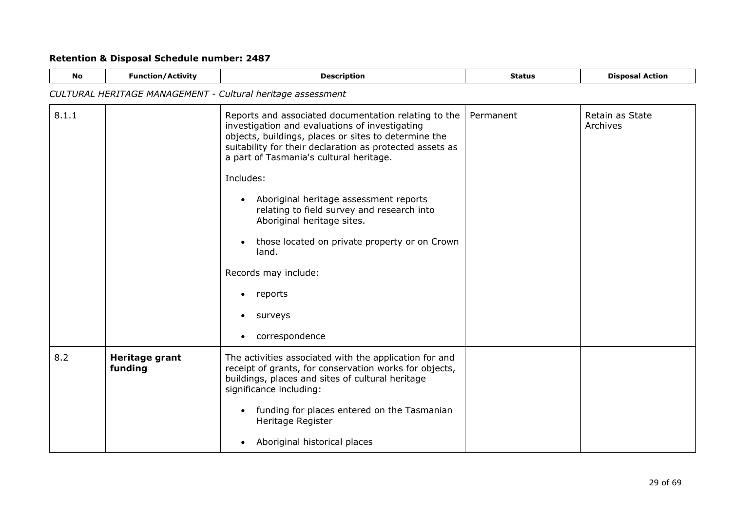**Retention & Disposal Schedule number: 2487**

| No | Function/Activity | Description | Status | Disposal Action |
|---|---|---|---|---|
| *CULTURAL HERITAGE MANAGEMENT - Cultural heritage assessment* | | | | |
| 8.1.1 | | Reports and associated documentation relating to the investigation and evaluations of investigating objects, buildings, places or sites to determine the suitability for their declaration as protected assets as a part of Tasmania's cultural heritage.<br><br>Includes:<br><br>• Aboriginal heritage assessment reports relating to field survey and research into Aboriginal heritage sites.<br><br>• those located on private property or on Crown land.<br><br>Records may include:<br><br>• reports<br><br>• surveys<br><br>• correspondence | Permanent | Retain as State Archives |
| 8.2 | **Heritage grant funding** | The activities associated with the application for and receipt of grants, for conservation works for objects, buildings, places and sites of cultural heritage significance including:<br><br>• funding for places entered on the Tasmanian Heritage Register<br><br>• Aboriginal historical places | | |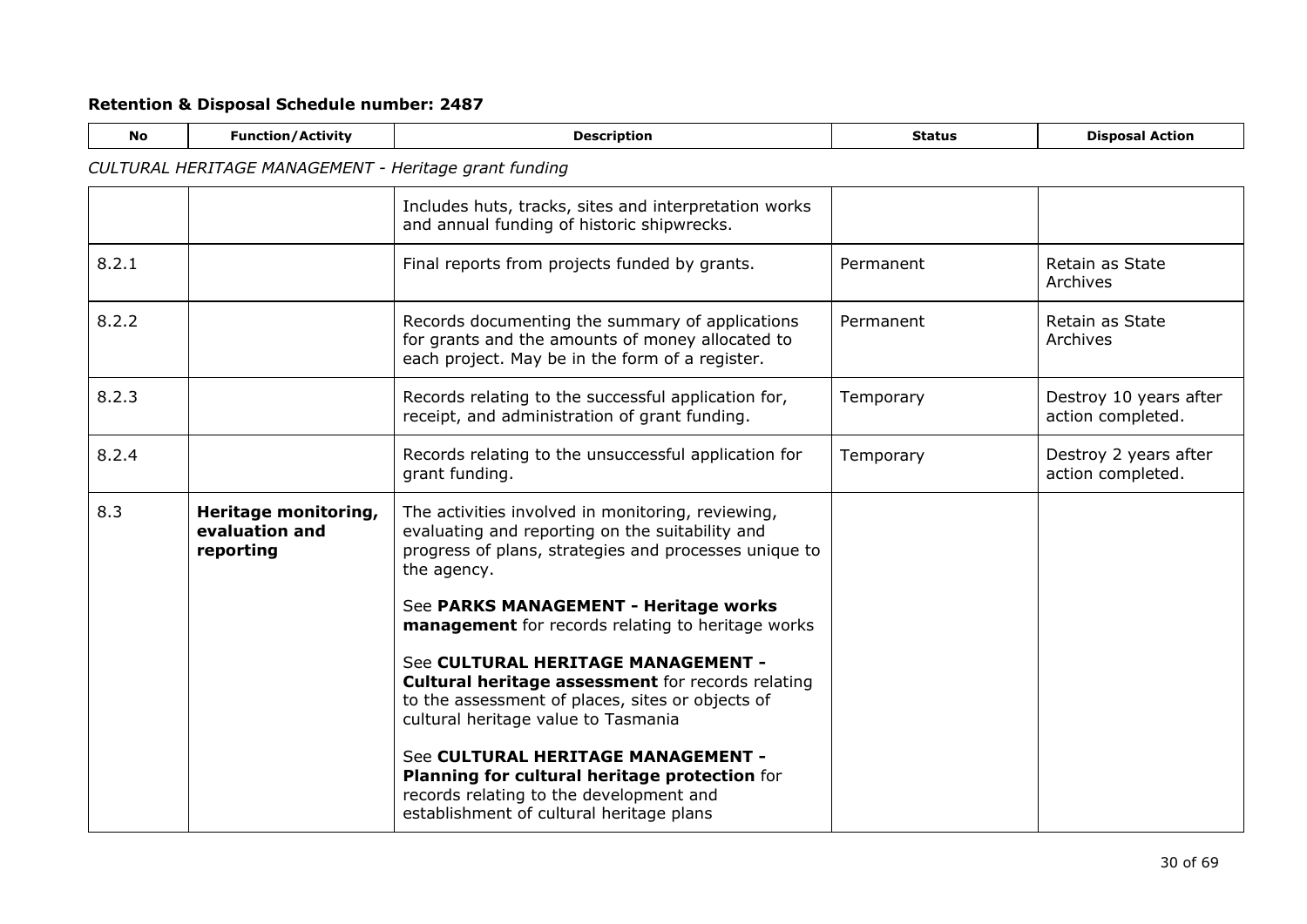**Retention & Disposal Schedule number: 2487**

| No | Function/Activity | Description | Status | Disposal Action |
|---|---|---|---|---|

*CULTURAL HERITAGE MANAGEMENT - Heritage grant funding*

| No | Function/Activity | Description | Status | Disposal Action |
|---|---|---|---|---|
| | | Includes huts, tracks, sites and interpretation works and annual funding of historic shipwrecks. | | |
| 8.2.1 | | Final reports from projects funded by grants. | Permanent | Retain as State Archives |
| 8.2.2 | | Records documenting the summary of applications for grants and the amounts of money allocated to each project. May be in the form of a register. | Permanent | Retain as State Archives |
| 8.2.3 | | Records relating to the successful application for, receipt, and administration of grant funding. | Temporary | Destroy 10 years after action completed. |
| 8.2.4 | | Records relating to the unsuccessful application for grant funding. | Temporary | Destroy 2 years after action completed. |
| 8.3 | **Heritage monitoring, evaluation and reporting** | The activities involved in monitoring, reviewing, evaluating and reporting on the suitability and progress of plans, strategies and processes unique to the agency.<br><br>See **PARKS MANAGEMENT - Heritage works management** for records relating to heritage works<br><br>See **CULTURAL HERITAGE MANAGEMENT - Cultural heritage assessment** for records relating to the assessment of places, sites or objects of cultural heritage value to Tasmania<br><br>See **CULTURAL HERITAGE MANAGEMENT - Planning for cultural heritage protection** for records relating to the development and establishment of cultural heritage plans | | |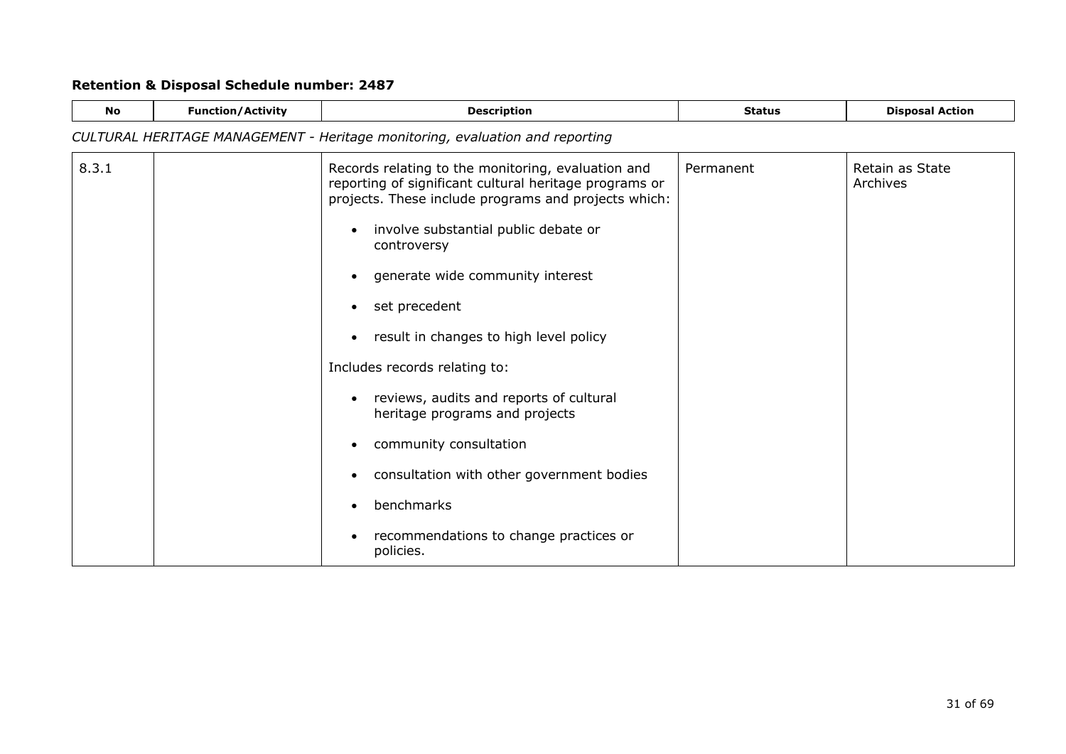## Retention & Disposal Schedule number: 2487

| No | Function/Activity | Description | Status | Disposal Action |
|---|---|---|---|---|
| *CULTURAL HERITAGE MANAGEMENT - Heritage monitoring, evaluation and reporting* | | | | |
| 8.3.1 | | Records relating to the monitoring, evaluation and reporting of significant cultural heritage programs or projects. These include programs and projects which:<br><br>• involve substantial public debate or controversy<br>• generate wide community interest<br>• set precedent<br>• result in changes to high level policy<br><br>Includes records relating to:<br><br>• reviews, audits and reports of cultural heritage programs and projects<br>• community consultation<br>• consultation with other government bodies<br>• benchmarks<br>• recommendations to change practices or policies. | Permanent | Retain as State Archives |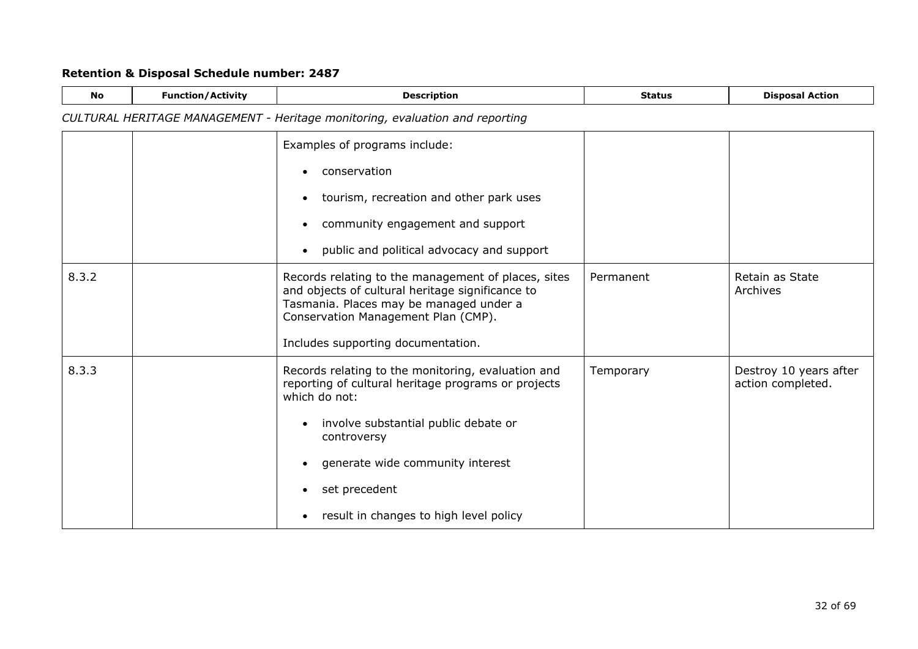## Retention & Disposal Schedule number: 2487

| No | Function/Activity | Description | Status | Disposal Action |
|---|---|---|---|---|
| *CULTURAL HERITAGE MANAGEMENT - Heritage monitoring, evaluation and reporting* | | | | |
| | | Examples of programs include:<br><ul><li>conservation</li><li>tourism, recreation and other park uses</li><li>community engagement and support</li><li>public and political advocacy and support</li></ul> | | |
| 8.3.2 | | Records relating to the management of places, sites and objects of cultural heritage significance to Tasmania. Places may be managed under a Conservation Management Plan (CMP).<br><br>Includes supporting documentation. | Permanent | Retain as State Archives |
| 8.3.3 | | Records relating to the monitoring, evaluation and reporting of cultural heritage programs or projects which do not:<br><ul><li>involve substantial public debate or controversy</li><li>generate wide community interest</li><li>set precedent</li><li>result in changes to high level policy</li></ul> | Temporary | Destroy 10 years after action completed. |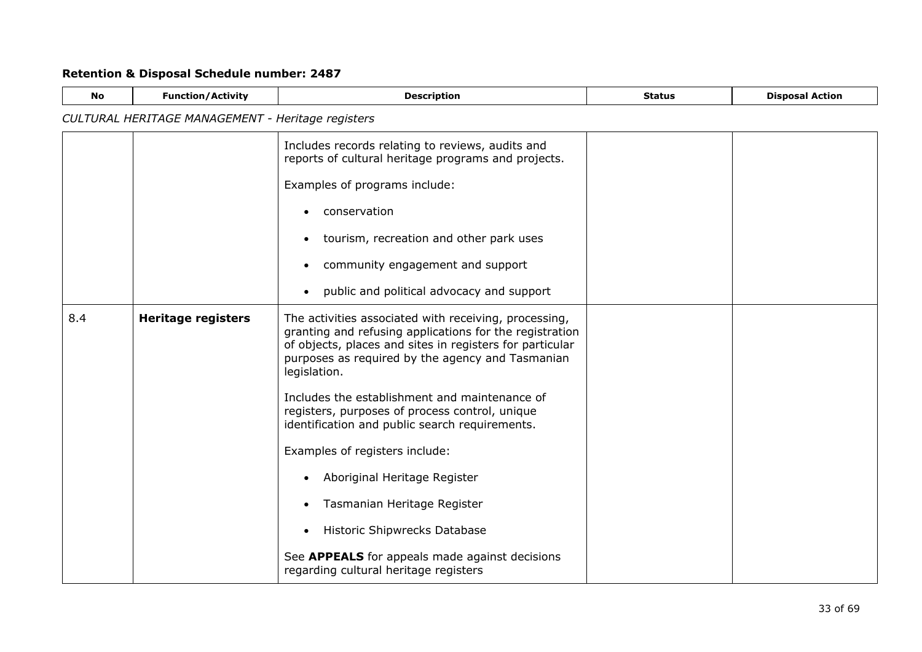## Retention & Disposal Schedule number: 2487

| No | Function/Activity | Description | Status | Disposal Action |
|---|---|---|---|---|

*CULTURAL HERITAGE MANAGEMENT - Heritage registers*

| No | Function/Activity | Description | Status | Disposal Action |
|---|---|---|---|---|
| | | Includes records relating to reviews, audits and reports of cultural heritage programs and projects.<br><br>Examples of programs include:<br><br>• conservation<br>• tourism, recreation and other park uses<br>• community engagement and support<br>• public and political advocacy and support | | |
| 8.4 | **Heritage registers** | The activities associated with receiving, processing, granting and refusing applications for the registration of objects, places and sites in registers for particular purposes as required by the agency and Tasmanian legislation.<br><br>Includes the establishment and maintenance of registers, purposes of process control, unique identification and public search requirements.<br><br>Examples of registers include:<br><br>• Aboriginal Heritage Register<br>• Tasmanian Heritage Register<br>• Historic Shipwrecks Database<br><br>See **APPEALS** for appeals made against decisions regarding cultural heritage registers | | |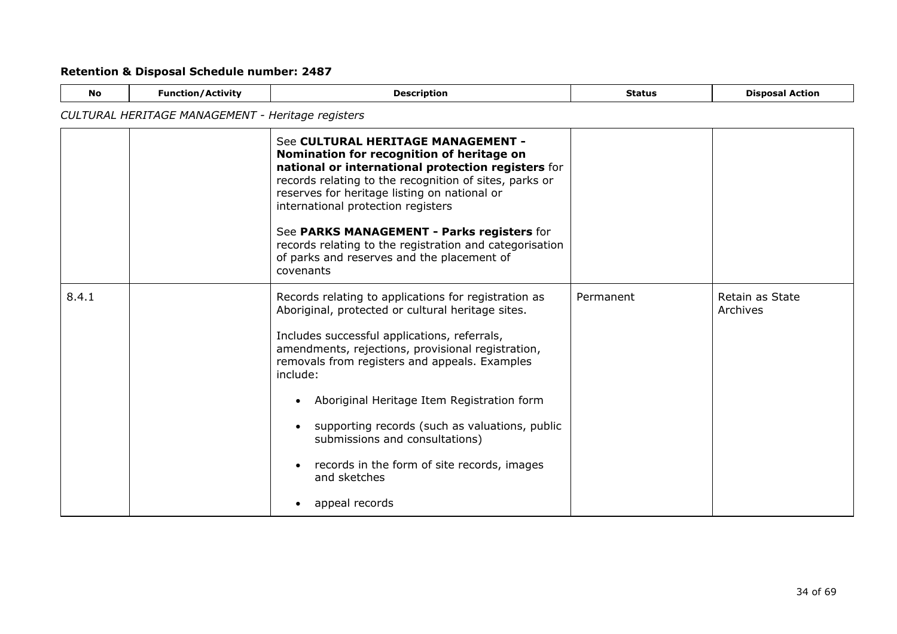**Retention & Disposal Schedule number: 2487**

| No | Function/Activity | Description | Status | Disposal Action |
|---|---|---|---|---|
| *CULTURAL HERITAGE MANAGEMENT - Heritage registers* | | | | |
| | | See **CULTURAL HERITAGE MANAGEMENT - Nomination for recognition of heritage on national or international protection registers** for records relating to the recognition of sites, parks or reserves for heritage listing on national or international protection registers<br><br>See **PARKS MANAGEMENT - Parks registers** for records relating to the registration and categorisation of parks and reserves and the placement of covenants | | |
| 8.4.1 | | Records relating to applications for registration as Aboriginal, protected or cultural heritage sites.<br><br>Includes successful applications, referrals, amendments, rejections, provisional registration, removals from registers and appeals. Examples include:<br><br>• Aboriginal Heritage Item Registration form<br>• supporting records (such as valuations, public submissions and consultations)<br>• records in the form of site records, images and sketches<br>• appeal records | Permanent | Retain as State Archives |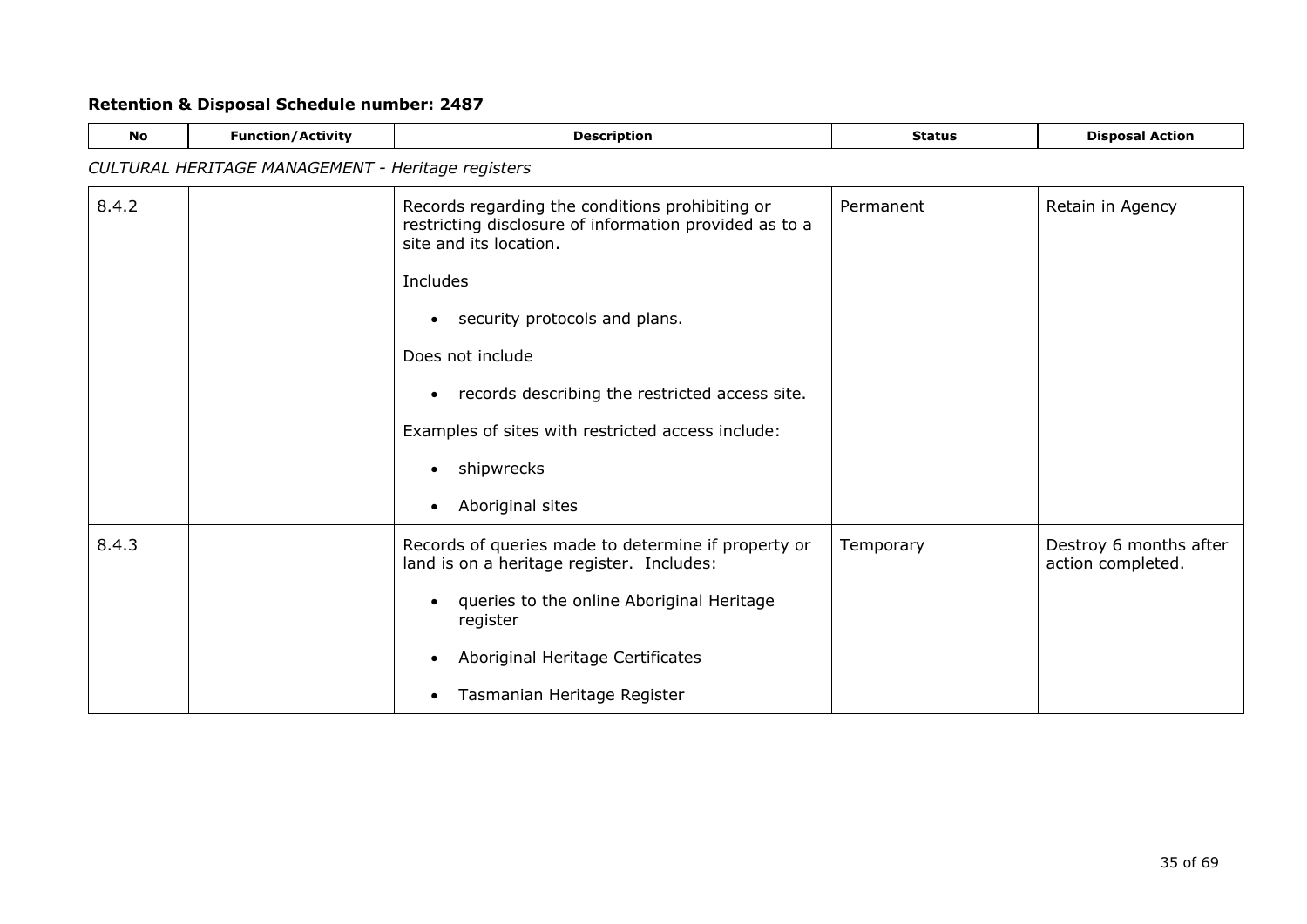## Retention & Disposal Schedule number: 2487

| No | Function/Activity | Description | Status | Disposal Action |
|---|---|---|---|---|
| *CULTURAL HERITAGE MANAGEMENT - Heritage registers* | | | | |
| 8.4.2 | | Records regarding the conditions prohibiting or restricting disclosure of information provided as to a site and its location.<br><br>Includes<br><br>• security protocols and plans.<br><br>Does not include<br><br>• records describing the restricted access site.<br><br>Examples of sites with restricted access include:<br><br>• shipwrecks<br><br>• Aboriginal sites | Permanent | Retain in Agency |
| 8.4.3 | | Records of queries made to determine if property or land is on a heritage register. Includes:<br><br>• queries to the online Aboriginal Heritage register<br><br>• Aboriginal Heritage Certificates<br><br>• Tasmanian Heritage Register | Temporary | Destroy 6 months after action completed. |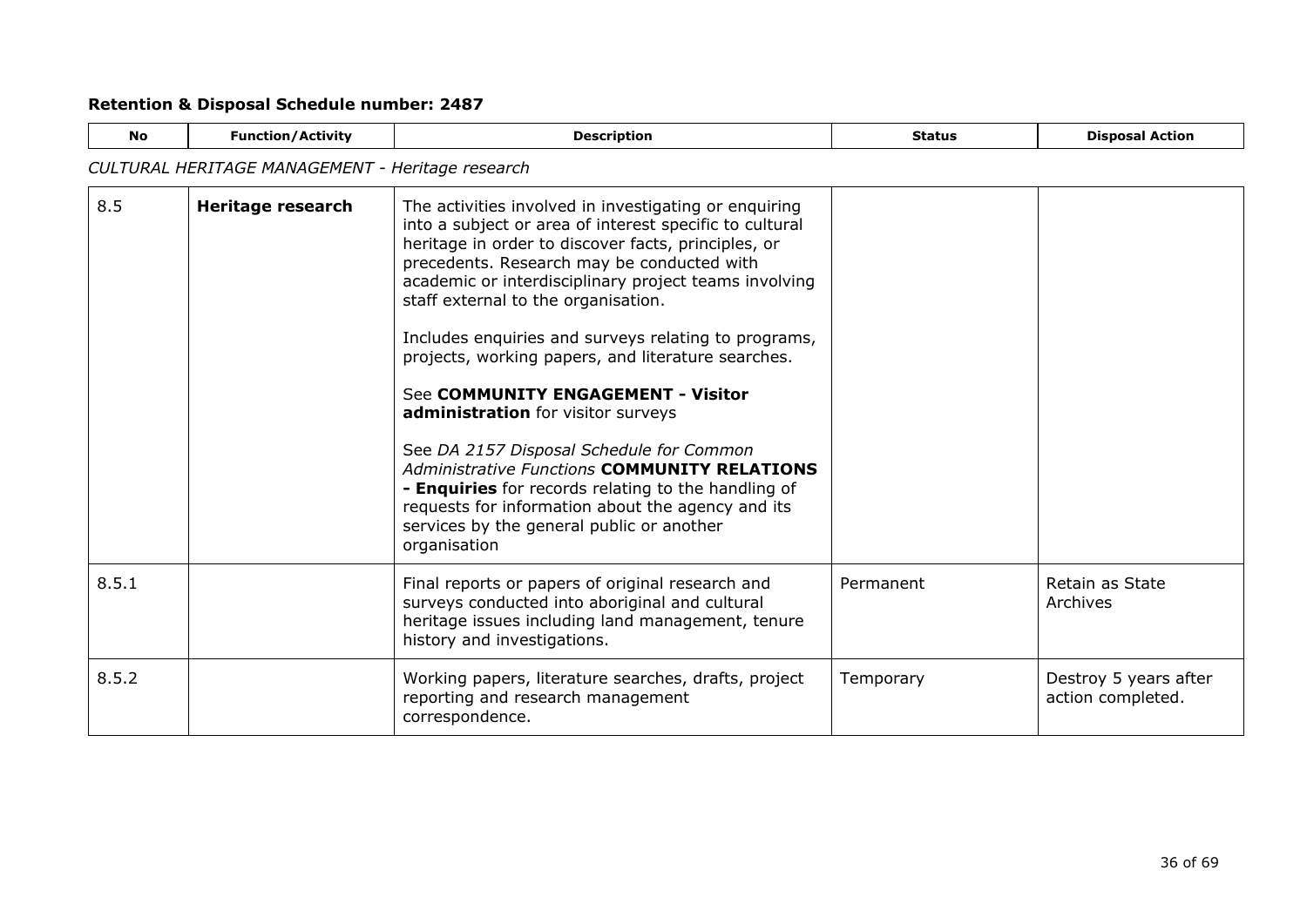**Retention & Disposal Schedule number: 2487**

| No | Function/Activity | Description | Status | Disposal Action |
|---|---|---|---|---|
| *CULTURAL HERITAGE MANAGEMENT - Heritage research* | | | | |
| 8.5 | **Heritage research** | The activities involved in investigating or enquiring into a subject or area of interest specific to cultural heritage in order to discover facts, principles, or precedents. Research may be conducted with academic or interdisciplinary project teams involving staff external to the organisation.<br><br>Includes enquiries and surveys relating to programs, projects, working papers, and literature searches.<br><br>See **COMMUNITY ENGAGEMENT - Visitor administration** for visitor surveys<br><br>See *DA 2157 Disposal Schedule for Common Administrative Functions* **COMMUNITY RELATIONS - Enquiries** for records relating to the handling of requests for information about the agency and its services by the general public or another organisation | | |
| 8.5.1 | | Final reports or papers of original research and surveys conducted into aboriginal and cultural heritage issues including land management, tenure history and investigations. | Permanent | Retain as State Archives |
| 8.5.2 | | Working papers, literature searches, drafts, project reporting and research management correspondence. | Temporary | Destroy 5 years after action completed. |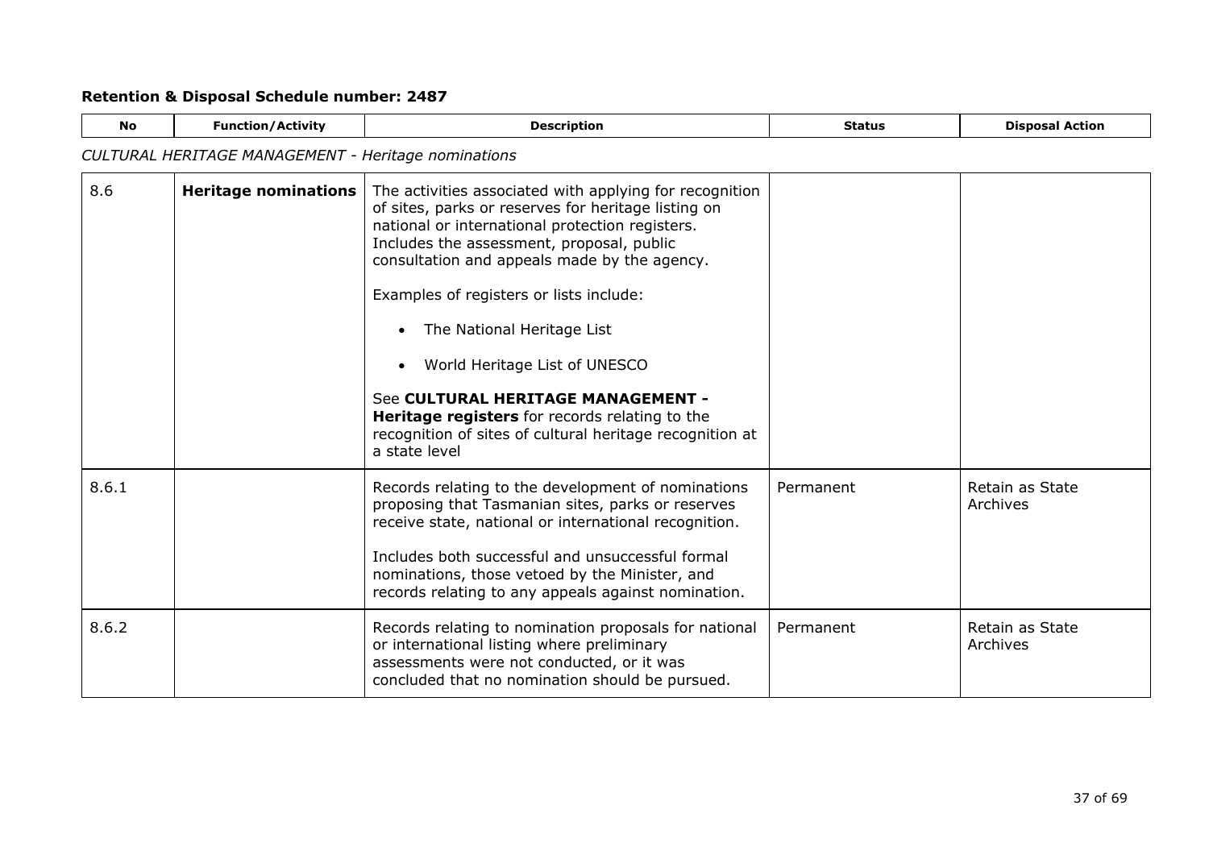**Retention & Disposal Schedule number: 2487**

| No | Function/Activity | Description | Status | Disposal Action |
|---|---|---|---|---|
| *CULTURAL HERITAGE MANAGEMENT - Heritage nominations* | | | | |
| 8.6 | **Heritage nominations** | The activities associated with applying for recognition of sites, parks or reserves for heritage listing on national or international protection registers. Includes the assessment, proposal, public consultation and appeals made by the agency.<br><br>Examples of registers or lists include:<br><br>• The National Heritage List<br><br>• World Heritage List of UNESCO<br><br>See **CULTURAL HERITAGE MANAGEMENT - Heritage registers** for records relating to the recognition of sites of cultural heritage recognition at a state level | | |
| 8.6.1 | | Records relating to the development of nominations proposing that Tasmanian sites, parks or reserves receive state, national or international recognition.<br><br>Includes both successful and unsuccessful formal nominations, those vetoed by the Minister, and records relating to any appeals against nomination. | Permanent | Retain as State Archives |
| 8.6.2 | | Records relating to nomination proposals for national or international listing where preliminary assessments were not conducted, or it was concluded that no nomination should be pursued. | Permanent | Retain as State Archives |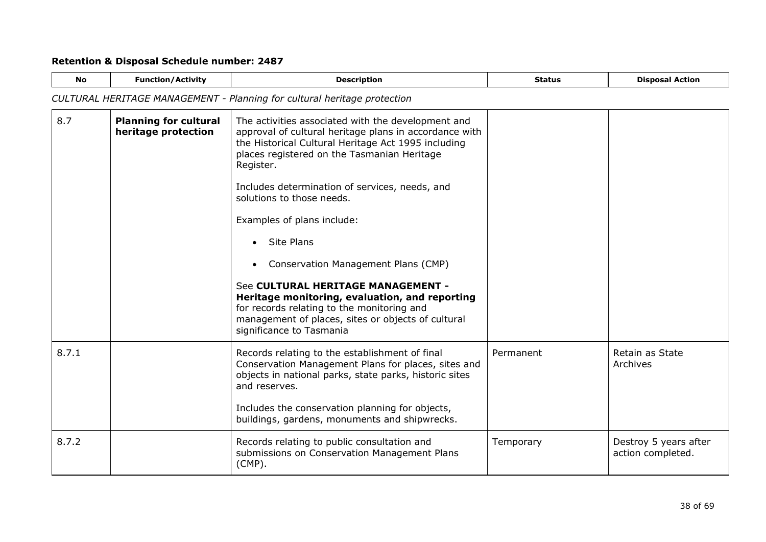**Retention & Disposal Schedule number: 2487**

*CULTURAL HERITAGE MANAGEMENT - Planning for cultural heritage protection*

| No | Function/Activity | Description | Status | Disposal Action |
|---|---|---|---|---|
| 8.7 | **Planning for cultural heritage protection** | The activities associated with the development and approval of cultural heritage plans in accordance with the Historical Cultural Heritage Act 1995 including places registered on the Tasmanian Heritage Register.<br><br>Includes determination of services, needs, and solutions to those needs.<br><br>Examples of plans include:<br><br>• Site Plans<br><br>• Conservation Management Plans (CMP)<br><br>See **CULTURAL HERITAGE MANAGEMENT - Heritage monitoring, evaluation, and reporting** for records relating to the monitoring and management of places, sites or objects of cultural significance to Tasmania | | |
| 8.7.1 | | Records relating to the establishment of final Conservation Management Plans for places, sites and objects in national parks, state parks, historic sites and reserves.<br><br>Includes the conservation planning for objects, buildings, gardens, monuments and shipwrecks. | Permanent | Retain as State Archives |
| 8.7.2 | | Records relating to public consultation and submissions on Conservation Management Plans (CMP). | Temporary | Destroy 5 years after action completed. |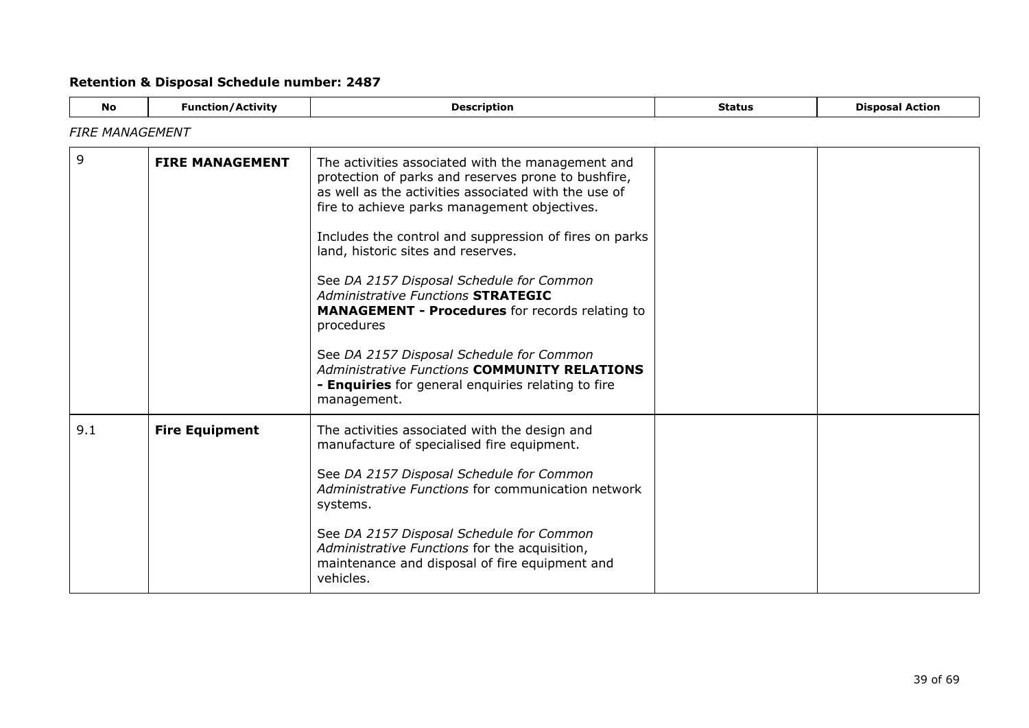## Retention & Disposal Schedule number: 2487

| No | Function/Activity | Description | Status | Disposal Action |
|---|---|---|---|---|
| *FIRE MANAGEMENT* | | | | |
| 9 | **FIRE MANAGEMENT** | The activities associated with the management and protection of parks and reserves prone to bushfire, as well as the activities associated with the use of fire to achieve parks management objectives.<br><br>Includes the control and suppression of fires on parks land, historic sites and reserves.<br><br>See *DA 2157 Disposal Schedule for Common Administrative Functions* **STRATEGIC MANAGEMENT - Procedures** for records relating to procedures<br><br>See *DA 2157 Disposal Schedule for Common Administrative Functions* **COMMUNITY RELATIONS - Enquiries** for general enquiries relating to fire management. | | |
| 9.1 | **Fire Equipment** | The activities associated with the design and manufacture of specialised fire equipment.<br><br>See *DA 2157 Disposal Schedule for Common Administrative Functions* for communication network systems.<br><br>See *DA 2157 Disposal Schedule for Common Administrative Functions* for the acquisition, maintenance and disposal of fire equipment and vehicles. | | |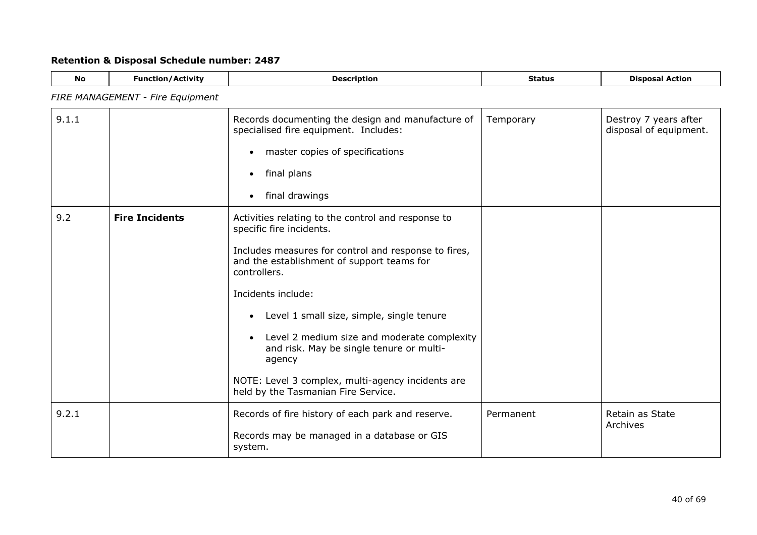## Retention & Disposal Schedule number: 2487

| No | Function/Activity | Description | Status | Disposal Action |
|---|---|---|---|---|
| *FIRE MANAGEMENT - Fire Equipment* | | | | |
| 9.1.1 | | Records documenting the design and manufacture of specialised fire equipment. Includes:<br>• master copies of specifications<br>• final plans<br>• final drawings | Temporary | Destroy 7 years after disposal of equipment. |
| 9.2 | **Fire Incidents** | Activities relating to the control and response to specific fire incidents.<br><br>Includes measures for control and response to fires, and the establishment of support teams for controllers.<br><br>Incidents include:<br>• Level 1 small size, simple, single tenure<br>• Level 2 medium size and moderate complexity and risk. May be single tenure or multi-agency<br><br>NOTE: Level 3 complex, multi-agency incidents are held by the Tasmanian Fire Service. | | |
| 9.2.1 | | Records of fire history of each park and reserve.<br><br>Records may be managed in a database or GIS system. | Permanent | Retain as State Archives |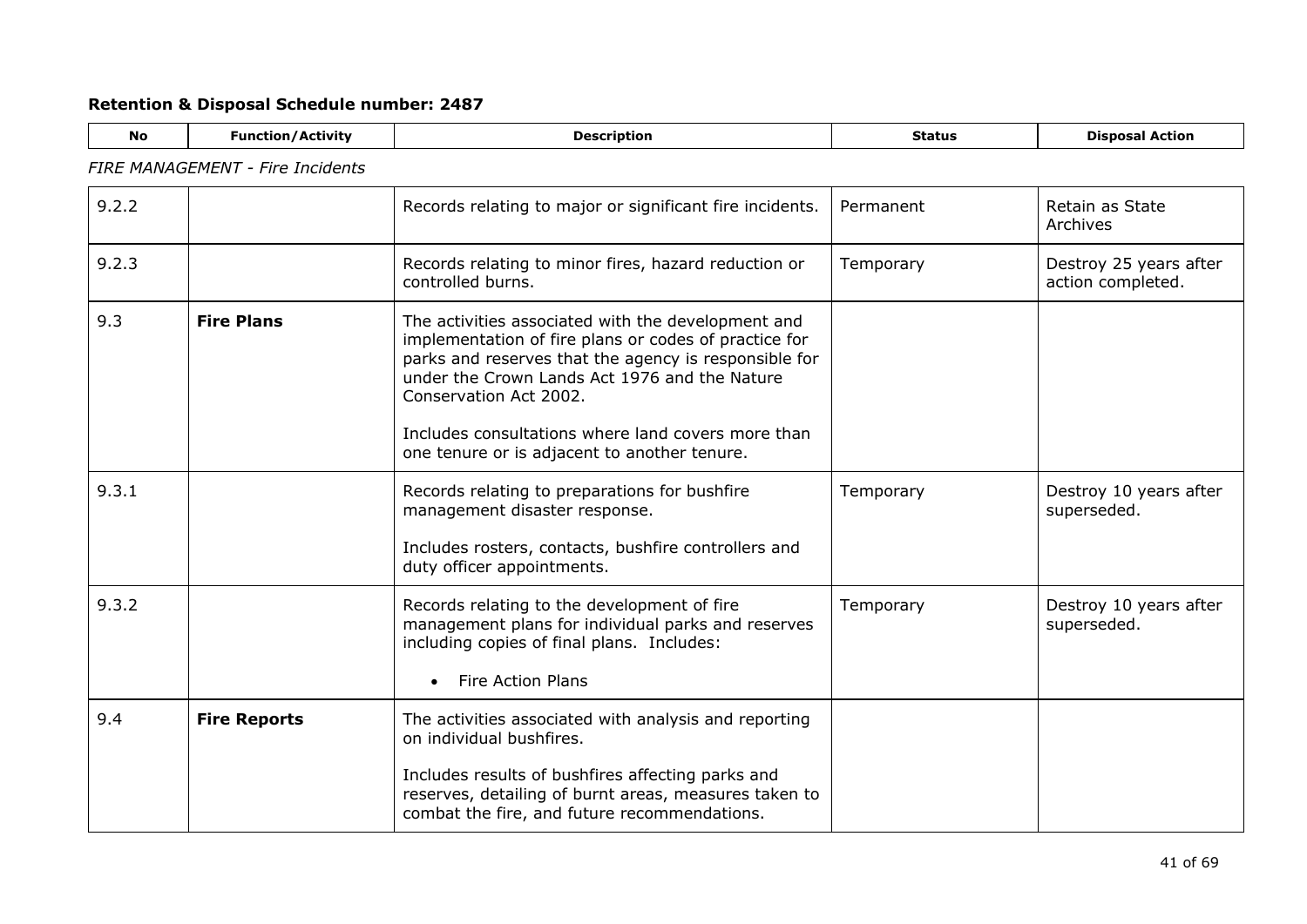## Retention & Disposal Schedule number: 2487

*FIRE MANAGEMENT - Fire Incidents*

| No | Function/Activity | Description | Status | Disposal Action |
|---|---|---|---|---|
| 9.2.2 | | Records relating to major or significant fire incidents. | Permanent | Retain as State Archives |
| 9.2.3 | | Records relating to minor fires, hazard reduction or controlled burns. | Temporary | Destroy 25 years after action completed. |
| 9.3 | **Fire Plans** | The activities associated with the development and implementation of fire plans or codes of practice for parks and reserves that the agency is responsible for under the Crown Lands Act 1976 and the Nature Conservation Act 2002.<br><br>Includes consultations where land covers more than one tenure or is adjacent to another tenure. | | |
| 9.3.1 | | Records relating to preparations for bushfire management disaster response.<br><br>Includes rosters, contacts, bushfire controllers and duty officer appointments. | Temporary | Destroy 10 years after superseded. |
| 9.3.2 | | Records relating to the development of fire management plans for individual parks and reserves including copies of final plans. Includes:<br><br>• Fire Action Plans | Temporary | Destroy 10 years after superseded. |
| 9.4 | **Fire Reports** | The activities associated with analysis and reporting on individual bushfires.<br><br>Includes results of bushfires affecting parks and reserves, detailing of burnt areas, measures taken to combat the fire, and future recommendations. | | |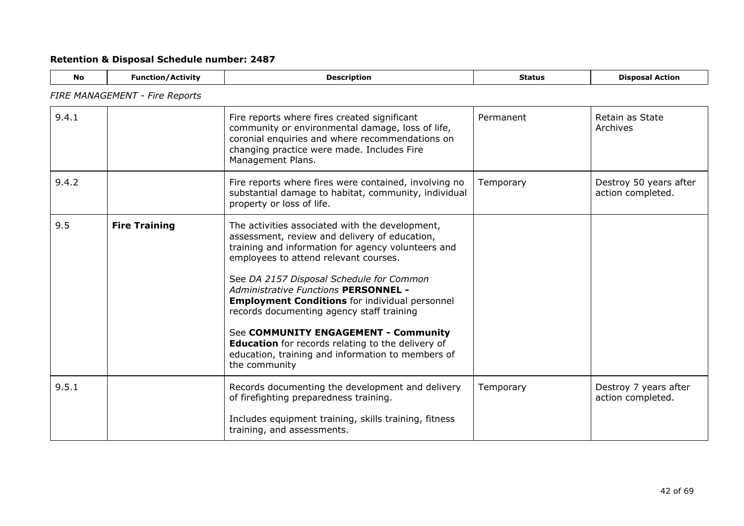## Retention & Disposal Schedule number: 2487

| No | Function/Activity | Description | Status | Disposal Action |
|---|---|---|---|---|
| *FIRE MANAGEMENT - Fire Reports* | | | | |
| 9.4.1 | | Fire reports where fires created significant community or environmental damage, loss of life, coronial enquiries and where recommendations on changing practice were made. Includes Fire Management Plans. | Permanent | Retain as State Archives |
| 9.4.2 | | Fire reports where fires were contained, involving no substantial damage to habitat, community, individual property or loss of life. | Temporary | Destroy 50 years after action completed. |
| 9.5 | **Fire Training** | The activities associated with the development, assessment, review and delivery of education, training and information for agency volunteers and employees to attend relevant courses.<br><br>See *DA 2157 Disposal Schedule for Common Administrative Functions* **PERSONNEL - Employment Conditions** for individual personnel records documenting agency staff training<br><br>See **COMMUNITY ENGAGEMENT - Community Education** for records relating to the delivery of education, training and information to members of the community | | |
| 9.5.1 | | Records documenting the development and delivery of firefighting preparedness training.<br><br>Includes equipment training, skills training, fitness training, and assessments. | Temporary | Destroy 7 years after action completed. |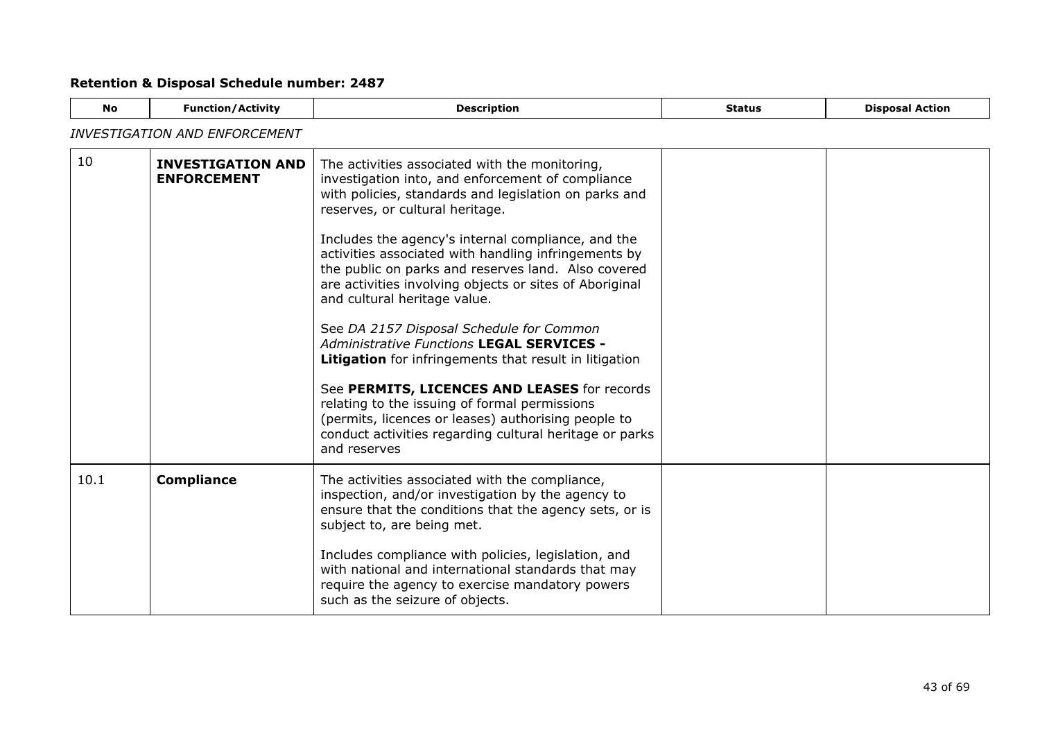**Retention & Disposal Schedule number: 2487**

| No | Function/Activity | Description | Status | Disposal Action |
|---|---|---|---|---|
| *INVESTIGATION AND ENFORCEMENT* | | | | |
| 10 | **INVESTIGATION AND ENFORCEMENT** | The activities associated with the monitoring, investigation into, and enforcement of compliance with policies, standards and legislation on parks and reserves, or cultural heritage.<br><br>Includes the agency's internal compliance, and the activities associated with handling infringements by the public on parks and reserves land. Also covered are activities involving objects or sites of Aboriginal and cultural heritage value.<br><br>See *DA 2157 Disposal Schedule for Common Administrative Functions* **LEGAL SERVICES - Litigation** for infringements that result in litigation<br><br>See **PERMITS, LICENCES AND LEASES** for records relating to the issuing of formal permissions (permits, licences or leases) authorising people to conduct activities regarding cultural heritage or parks and reserves | | |
| 10.1 | **Compliance** | The activities associated with the compliance, inspection, and/or investigation by the agency to ensure that the conditions that the agency sets, or is subject to, are being met.<br><br>Includes compliance with policies, legislation, and with national and international standards that may require the agency to exercise mandatory powers such as the seizure of objects. | | |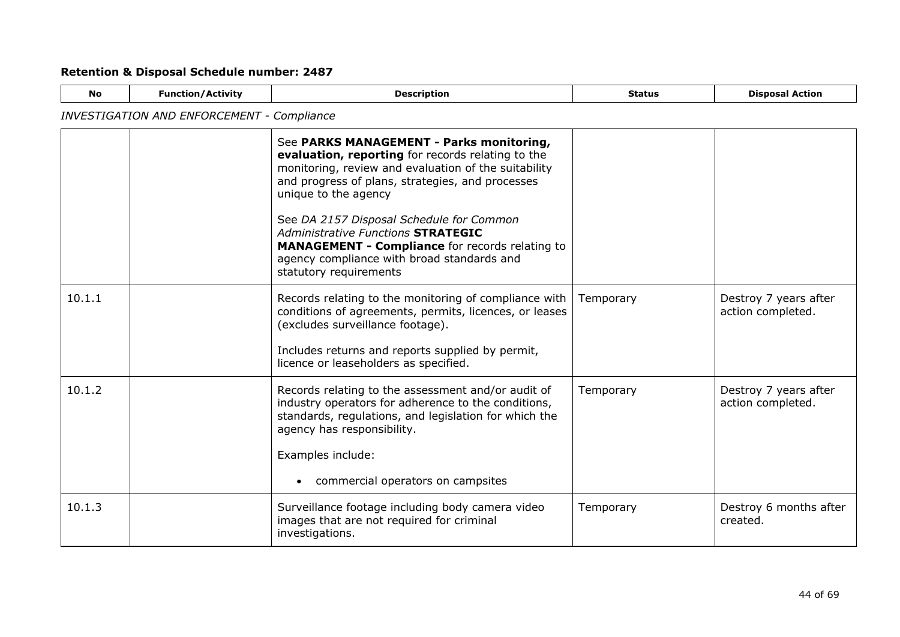## Retention & Disposal Schedule number: 2487

| No | Function/Activity | Description | Status | Disposal Action |
|---|---|---|---|---|
| *INVESTIGATION AND ENFORCEMENT - Compliance* | | | | |
| | | See **PARKS MANAGEMENT - Parks monitoring, evaluation, reporting** for records relating to the monitoring, review and evaluation of the suitability and progress of plans, strategies, and processes unique to the agency<br><br>See *DA 2157 Disposal Schedule for Common Administrative Functions* **STRATEGIC MANAGEMENT - Compliance** for records relating to agency compliance with broad standards and statutory requirements | | |
| 10.1.1 | | Records relating to the monitoring of compliance with conditions of agreements, permits, licences, or leases (excludes surveillance footage).<br><br>Includes returns and reports supplied by permit, licence or leaseholders as specified. | Temporary | Destroy 7 years after action completed. |
| 10.1.2 | | Records relating to the assessment and/or audit of industry operators for adherence to the conditions, standards, regulations, and legislation for which the agency has responsibility.<br><br>Examples include:<br><br>• commercial operators on campsites | Temporary | Destroy 7 years after action completed. |
| 10.1.3 | | Surveillance footage including body camera video images that are not required for criminal investigations. | Temporary | Destroy 6 months after created. |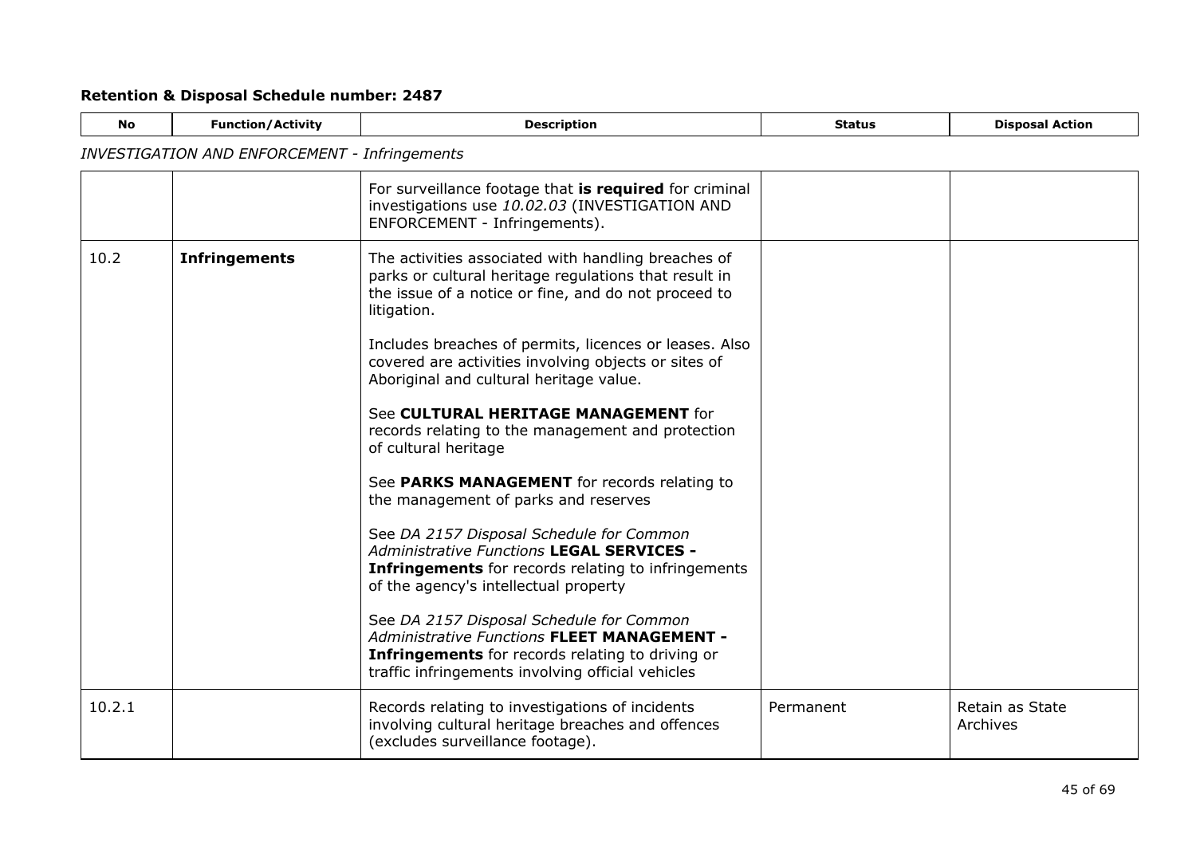**Retention & Disposal Schedule number: 2487**

*INVESTIGATION AND ENFORCEMENT - Infringements*

| No | Function/Activity | Description | Status | Disposal Action |
|---|---|---|---|---|
| | | For surveillance footage that **is required** for criminal investigations use *10.02.03* (INVESTIGATION AND ENFORCEMENT - Infringements). | | |
| 10.2 | **Infringements** | The activities associated with handling breaches of parks or cultural heritage regulations that result in the issue of a notice or fine, and do not proceed to litigation.<br><br>Includes breaches of permits, licences or leases. Also covered are activities involving objects or sites of Aboriginal and cultural heritage value.<br><br>See **CULTURAL HERITAGE MANAGEMENT** for records relating to the management and protection of cultural heritage<br><br>See **PARKS MANAGEMENT** for records relating to the management of parks and reserves<br><br>See *DA 2157 Disposal Schedule for Common Administrative Functions* **LEGAL SERVICES - Infringements** for records relating to infringements of the agency's intellectual property<br><br>See *DA 2157 Disposal Schedule for Common Administrative Functions* **FLEET MANAGEMENT - Infringements** for records relating to driving or traffic infringements involving official vehicles | | |
| 10.2.1 | | Records relating to investigations of incidents involving cultural heritage breaches and offences (excludes surveillance footage). | Permanent | Retain as State Archives |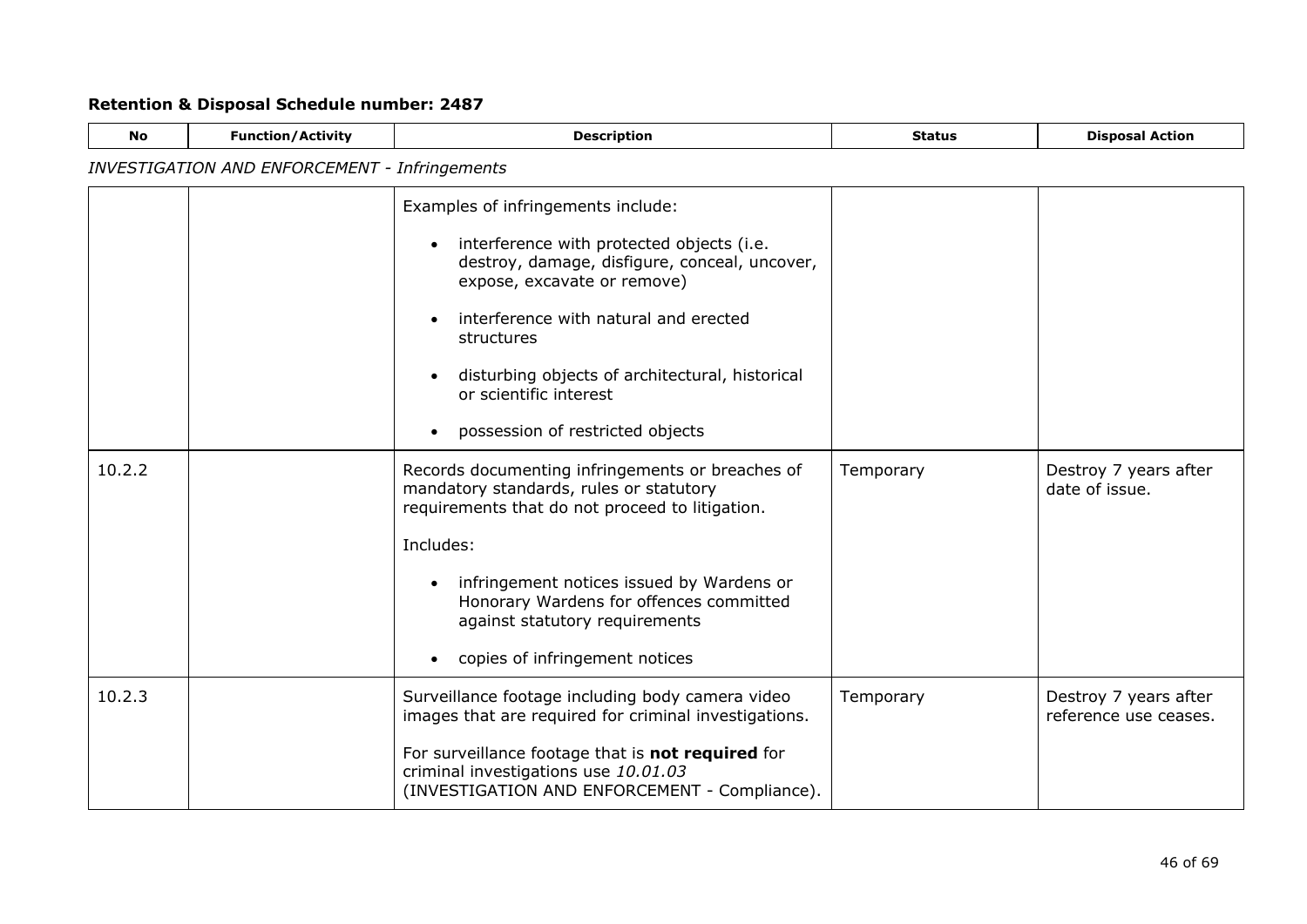## Retention & Disposal Schedule number: 2487

| No | Function/Activity | Description | Status | Disposal Action |
|---|---|---|---|---|
| *INVESTIGATION AND ENFORCEMENT - Infringements* | | | | |
| | | Examples of infringements include:<br><br>• interference with protected objects (i.e. destroy, damage, disfigure, conceal, uncover, expose, excavate or remove)<br><br>• interference with natural and erected structures<br><br>• disturbing objects of architectural, historical or scientific interest<br><br>• possession of restricted objects | | |
| 10.2.2 | | Records documenting infringements or breaches of mandatory standards, rules or statutory requirements that do not proceed to litigation.<br><br>Includes:<br><br>• infringement notices issued by Wardens or Honorary Wardens for offences committed against statutory requirements<br><br>• copies of infringement notices | Temporary | Destroy 7 years after date of issue. |
| 10.2.3 | | Surveillance footage including body camera video images that are required for criminal investigations.<br><br>For surveillance footage that is **not required** for criminal investigations use *10.01.03* (INVESTIGATION AND ENFORCEMENT - Compliance). | Temporary | Destroy 7 years after reference use ceases. |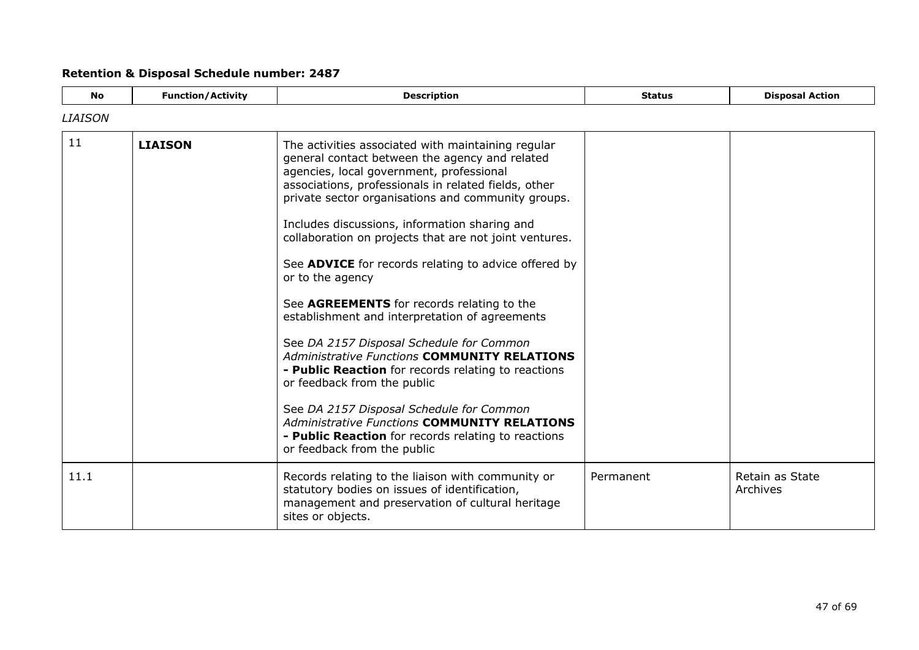## Retention & Disposal Schedule number: 2487

| No | Function/Activity | Description | Status | Disposal Action |
|---|---|---|---|---|
| *LIAISON* | | | | |
| 11 | **LIAISON** | The activities associated with maintaining regular general contact between the agency and related agencies, local government, professional associations, professionals in related fields, other private sector organisations and community groups.<br><br>Includes discussions, information sharing and collaboration on projects that are not joint ventures.<br><br>See **ADVICE** for records relating to advice offered by or to the agency<br><br>See **AGREEMENTS** for records relating to the establishment and interpretation of agreements<br><br>See *DA 2157 Disposal Schedule for Common Administrative Functions* **COMMUNITY RELATIONS - Public Reaction** for records relating to reactions or feedback from the public<br><br>See *DA 2157 Disposal Schedule for Common Administrative Functions* **COMMUNITY RELATIONS - Public Reaction** for records relating to reactions or feedback from the public | | |
| 11.1 | | Records relating to the liaison with community or statutory bodies on issues of identification, management and preservation of cultural heritage sites or objects. | Permanent | Retain as State Archives |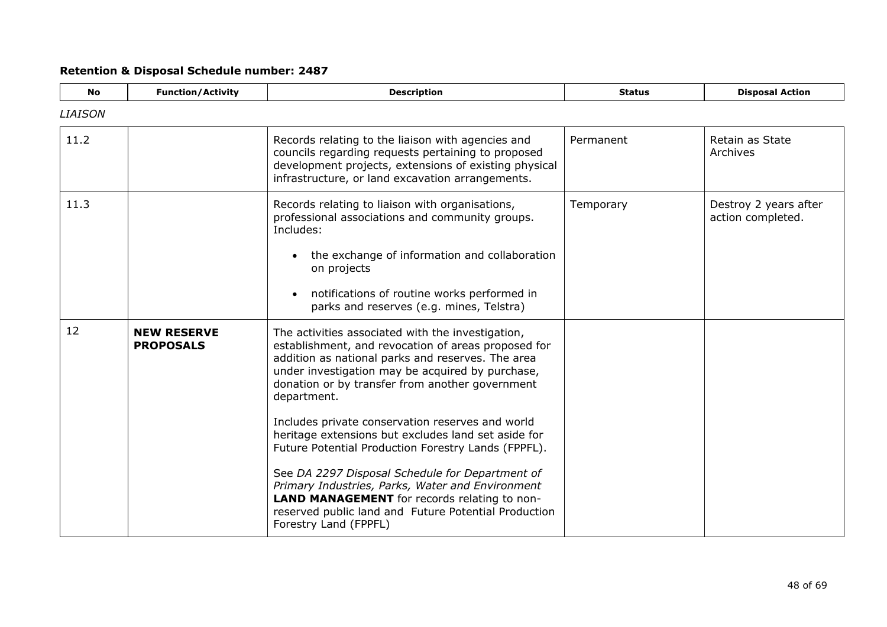**Retention & Disposal Schedule number: 2487**

| No | Function/Activity | Description | Status | Disposal Action |
|---|---|---|---|---|
| *LIAISON* | | | | |
| 11.2 | | Records relating to the liaison with agencies and councils regarding requests pertaining to proposed development projects, extensions of existing physical infrastructure, or land excavation arrangements. | Permanent | Retain as State Archives |
| 11.3 | | Records relating to liaison with organisations, professional associations and community groups. Includes:<br><br>• the exchange of information and collaboration on projects<br><br>• notifications of routine works performed in parks and reserves (e.g. mines, Telstra) | Temporary | Destroy 2 years after action completed. |
| 12 | **NEW RESERVE PROPOSALS** | The activities associated with the investigation, establishment, and revocation of areas proposed for addition as national parks and reserves. The area under investigation may be acquired by purchase, donation or by transfer from another government department.<br><br>Includes private conservation reserves and world heritage extensions but excludes land set aside for Future Potential Production Forestry Lands (FPPFL).<br><br>See *DA 2297 Disposal Schedule for Department of Primary Industries, Parks, Water and Environment* **LAND MANAGEMENT** for records relating to non-reserved public land and Future Potential Production Forestry Land (FPPFL) | | |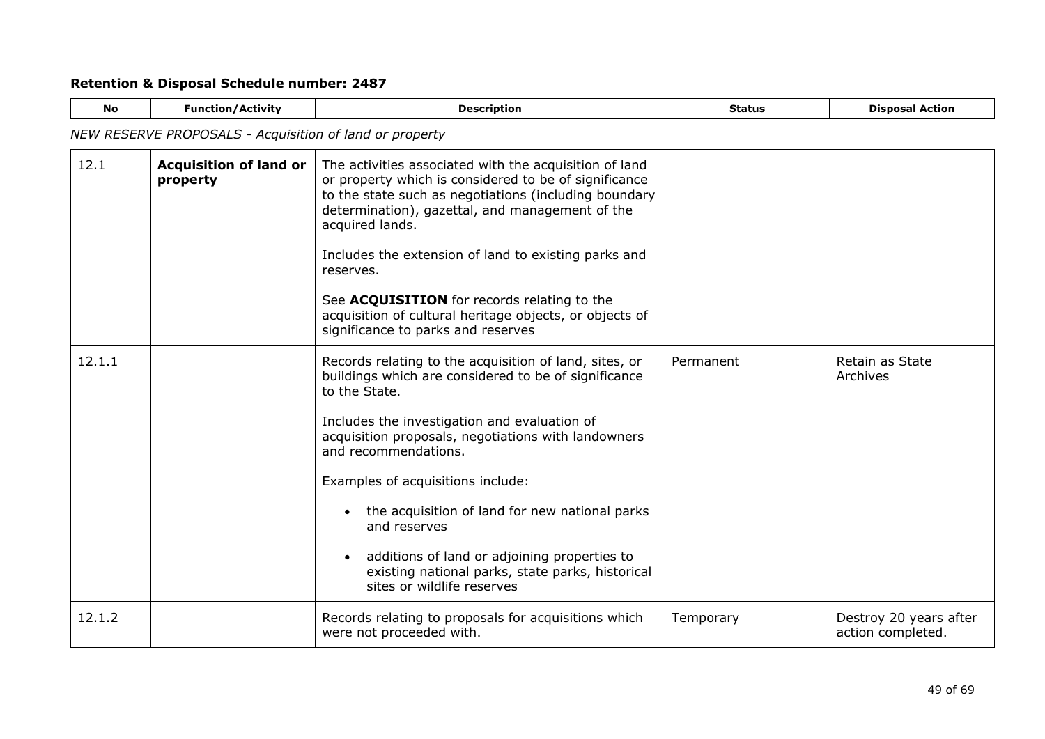## Retention & Disposal Schedule number: 2487

*NEW RESERVE PROPOSALS - Acquisition of land or property*

| No | Function/Activity | Description | Status | Disposal Action |
|---|---|---|---|---|
| 12.1 | **Acquisition of land or property** | The activities associated with the acquisition of land or property which is considered to be of significance to the state such as negotiations (including boundary determination), gazettal, and management of the acquired lands.<br><br>Includes the extension of land to existing parks and reserves.<br><br>See **ACQUISITION** for records relating to the acquisition of cultural heritage objects, or objects of significance to parks and reserves | | |
| 12.1.1 | | Records relating to the acquisition of land, sites, or buildings which are considered to be of significance to the State.<br><br>Includes the investigation and evaluation of acquisition proposals, negotiations with landowners and recommendations.<br><br>Examples of acquisitions include:<br><br>• the acquisition of land for new national parks and reserves<br><br>• additions of land or adjoining properties to existing national parks, state parks, historical sites or wildlife reserves | Permanent | Retain as State Archives |
| 12.1.2 | | Records relating to proposals for acquisitions which were not proceeded with. | Temporary | Destroy 20 years after action completed. |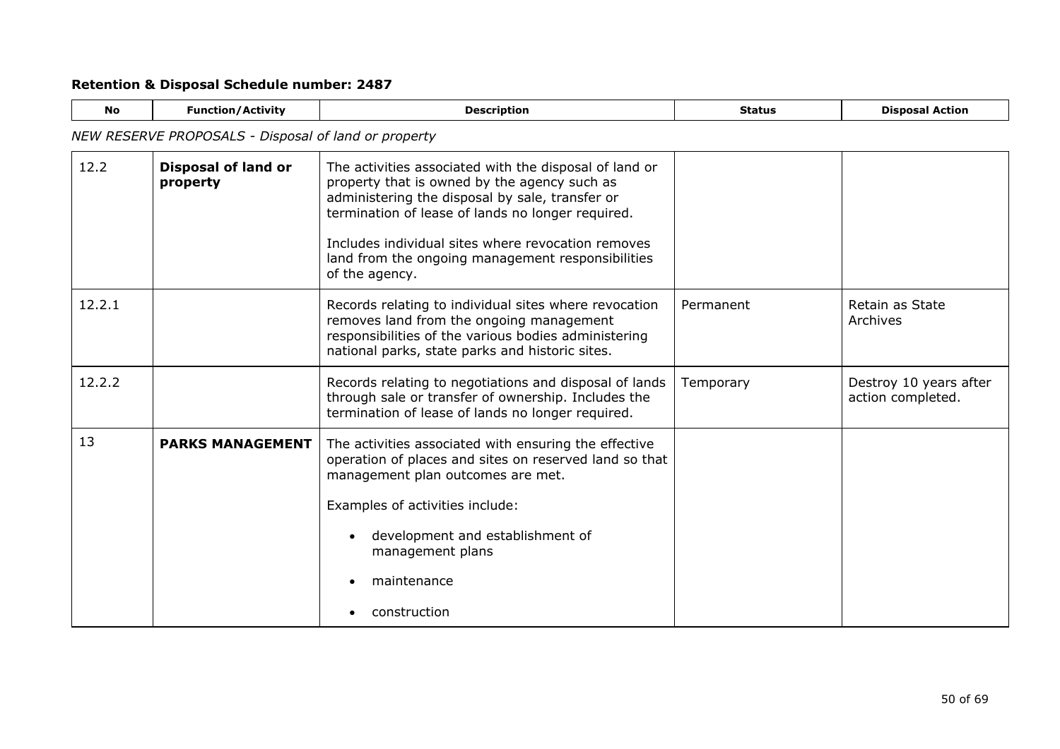**Retention & Disposal Schedule number: 2487**

| No | Function/Activity | Description | Status | Disposal Action |
|---|---|---|---|---|

*NEW RESERVE PROPOSALS - Disposal of land or property*

| No | Function/Activity | Description | Status | Disposal Action |
|---|---|---|---|---|
| 12.2 | **Disposal of land or property** | The activities associated with the disposal of land or property that is owned by the agency such as administering the disposal by sale, transfer or termination of lease of lands no longer required.<br><br>Includes individual sites where revocation removes land from the ongoing management responsibilities of the agency. | | |
| 12.2.1 | | Records relating to individual sites where revocation removes land from the ongoing management responsibilities of the various bodies administering national parks, state parks and historic sites. | Permanent | Retain as State Archives |
| 12.2.2 | | Records relating to negotiations and disposal of lands through sale or transfer of ownership. Includes the termination of lease of lands no longer required. | Temporary | Destroy 10 years after action completed. |
| 13 | **PARKS MANAGEMENT** | The activities associated with ensuring the effective operation of places and sites on reserved land so that management plan outcomes are met.<br><br>Examples of activities include:<br><br>• development and establishment of management plans<br><br>• maintenance<br><br>• construction | | |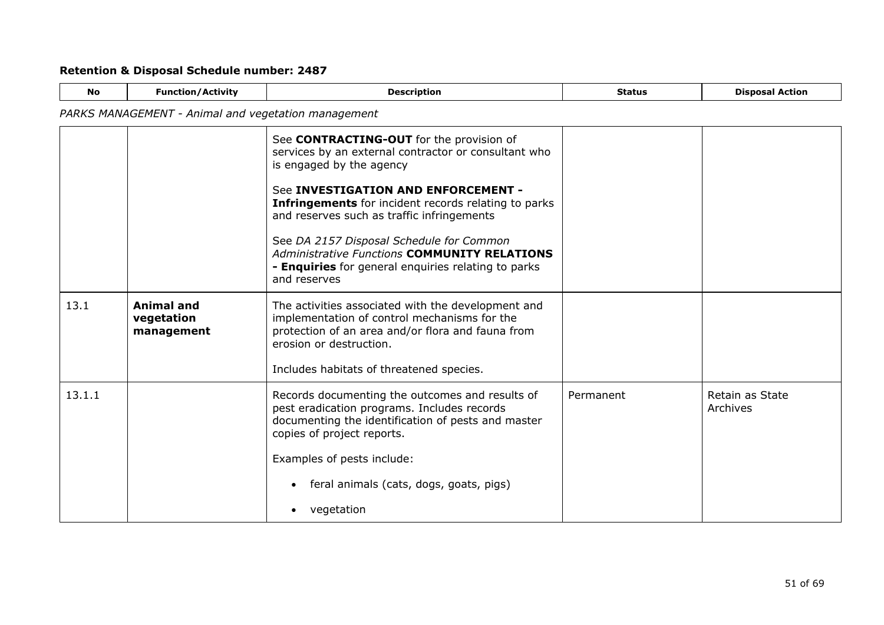**Retention & Disposal Schedule number: 2487**

| No | Function/Activity | Description | Status | Disposal Action |
|---|---|---|---|---|

*PARKS MANAGEMENT - Animal and vegetation management*

| No | Function/Activity | Description | Status | Disposal Action |
|---|---|---|---|---|
| | | See **CONTRACTING-OUT** for the provision of services by an external contractor or consultant who is engaged by the agency<br><br>See **INVESTIGATION AND ENFORCEMENT - Infringements** for incident records relating to parks and reserves such as traffic infringements<br><br>See *DA 2157 Disposal Schedule for Common Administrative Functions* **COMMUNITY RELATIONS - Enquiries** for general enquiries relating to parks and reserves | | |
| 13.1 | **Animal and vegetation management** | The activities associated with the development and implementation of control mechanisms for the protection of an area and/or flora and fauna from erosion or destruction.<br><br>Includes habitats of threatened species. | | |
| 13.1.1 | | Records documenting the outcomes and results of pest eradication programs. Includes records documenting the identification of pests and master copies of project reports.<br><br>Examples of pests include:<br><br>• feral animals (cats, dogs, goats, pigs)<br><br>• vegetation | Permanent | Retain as State Archives |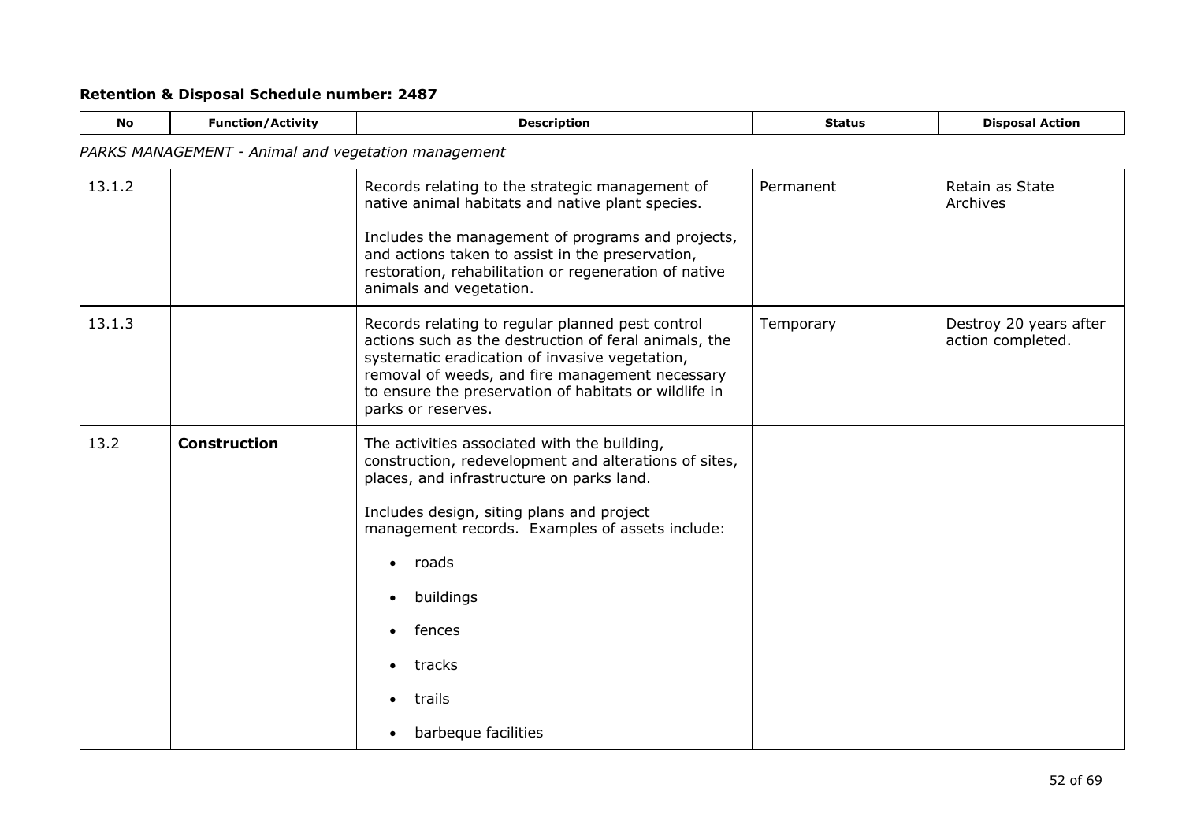**Retention & Disposal Schedule number: 2487**

| No | Function/Activity | Description | Status | Disposal Action |
|---|---|---|---|---|
| *PARKS MANAGEMENT - Animal and vegetation management* | | | | |
| 13.1.2 | | Records relating to the strategic management of native animal habitats and native plant species.<br><br>Includes the management of programs and projects, and actions taken to assist in the preservation, restoration, rehabilitation or regeneration of native animals and vegetation. | Permanent | Retain as State Archives |
| 13.1.3 | | Records relating to regular planned pest control actions such as the destruction of feral animals, the systematic eradication of invasive vegetation, removal of weeds, and fire management necessary to ensure the preservation of habitats or wildlife in parks or reserves. | Temporary | Destroy 20 years after action completed. |
| 13.2 | **Construction** | The activities associated with the building, construction, redevelopment and alterations of sites, places, and infrastructure on parks land.<br><br>Includes design, siting plans and project management records. Examples of assets include:<br><br>• roads<br>• buildings<br>• fences<br>• tracks<br>• trails<br>• barbeque facilities | | |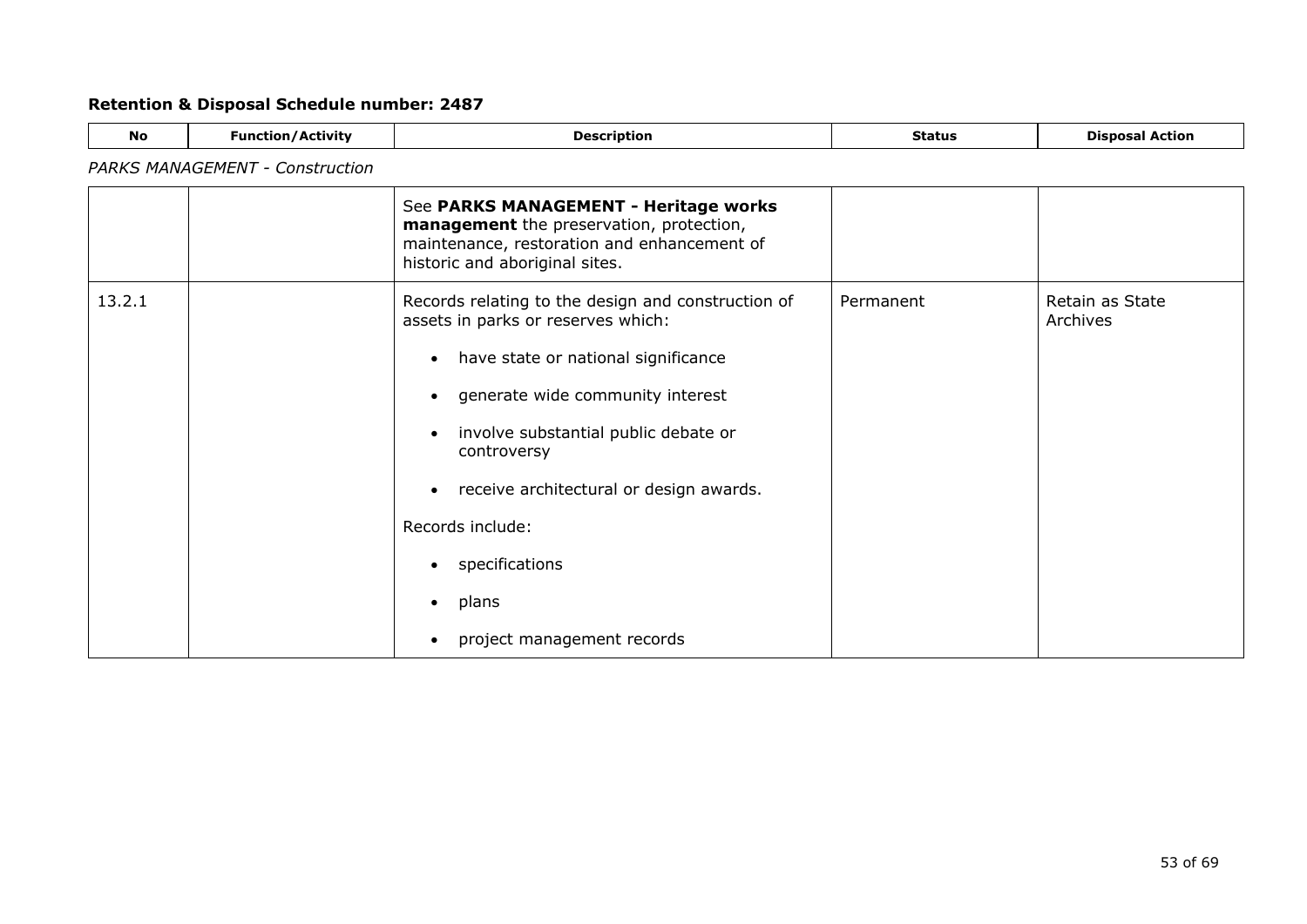## Retention & Disposal Schedule number: 2487

| No | Function/Activity | Description | Status | Disposal Action |
|---|---|---|---|---|
| *PARKS MANAGEMENT - Construction* | | | | |
| | | See **PARKS MANAGEMENT - Heritage works management** the preservation, protection, maintenance, restoration and enhancement of historic and aboriginal sites. | | |
| 13.2.1 | | Records relating to the design and construction of assets in parks or reserves which:<br>• have state or national significance<br>• generate wide community interest<br>• involve substantial public debate or controversy<br>• receive architectural or design awards.<br>Records include:<br>• specifications<br>• plans<br>• project management records | Permanent | Retain as State Archives |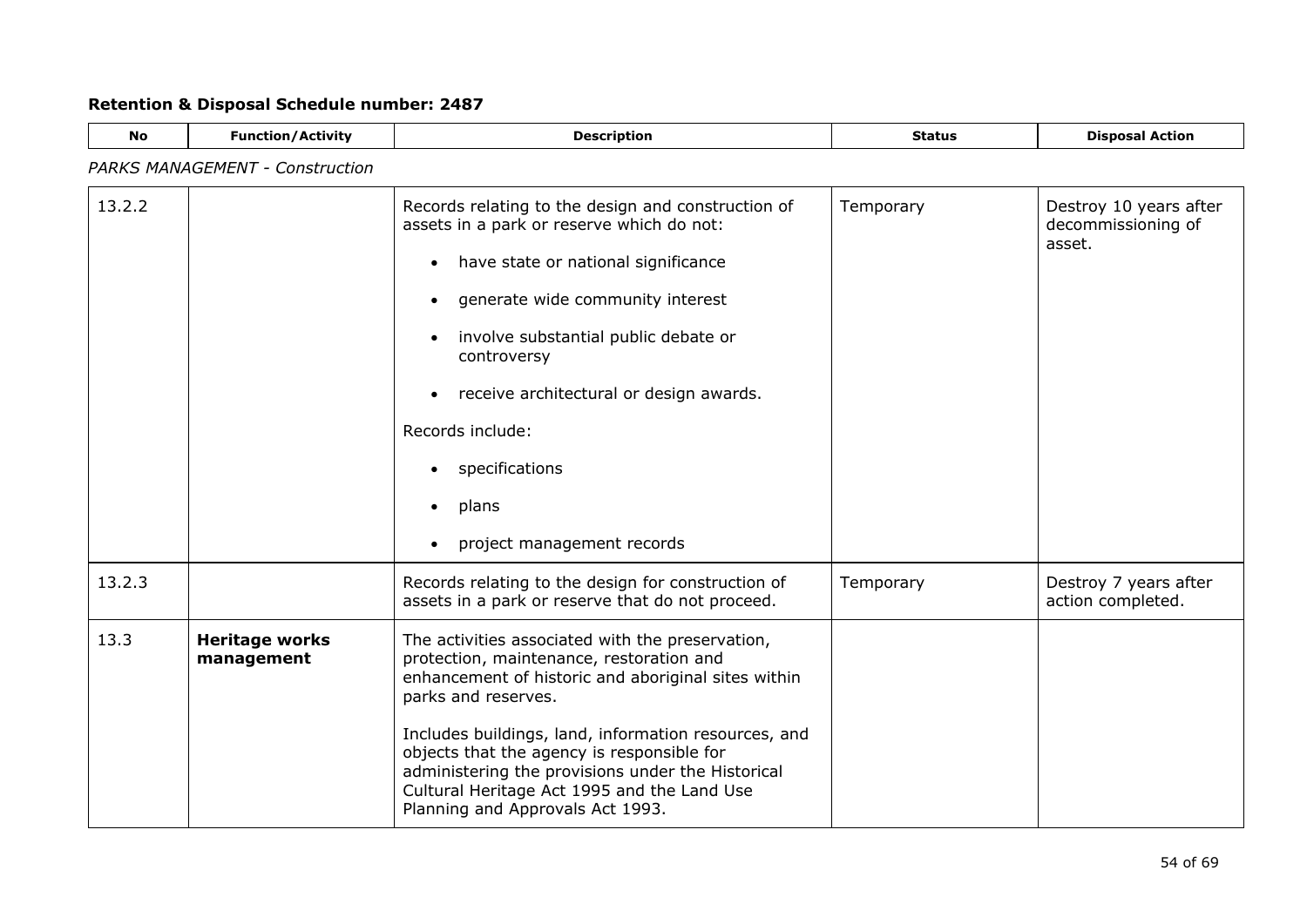**Retention & Disposal Schedule number: 2487**

| No | Function/Activity | Description | Status | Disposal Action |
|---|---|---|---|---|
| *PARKS MANAGEMENT - Construction* | | | | |
| 13.2.2 | | Records relating to the design and construction of assets in a park or reserve which do not:<br>• have state or national significance<br>• generate wide community interest<br>• involve substantial public debate or controversy<br>• receive architectural or design awards.<br>Records include:<br>• specifications<br>• plans<br>• project management records | Temporary | Destroy 10 years after decommissioning of asset. |
| 13.2.3 | | Records relating to the design for construction of assets in a park or reserve that do not proceed. | Temporary | Destroy 7 years after action completed. |
| 13.3 | **Heritage works management** | The activities associated with the preservation, protection, maintenance, restoration and enhancement of historic and aboriginal sites within parks and reserves.<br><br>Includes buildings, land, information resources, and objects that the agency is responsible for administering the provisions under the Historical Cultural Heritage Act 1995 and the Land Use Planning and Approvals Act 1993. | | |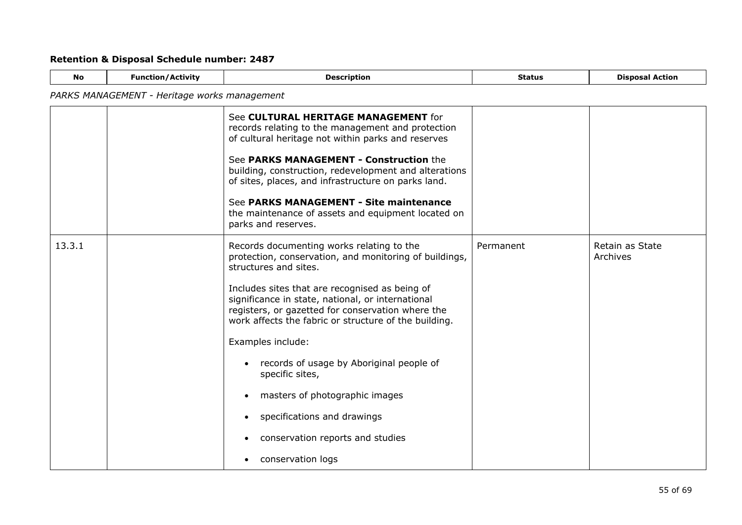## Retention & Disposal Schedule number: 2487

| No | Function/Activity | Description | Status | Disposal Action |
|---|---|---|---|---|
| *PARKS MANAGEMENT - Heritage works management* | | | | |
| | | See **CULTURAL HERITAGE MANAGEMENT** for records relating to the management and protection of cultural heritage not within parks and reserves<br><br>See **PARKS MANAGEMENT - Construction** the building, construction, redevelopment and alterations of sites, places, and infrastructure on parks land.<br><br>See **PARKS MANAGEMENT - Site maintenance** the maintenance of assets and equipment located on parks and reserves. | | |
| 13.3.1 | | Records documenting works relating to the protection, conservation, and monitoring of buildings, structures and sites.<br><br>Includes sites that are recognised as being of significance in state, national, or international registers, or gazetted for conservation where the work affects the fabric or structure of the building.<br><br>Examples include:<br><br>• records of usage by Aboriginal people of specific sites,<br>• masters of photographic images<br>• specifications and drawings<br>• conservation reports and studies<br>• conservation logs | Permanent | Retain as State Archives |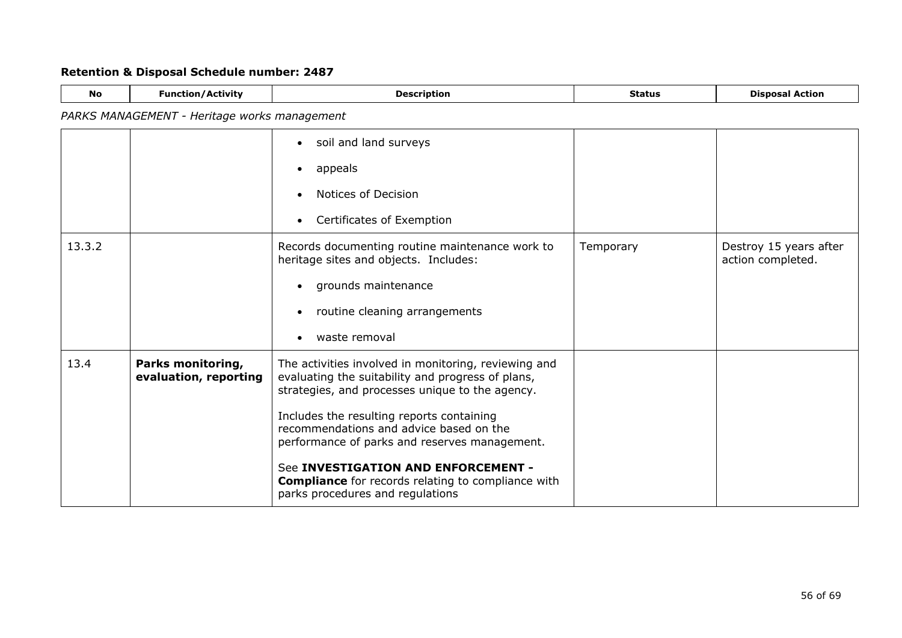**Retention & Disposal Schedule number: 2487**

*PARKS MANAGEMENT - Heritage works management*

| No | Function/Activity | Description | Status | Disposal Action |
|---|---|---|---|---|
| | | • soil and land surveys<br>• appeals<br>• Notices of Decision<br>• Certificates of Exemption | | |
| 13.3.2 | | Records documenting routine maintenance work to heritage sites and objects. Includes:<br>• grounds maintenance<br>• routine cleaning arrangements<br>• waste removal | Temporary | Destroy 15 years after action completed. |
| 13.4 | **Parks monitoring, evaluation, reporting** | The activities involved in monitoring, reviewing and evaluating the suitability and progress of plans, strategies, and processes unique to the agency.<br><br>Includes the resulting reports containing recommendations and advice based on the performance of parks and reserves management.<br><br>See **INVESTIGATION AND ENFORCEMENT - Compliance** for records relating to compliance with parks procedures and regulations | | |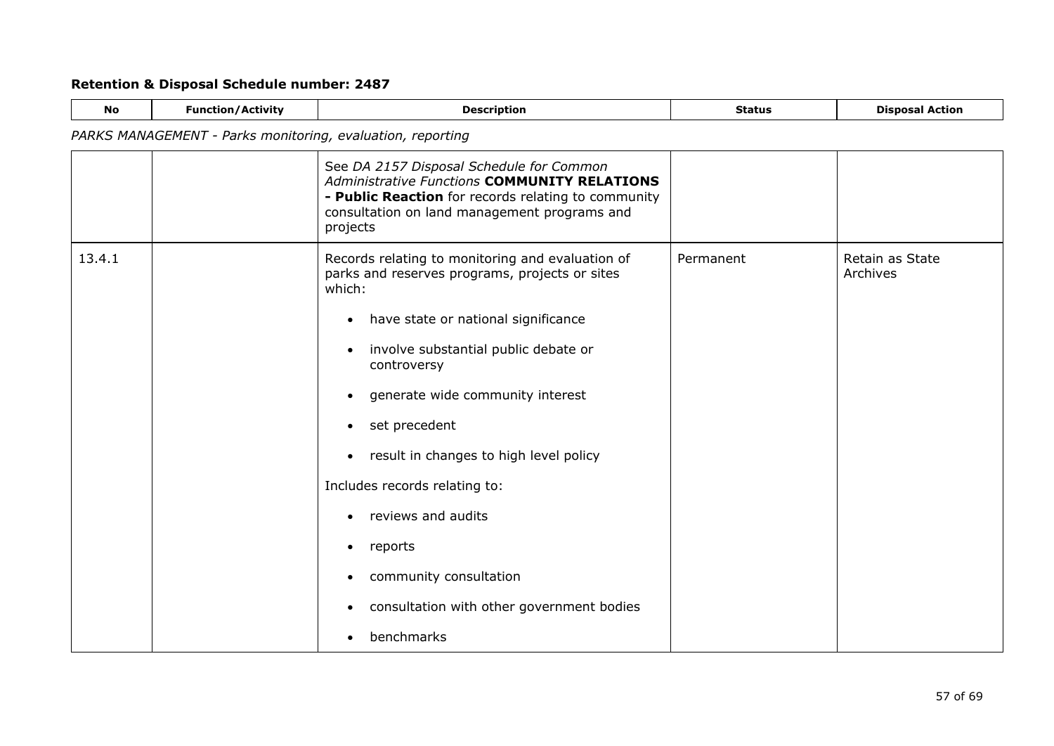**Retention & Disposal Schedule number: 2487**

| No | Function/Activity | Description | Status | Disposal Action |
|---|---|---|---|---|
| *PARKS MANAGEMENT - Parks monitoring, evaluation, reporting* | | | | |
| | | See *DA 2157 Disposal Schedule for Common Administrative Functions* **COMMUNITY RELATIONS - Public Reaction** for records relating to community consultation on land management programs and projects | | |
| 13.4.1 | | Records relating to monitoring and evaluation of parks and reserves programs, projects or sites which:<br>• have state or national significance<br>• involve substantial public debate or controversy<br>• generate wide community interest<br>• set precedent<br>• result in changes to high level policy<br>Includes records relating to:<br>• reviews and audits<br>• reports<br>• community consultation<br>• consultation with other government bodies<br>• benchmarks | Permanent | Retain as State Archives |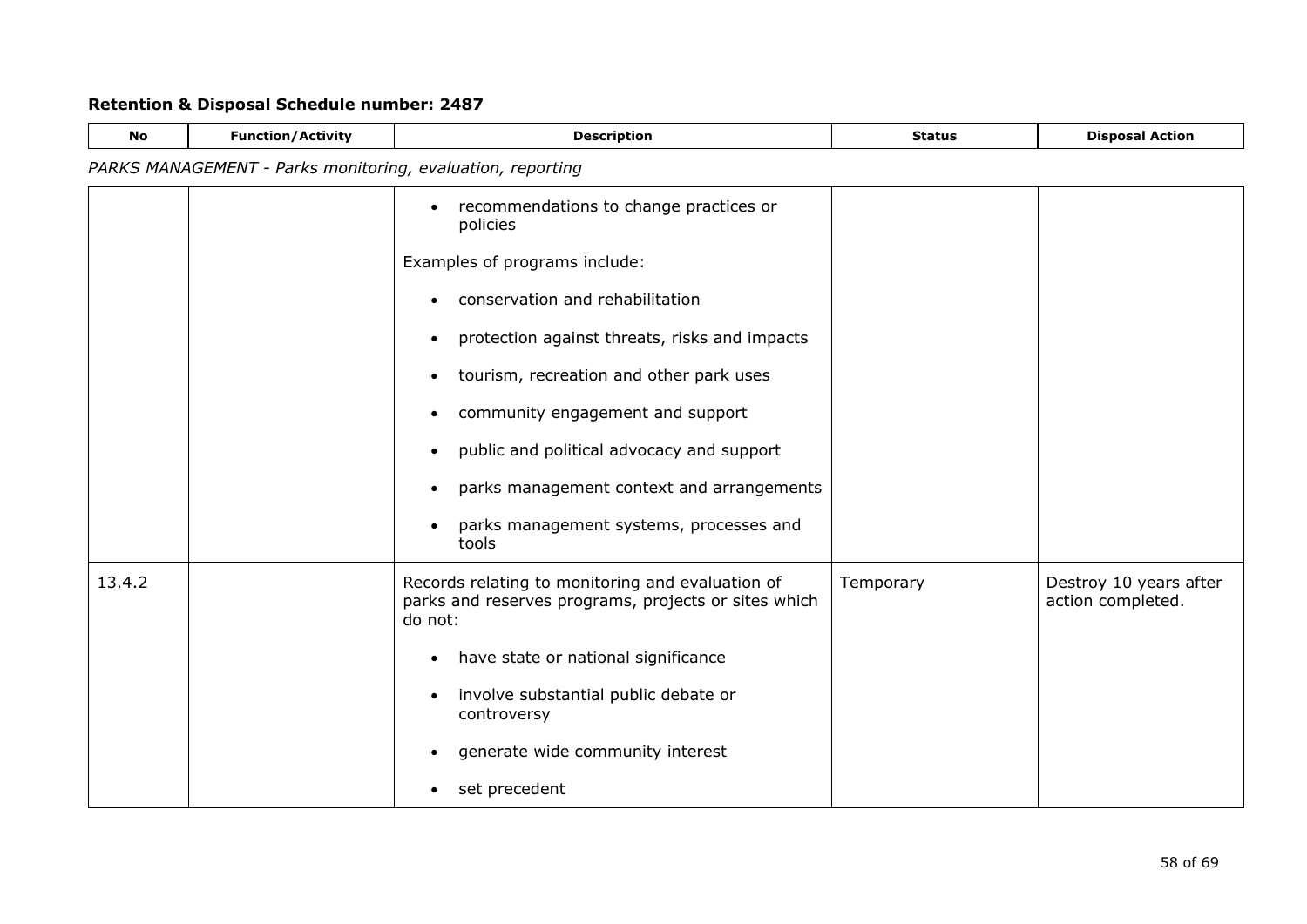## Retention & Disposal Schedule number: 2487

| No | Function/Activity | Description | Status | Disposal Action |
|---|---|---|---|---|
| *PARKS MANAGEMENT - Parks monitoring, evaluation, reporting* | | | | |
| | | • recommendations to change practices or policies<br><br>Examples of programs include:<br><br>• conservation and rehabilitation<br>• protection against threats, risks and impacts<br>• tourism, recreation and other park uses<br>• community engagement and support<br>• public and political advocacy and support<br>• parks management context and arrangements<br>• parks management systems, processes and tools | | |
| 13.4.2 | | Records relating to monitoring and evaluation of parks and reserves programs, projects or sites which do not:<br><br>• have state or national significance<br>• involve substantial public debate or controversy<br>• generate wide community interest<br>• set precedent | Temporary | Destroy 10 years after action completed. |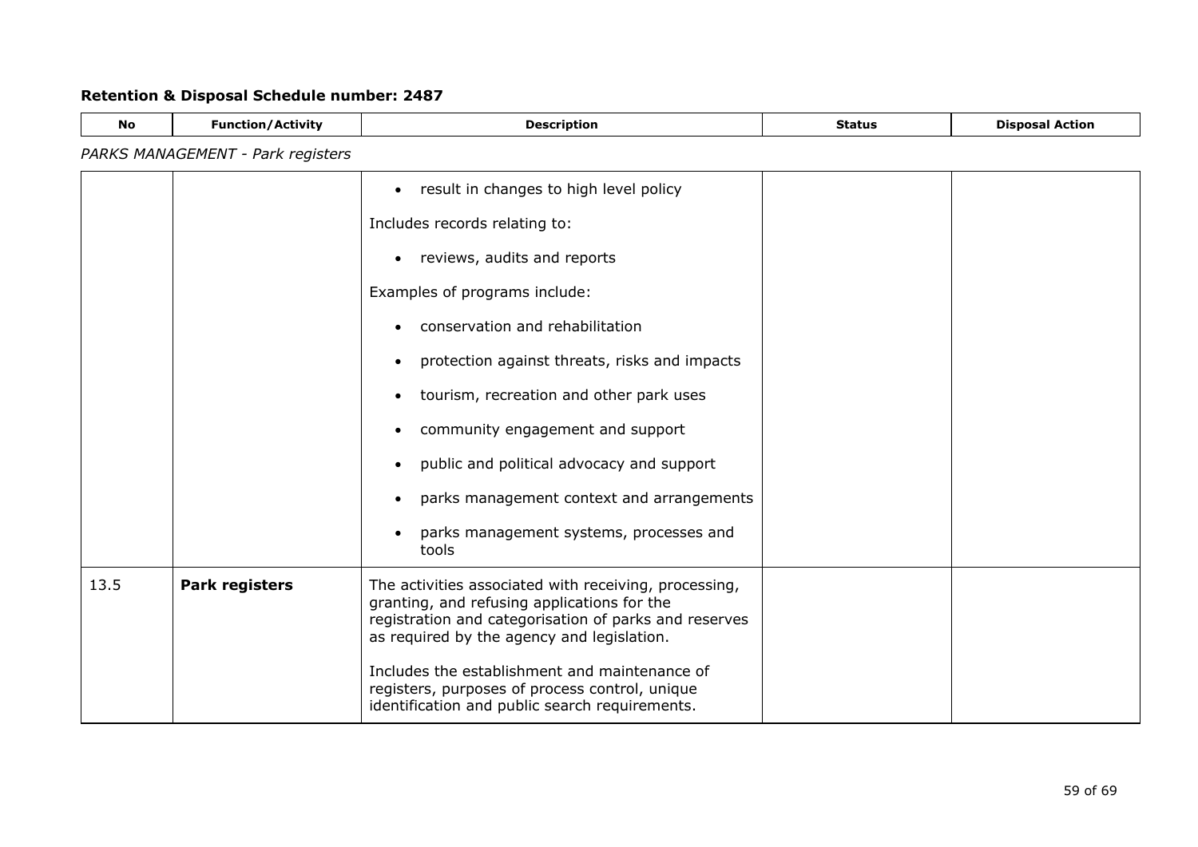## Retention & Disposal Schedule number: 2487

*PARKS MANAGEMENT - Park registers*

| No | Function/Activity | Description | Status | Disposal Action |
|---|---|---|---|---|
| | | • result in changes to high level policy<br><br>Includes records relating to:<br><br>• reviews, audits and reports<br><br>Examples of programs include:<br><br>• conservation and rehabilitation<br>• protection against threats, risks and impacts<br>• tourism, recreation and other park uses<br>• community engagement and support<br>• public and political advocacy and support<br>• parks management context and arrangements<br>• parks management systems, processes and tools | | |
| 13.5 | **Park registers** | The activities associated with receiving, processing, granting, and refusing applications for the registration and categorisation of parks and reserves as required by the agency and legislation.<br><br>Includes the establishment and maintenance of registers, purposes of process control, unique identification and public search requirements. | | |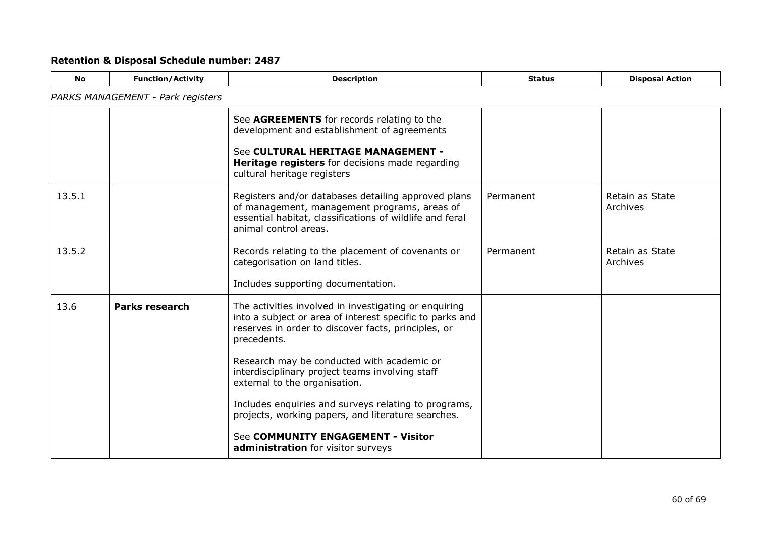**Retention & Disposal Schedule number: 2487**

*PARKS MANAGEMENT - Park registers*

| No | Function/Activity | Description | Status | Disposal Action |
|---|---|---|---|---|
| | | See **AGREEMENTS** for records relating to the development and establishment of agreements<br><br>See **CULTURAL HERITAGE MANAGEMENT - Heritage registers** for decisions made regarding cultural heritage registers | | |
| 13.5.1 | | Registers and/or databases detailing approved plans of management, management programs, areas of essential habitat, classifications of wildlife and feral animal control areas. | Permanent | Retain as State Archives |
| 13.5.2 | | Records relating to the placement of covenants or categorisation on land titles.<br><br>Includes supporting documentation. | Permanent | Retain as State Archives |
| 13.6 | **Parks research** | The activities involved in investigating or enquiring into a subject or area of interest specific to parks and reserves in order to discover facts, principles, or precedents.<br><br>Research may be conducted with academic or interdisciplinary project teams involving staff external to the organisation.<br><br>Includes enquiries and surveys relating to programs, projects, working papers, and literature searches.<br><br>See **COMMUNITY ENGAGEMENT - Visitor administration** for visitor surveys | | |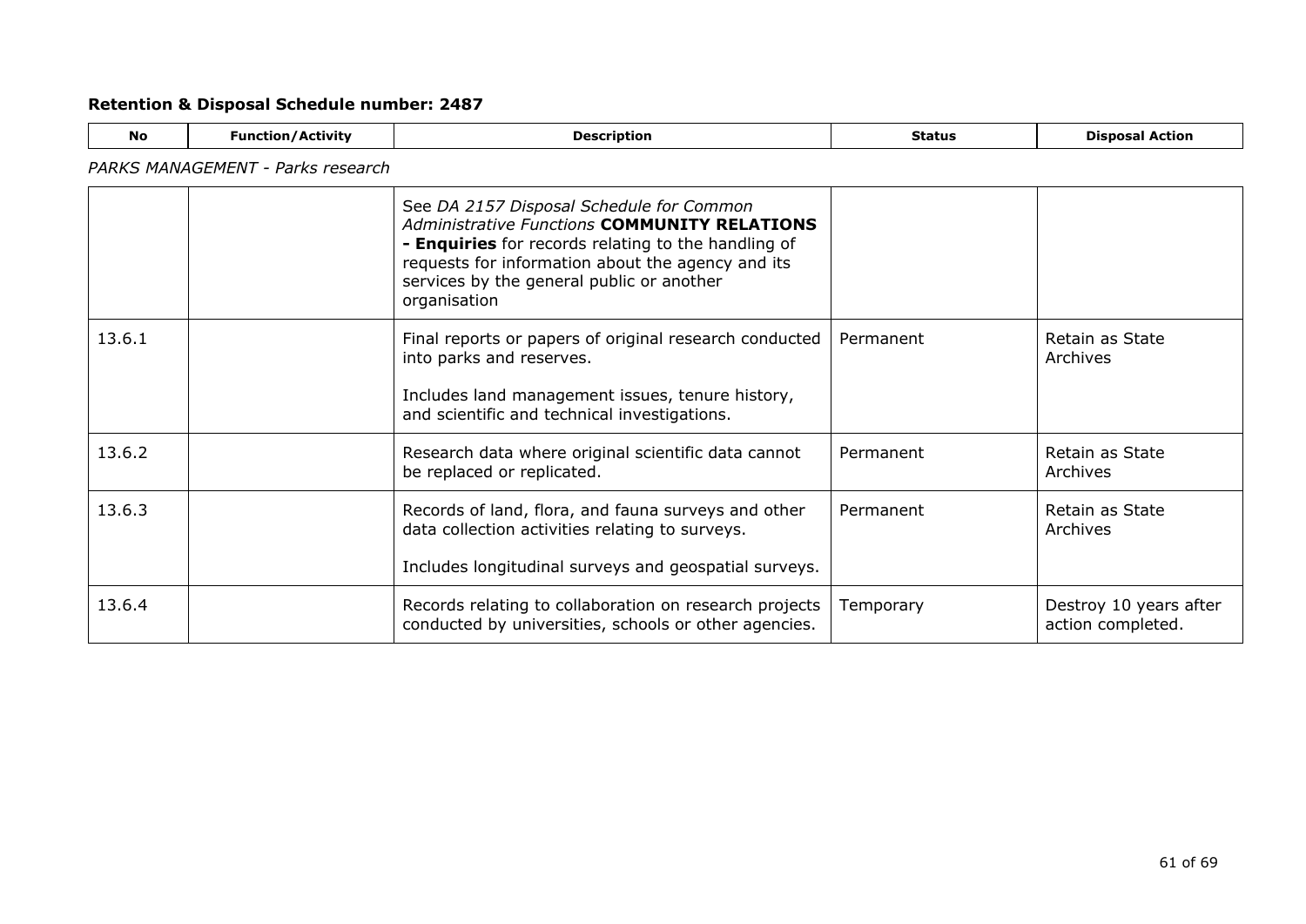**Retention & Disposal Schedule number: 2487**

| No | Function/Activity | Description | Status | Disposal Action |
|---|---|---|---|---|
| *PARKS MANAGEMENT - Parks research* | | | | |
| | | See *DA 2157 Disposal Schedule for Common Administrative Functions* **COMMUNITY RELATIONS - Enquiries** for records relating to the handling of requests for information about the agency and its services by the general public or another organisation | | |
| 13.6.1 | | Final reports or papers of original research conducted into parks and reserves.<br><br>Includes land management issues, tenure history, and scientific and technical investigations. | Permanent | Retain as State Archives |
| 13.6.2 | | Research data where original scientific data cannot be replaced or replicated. | Permanent | Retain as State Archives |
| 13.6.3 | | Records of land, flora, and fauna surveys and other data collection activities relating to surveys.<br><br>Includes longitudinal surveys and geospatial surveys. | Permanent | Retain as State Archives |
| 13.6.4 | | Records relating to collaboration on research projects conducted by universities, schools or other agencies. | Temporary | Destroy 10 years after action completed. |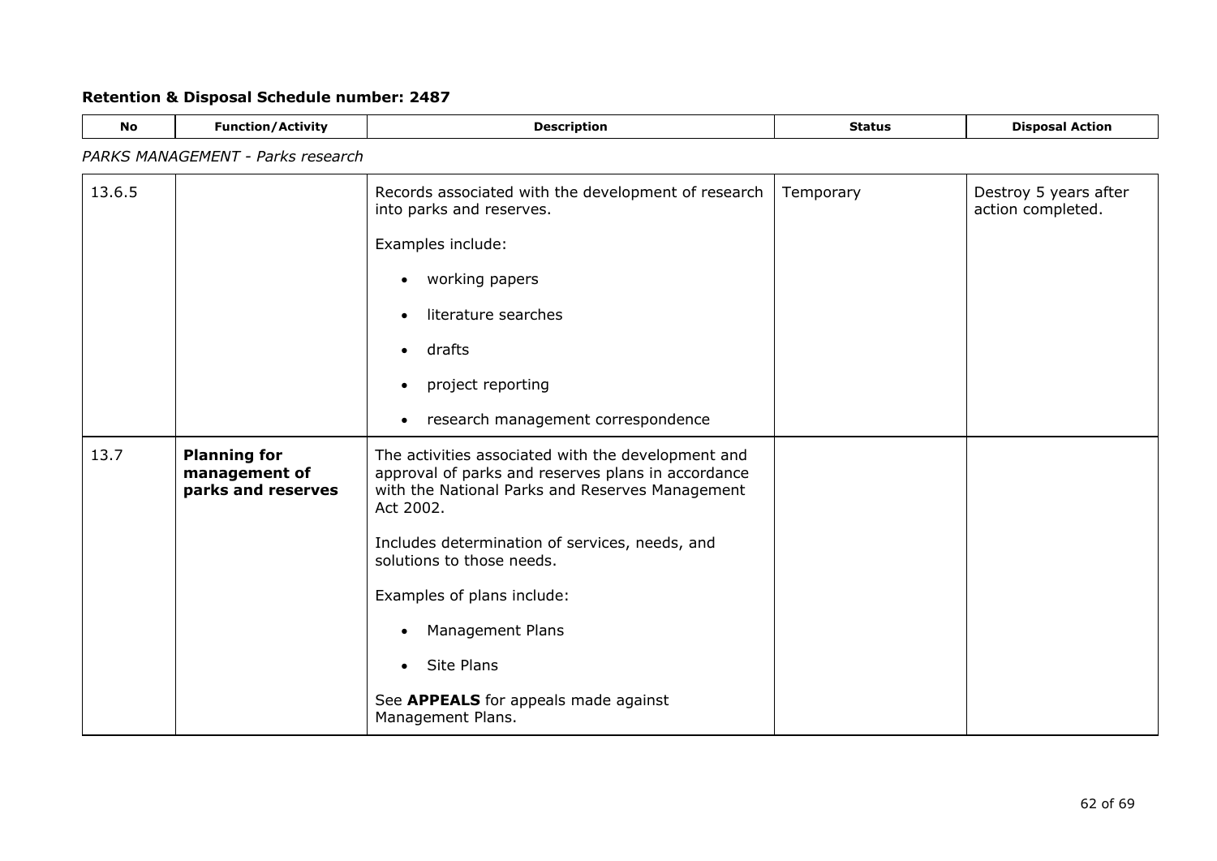**Retention & Disposal Schedule number: 2487**

| No | Function/Activity | Description | Status | Disposal Action |
|---|---|---|---|---|
| *PARKS MANAGEMENT - Parks research* | | | | |
| 13.6.5 | | Records associated with the development of research into parks and reserves.<br><br>Examples include:<br><br>• working papers<br>• literature searches<br>• drafts<br>• project reporting<br>• research management correspondence | Temporary | Destroy 5 years after action completed. |
| 13.7 | **Planning for management of parks and reserves** | The activities associated with the development and approval of parks and reserves plans in accordance with the National Parks and Reserves Management Act 2002.<br><br>Includes determination of services, needs, and solutions to those needs.<br><br>Examples of plans include:<br><br>• Management Plans<br>• Site Plans<br><br>See **APPEALS** for appeals made against Management Plans. | | |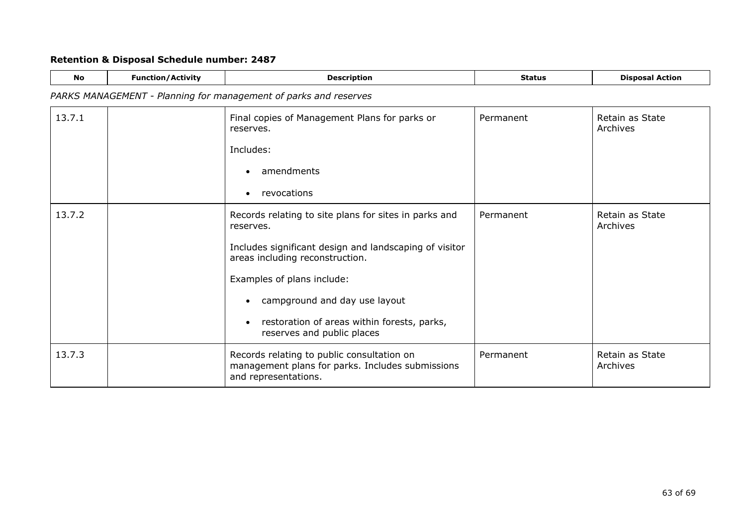## Retention & Disposal Schedule number: 2487

| No | Function/Activity | Description | Status | Disposal Action |
|---|---|---|---|---|
| *PARKS MANAGEMENT - Planning for management of parks and reserves* | | | | |
| 13.7.1 | | Final copies of Management Plans for parks or reserves.<br><br>Includes:<br><br>• amendments<br><br>• revocations | Permanent | Retain as State Archives |
| 13.7.2 | | Records relating to site plans for sites in parks and reserves.<br><br>Includes significant design and landscaping of visitor areas including reconstruction.<br><br>Examples of plans include:<br><br>• campground and day use layout<br><br>• restoration of areas within forests, parks, reserves and public places | Permanent | Retain as State Archives |
| 13.7.3 | | Records relating to public consultation on management plans for parks. Includes submissions and representations. | Permanent | Retain as State Archives |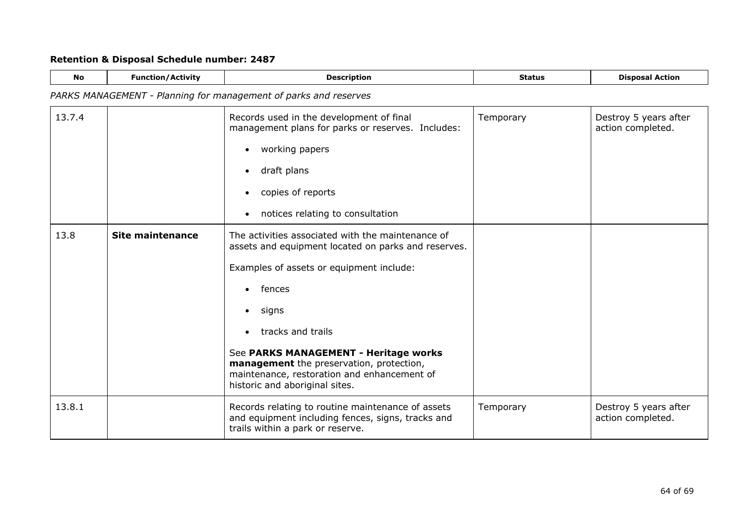**Retention & Disposal Schedule number: 2487**

| No | Function/Activity | Description | Status | Disposal Action |
|---|---|---|---|---|
| *PARKS MANAGEMENT - Planning for management of parks and reserves* | | | | |
| 13.7.4 | | Records used in the development of final management plans for parks or reserves. Includes:<br>• working papers<br>• draft plans<br>• copies of reports<br>• notices relating to consultation | Temporary | Destroy 5 years after action completed. |
| 13.8 | **Site maintenance** | The activities associated with the maintenance of assets and equipment located on parks and reserves.<br>Examples of assets or equipment include:<br>• fences<br>• signs<br>• tracks and trails<br>See **PARKS MANAGEMENT - Heritage works management** the preservation, protection, maintenance, restoration and enhancement of historic and aboriginal sites. | | |
| 13.8.1 | | Records relating to routine maintenance of assets and equipment including fences, signs, tracks and trails within a park or reserve. | Temporary | Destroy 5 years after action completed. |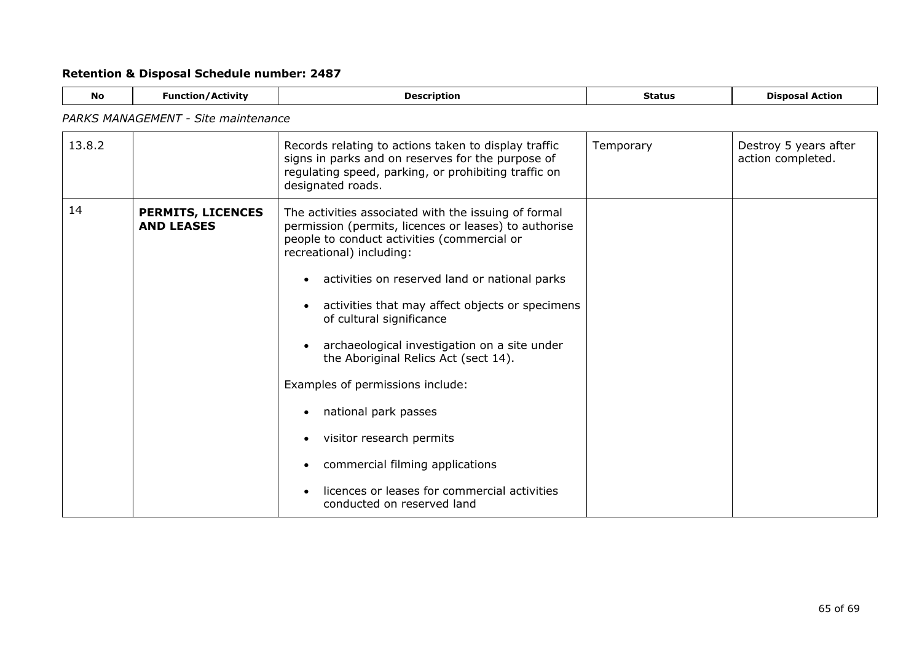**Retention & Disposal Schedule number: 2487**

| No | Function/Activity | Description | Status | Disposal Action |
|---|---|---|---|---|
| *PARKS MANAGEMENT - Site maintenance* | | | | |
| 13.8.2 | | Records relating to actions taken to display traffic signs in parks and on reserves for the purpose of regulating speed, parking, or prohibiting traffic on designated roads. | Temporary | Destroy 5 years after action completed. |
| 14 | **PERMITS, LICENCES AND LEASES** | The activities associated with the issuing of formal permission (permits, licences or leases) to authorise people to conduct activities (commercial or recreational) including:<br>• activities on reserved land or national parks<br>• activities that may affect objects or specimens of cultural significance<br>• archaeological investigation on a site under the Aboriginal Relics Act (sect 14).<br>Examples of permissions include:<br>• national park passes<br>• visitor research permits<br>• commercial filming applications<br>• licences or leases for commercial activities conducted on reserved land | | |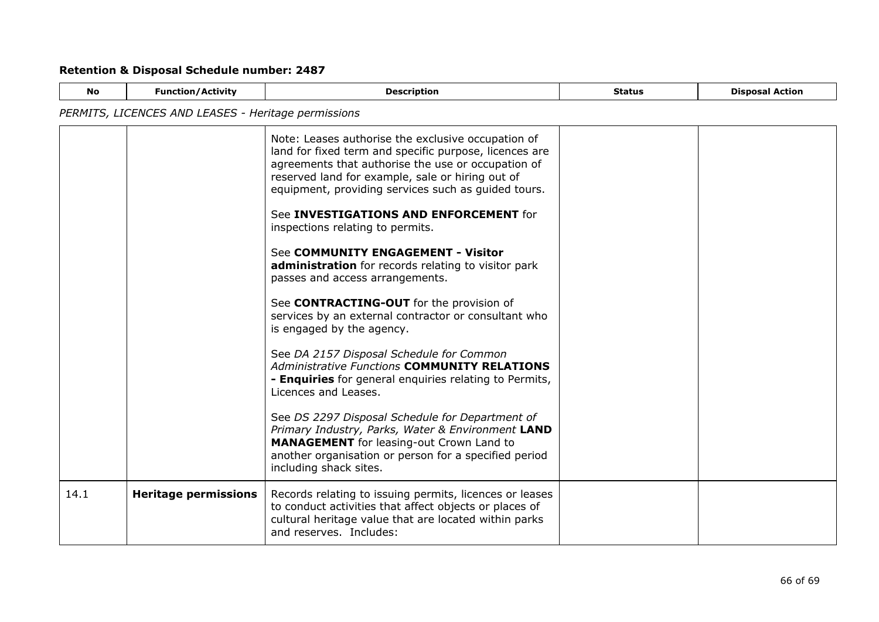## Retention & Disposal Schedule number: 2487

| No | Function/Activity | Description | Status | Disposal Action |
|---|---|---|---|---|

*PERMITS, LICENCES AND LEASES - Heritage permissions*

| No | Function/Activity | Description | Status | Disposal Action |
|---|---|---|---|---|
| | | Note: Leases authorise the exclusive occupation of land for fixed term and specific purpose, licences are agreements that authorise the use or occupation of reserved land for example, sale or hiring out of equipment, providing services such as guided tours.<br><br>See **INVESTIGATIONS AND ENFORCEMENT** for inspections relating to permits.<br><br>See **COMMUNITY ENGAGEMENT - Visitor administration** for records relating to visitor park passes and access arrangements.<br><br>See **CONTRACTING-OUT** for the provision of services by an external contractor or consultant who is engaged by the agency.<br><br>See *DA 2157 Disposal Schedule for Common Administrative Functions* **COMMUNITY RELATIONS - Enquiries** for general enquiries relating to Permits, Licences and Leases.<br><br>See *DS 2297 Disposal Schedule for Department of Primary Industry, Parks, Water & Environment* **LAND MANAGEMENT** for leasing-out Crown Land to another organisation or person for a specified period including shack sites. | | |
| 14.1 | **Heritage permissions** | Records relating to issuing permits, licences or leases to conduct activities that affect objects or places of cultural heritage value that are located within parks and reserves. Includes: | | |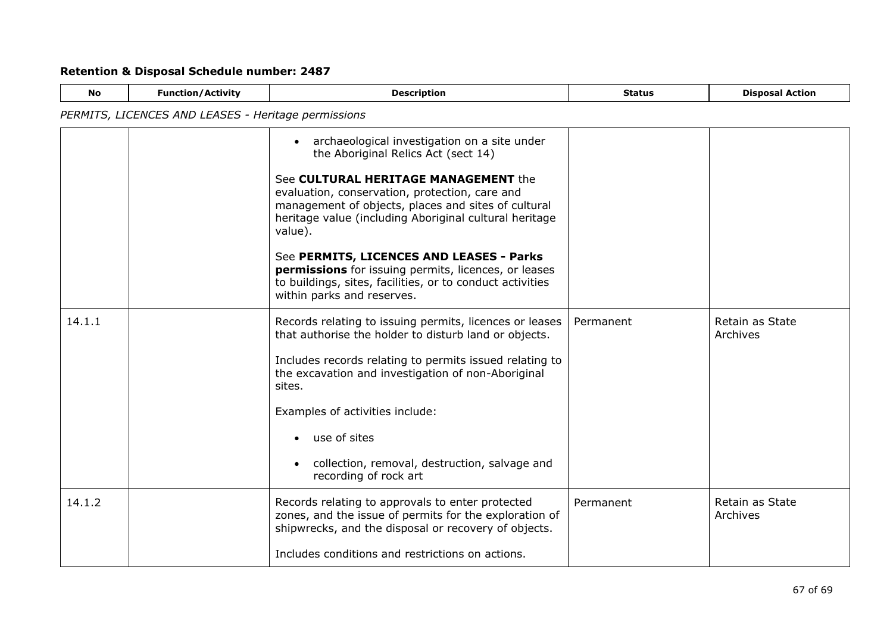## Retention & Disposal Schedule number: 2487

*PERMITS, LICENCES AND LEASES - Heritage permissions*

| No | Function/Activity | Description | Status | Disposal Action |
|---|---|---|---|---|
| | | • archaeological investigation on a site under the Aboriginal Relics Act (sect 14)<br><br>See **CULTURAL HERITAGE MANAGEMENT** the evaluation, conservation, protection, care and management of objects, places and sites of cultural heritage value (including Aboriginal cultural heritage value).<br><br>See **PERMITS, LICENCES AND LEASES - Parks permissions** for issuing permits, licences, or leases to buildings, sites, facilities, or to conduct activities within parks and reserves. | | |
| 14.1.1 | | Records relating to issuing permits, licences or leases that authorise the holder to disturb land or objects.<br><br>Includes records relating to permits issued relating to the excavation and investigation of non-Aboriginal sites.<br><br>Examples of activities include:<br><br>• use of sites<br><br>• collection, removal, destruction, salvage and recording of rock art | Permanent | Retain as State Archives |
| 14.1.2 | | Records relating to approvals to enter protected zones, and the issue of permits for the exploration of shipwrecks, and the disposal or recovery of objects.<br><br>Includes conditions and restrictions on actions. | Permanent | Retain as State Archives |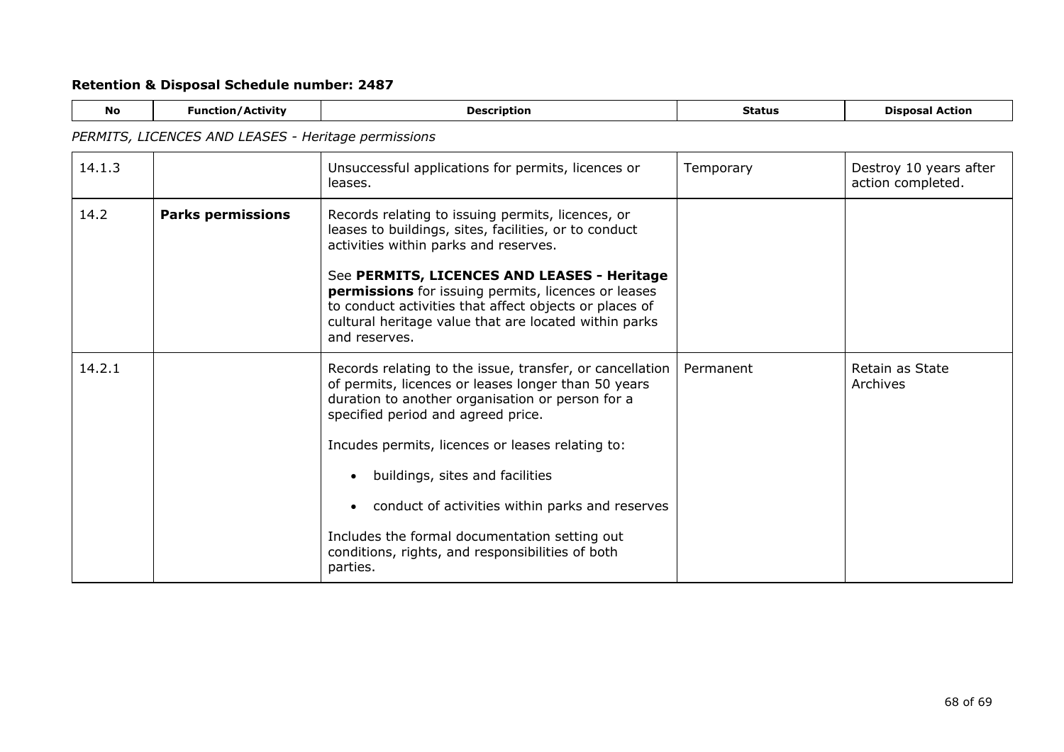## Retention & Disposal Schedule number: 2487

| No | Function/Activity | Description | Status | Disposal Action |
|---|---|---|---|---|
| *PERMITS, LICENCES AND LEASES - Heritage permissions* | | | | |
| 14.1.3 | | Unsuccessful applications for permits, licences or leases. | Temporary | Destroy 10 years after action completed. |
| 14.2 | **Parks permissions** | Records relating to issuing permits, licences, or leases to buildings, sites, facilities, or to conduct activities within parks and reserves.<br><br>See **PERMITS, LICENCES AND LEASES - Heritage permissions** for issuing permits, licences or leases to conduct activities that affect objects or places of cultural heritage value that are located within parks and reserves. | | |
| 14.2.1 | | Records relating to the issue, transfer, or cancellation of permits, licences or leases longer than 50 years duration to another organisation or person for a specified period and agreed price.<br><br>Incudes permits, licences or leases relating to:<br><br>• buildings, sites and facilities<br><br>• conduct of activities within parks and reserves<br><br>Includes the formal documentation setting out conditions, rights, and responsibilities of both parties. | Permanent | Retain as State Archives |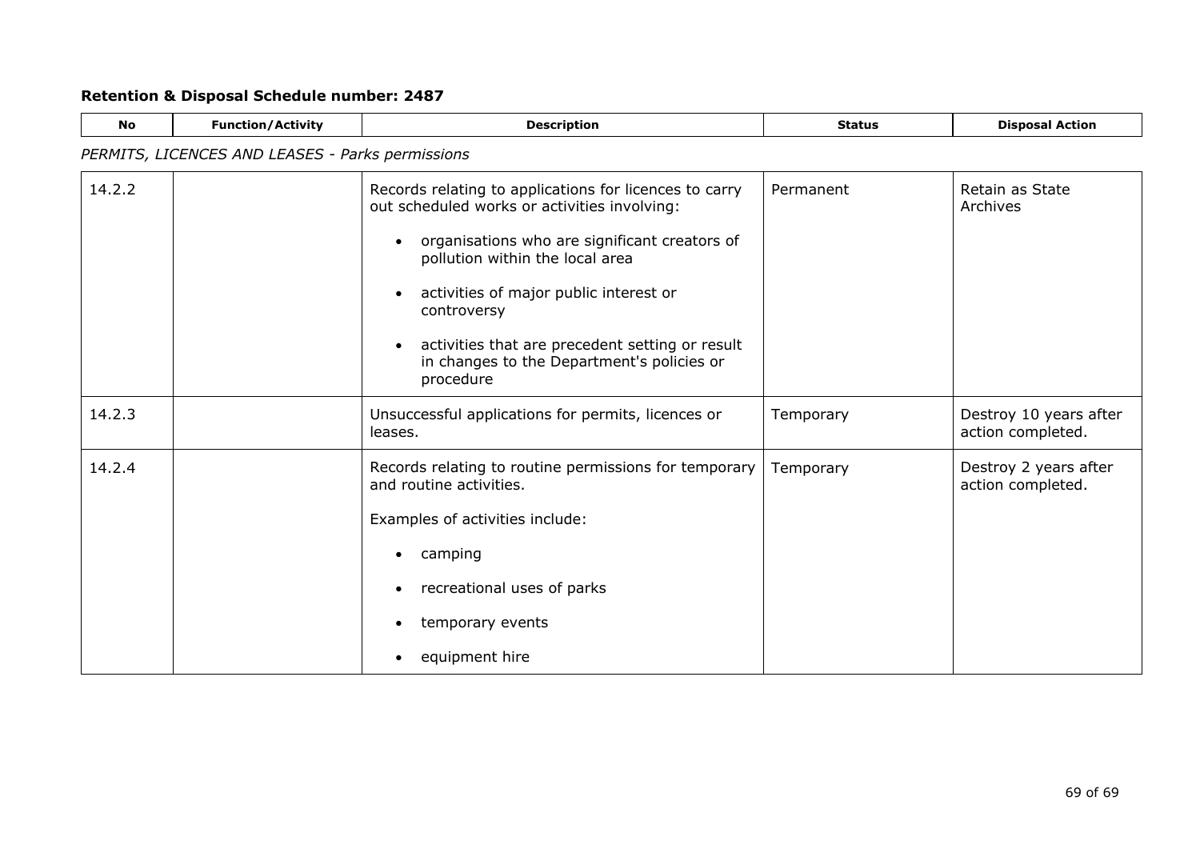## Retention & Disposal Schedule number: 2487

| No | Function/Activity | Description | Status | Disposal Action |
|---|---|---|---|---|
| *PERMITS, LICENCES AND LEASES - Parks permissions* | | | | |
| 14.2.2 | | Records relating to applications for licences to carry out scheduled works or activities involving:<br>• organisations who are significant creators of pollution within the local area<br>• activities of major public interest or controversy<br>• activities that are precedent setting or result in changes to the Department's policies or procedure | Permanent | Retain as State Archives |
| 14.2.3 | | Unsuccessful applications for permits, licences or leases. | Temporary | Destroy 10 years after action completed. |
| 14.2.4 | | Records relating to routine permissions for temporary and routine activities.<br>Examples of activities include:<br>• camping<br>• recreational uses of parks<br>• temporary events<br>• equipment hire | Temporary | Destroy 2 years after action completed. |